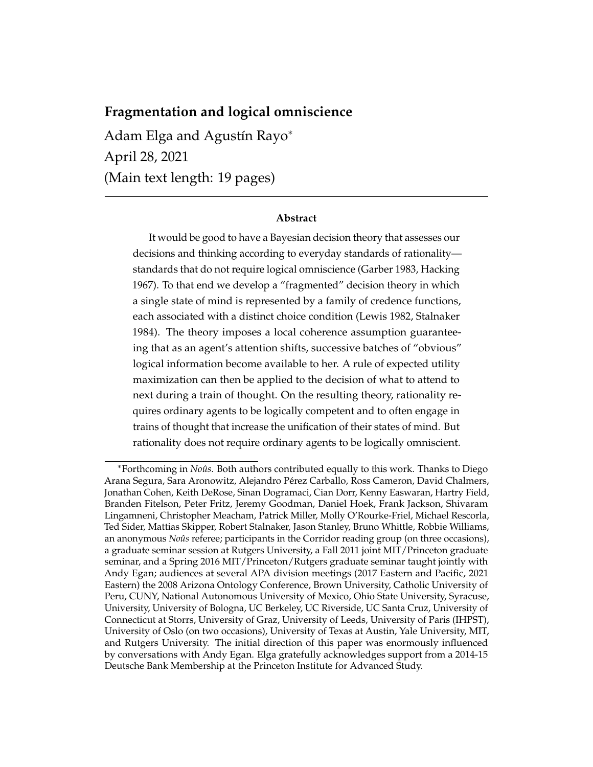# Fragmentation and logical omniscience

Adam Elga and Agustín Rayo[*]

April 28, 2021

(Main text length: 19 pages)

---

### Abstract

It would be good to have a Bayesian decision theory that assesses our decisions and thinking according to everyday standards of rationality—standards that do not require logical omniscience (Garber 1983, Hacking 1967). To that end we develop a "fragmented" decision theory in which a single state of mind is represented by a family of credence functions, each associated with a distinct choice condition (Lewis 1982, Stalnaker 1984). The theory imposes a local coherence assumption guaranteeing that as an agent's attention shifts, successive batches of "obvious" logical information become available to her. A rule of expected utility maximization can then be applied to the decision of what to attend to next during a train of thought. On the resulting theory, rationality requires ordinary agents to be logically competent and to often engage in trains of thought that increase the unification of their states of mind. But rationality does not require ordinary agents to be logically omniscient.

---

[*]Forthcoming in *Noûs*. Both authors contributed equally to this work. Thanks to Diego Arana Segura, Sara Aronowitz, Alejandro Pérez Carballo, Ross Cameron, David Chalmers, Jonathan Cohen, Keith DeRose, Sinan Dogramaci, Cian Dorr, Kenny Easwaran, Hartry Field, Branden Fitelson, Peter Fritz, Jeremy Goodman, Daniel Hoek, Frank Jackson, Shivaram Lingamneni, Christopher Meacham, Patrick Miller, Molly O'Rourke-Friel, Michael Rescorla, Ted Sider, Mattias Skipper, Robert Stalnaker, Jason Stanley, Bruno Whittle, Robbie Williams, an anonymous *Noûs* referee; participants in the Corridor reading group (on three occasions), a graduate seminar session at Rutgers University, a Fall 2011 joint MIT/Princeton graduate seminar, and a Spring 2016 MIT/Princeton/Rutgers graduate seminar taught jointly with Andy Egan; audiences at several APA division meetings (2017 Eastern and Pacific, 2021 Eastern) the 2008 Arizona Ontology Conference, Brown University, Catholic University of Peru, CUNY, National Autonomous University of Mexico, Ohio State University, Syracuse, University, University of Bologna, UC Berkeley, UC Riverside, UC Santa Cruz, University of Connecticut at Storrs, University of Graz, University of Leeds, University of Paris (IHPST), University of Oslo (on two occasions), University of Texas at Austin, Yale University, MIT, and Rutgers University. The initial direction of this paper was enormously influenced by conversations with Andy Egan. Elga gratefully acknowledges support from a 2014-15 Deutsche Bank Membership at the Princeton Institute for Advanced Study.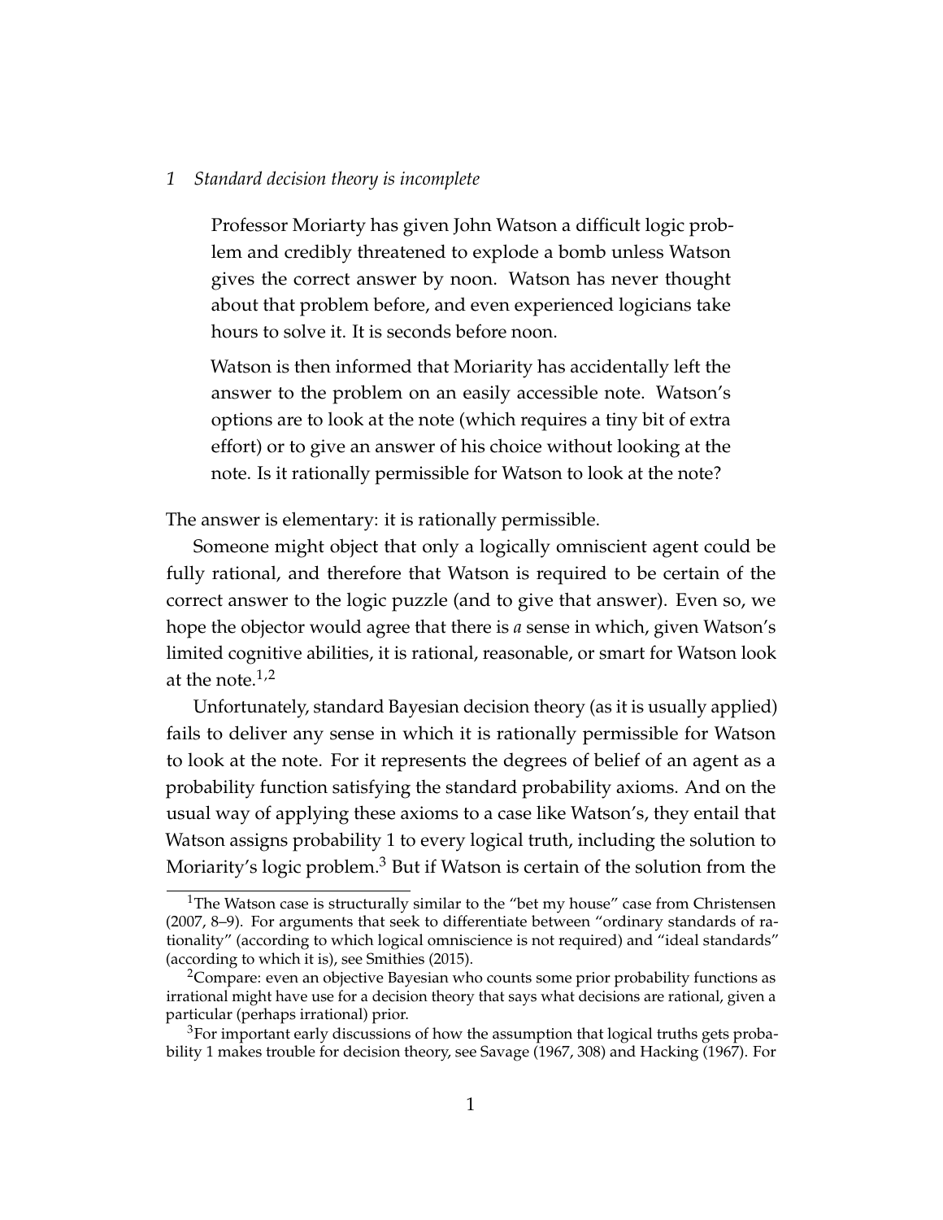## 1 *Standard decision theory is incomplete*

> Professor Moriarty has given John Watson a difficult logic problem and credibly threatened to explode a bomb unless Watson gives the correct answer by noon. Watson has never thought about that problem before, and even experienced logicians take hours to solve it. It is seconds before noon.
>
> Watson is then informed that Moriarty has accidentally left the answer to the problem on an easily accessible note. Watson's options are to look at the note (which requires a tiny bit of extra effort) or to give an answer of his choice without looking at the note. Is it rationally permissible for Watson to look at the note?

The answer is elementary: it is rationally permissible.

Someone might object that only a logically omniscient agent could be fully rational, and therefore that Watson is required to be certain of the correct answer to the logic puzzle (and to give that answer). Even so, we hope the objector would agree that there is *a* sense in which, given Watson's limited cognitive abilities, it is rational, reasonable, or smart for Watson look at the note.[1,2]

Unfortunately, standard Bayesian decision theory (as it is usually applied) fails to deliver any sense in which it is rationally permissible for Watson to look at the note. For it represents the degrees of belief of an agent as a probability function satisfying the standard probability axioms. And on the usual way of applying these axioms to a case like Watson's, they entail that Watson assigns probability 1 to every logical truth, including the solution to Moriarty's logic problem.[3] But if Watson is certain of the solution from the

[1] The Watson case is structurally similar to the "bet my house" case from Christensen (2007, 8–9). For arguments that seek to differentiate between "ordinary standards of rationality" (according to which logical omniscience is not required) and "ideal standards" (according to which it is), see Smithies (2015).

[2] Compare: even an objective Bayesian who counts some prior probability functions as irrational might have use for a decision theory that says what decisions are rational, given a particular (perhaps irrational) prior.

[3] For important early discussions of how the assumption that logical truths gets probability 1 makes trouble for decision theory, see Savage (1967, 308) and Hacking (1967). For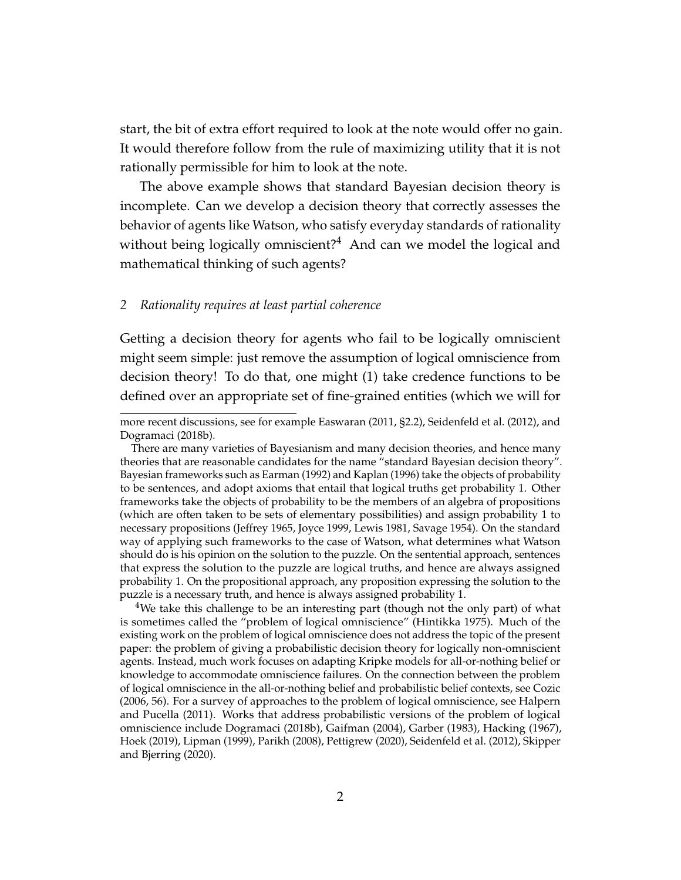start, the bit of extra effort required to look at the note would offer no gain. It would therefore follow from the rule of maximizing utility that it is not rationally permissible for him to look at the note.

The above example shows that standard Bayesian decision theory is incomplete. Can we develop a decision theory that correctly assesses the behavior of agents like Watson, who satisfy everyday standards of rationality without being logically omniscient?[4] And can we model the logical and mathematical thinking of such agents?

## 2 *Rationality requires at least partial coherence*

Getting a decision theory for agents who fail to be logically omniscient might seem simple: just remove the assumption of logical omniscience from decision theory! To do that, one might (1) take credence functions to be defined over an appropriate set of fine-grained entities (which we will for

---

more recent discussions, see for example Easwaran (2011, §2.2), Seidenfeld et al. (2012), and Dogramaci (2018b).

There are many varieties of Bayesianism and many decision theories, and hence many theories that are reasonable candidates for the name "standard Bayesian decision theory". Bayesian frameworks such as Earman (1992) and Kaplan (1996) take the objects of probability to be sentences, and adopt axioms that entail that logical truths get probability 1. Other frameworks take the objects of probability to be the members of an algebra of propositions (which are often taken to be sets of elementary possibilities) and assign probability 1 to necessary propositions (Jeffrey 1965, Joyce 1999, Lewis 1981, Savage 1954). On the standard way of applying such frameworks to the case of Watson, what determines what Watson should do is his opinion on the solution to the puzzle. On the sentential approach, sentences that express the solution to the puzzle are logical truths, and hence are always assigned probability 1. On the propositional approach, any proposition expressing the solution to the puzzle is a necessary truth, and hence is always assigned probability 1.

[4] We take this challenge to be an interesting part (though not the only part) of what is sometimes called the "problem of logical omniscience" (Hintikka 1975). Much of the existing work on the problem of logical omniscience does not address the topic of the present paper: the problem of giving a probabilistic decision theory for logically non-omniscient agents. Instead, much work focuses on adapting Kripke models for all-or-nothing belief or knowledge to accommodate omniscience failures. On the connection between the problem of logical omniscience in the all-or-nothing belief and probabilistic belief contexts, see Cozic (2006, 56). For a survey of approaches to the problem of logical omniscience, see Halpern and Pucella (2011). Works that address probabilistic versions of the problem of logical omniscience include Dogramaci (2018b), Gaifman (2004), Garber (1983), Hacking (1967), Hoek (2019), Lipman (1999), Parikh (2008), Pettigrew (2020), Seidenfeld et al. (2012), Skipper and Bjerring (2020).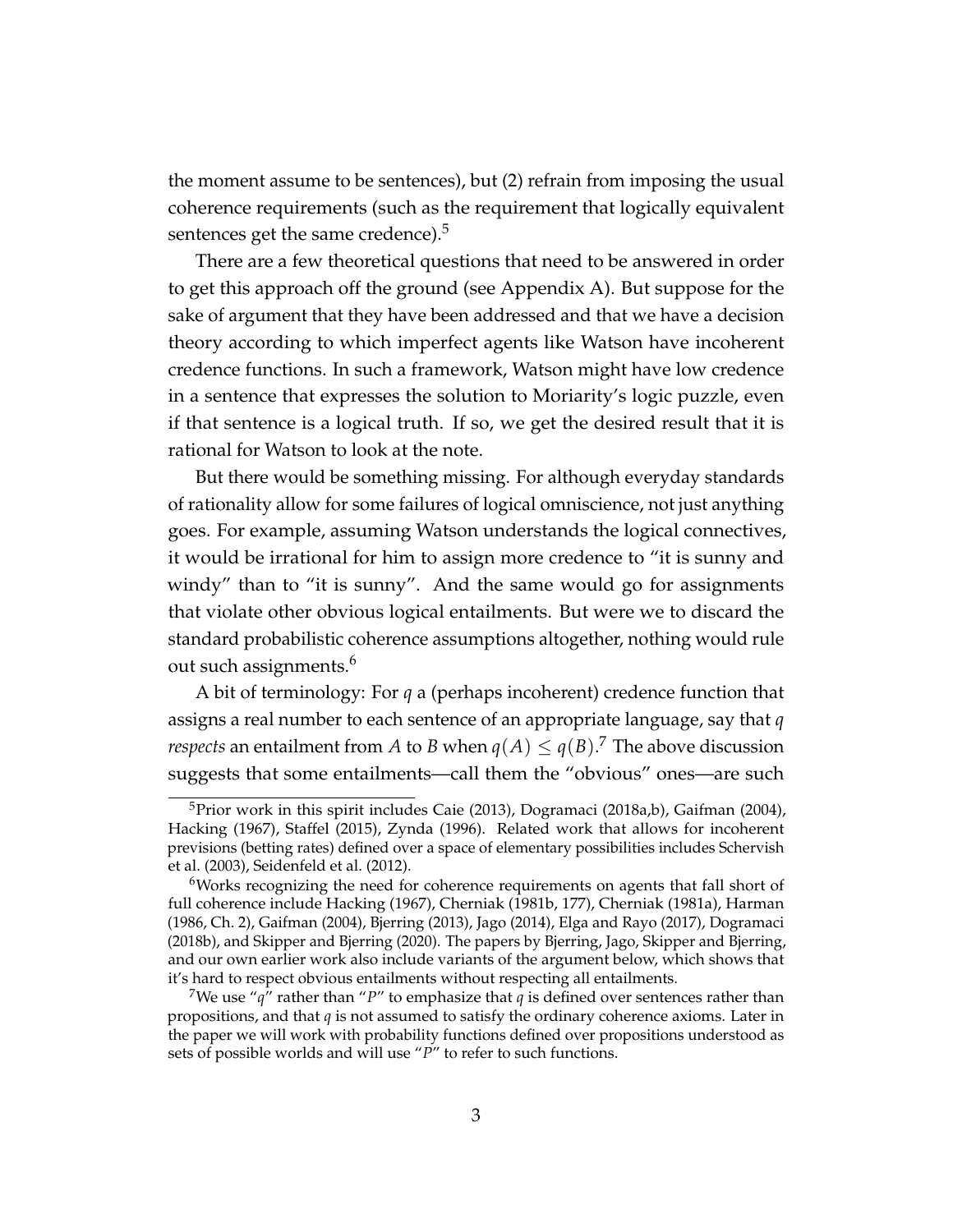the moment assume to be sentences), but (2) refrain from imposing the usual coherence requirements (such as the requirement that logically equivalent sentences get the same credence).[5]

There are a few theoretical questions that need to be answered in order to get this approach off the ground (see Appendix A). But suppose for the sake of argument that they have been addressed and that we have a decision theory according to which imperfect agents like Watson have incoherent credence functions. In such a framework, Watson might have low credence in a sentence that expresses the solution to Moriarity's logic puzzle, even if that sentence is a logical truth. If so, we get the desired result that it is rational for Watson to look at the note.

But there would be something missing. For although everyday standards of rationality allow for some failures of logical omniscience, not just anything goes. For example, assuming Watson understands the logical connectives, it would be irrational for him to assign more credence to "it is sunny and windy" than to "it is sunny". And the same would go for assignments that violate other obvious logical entailments. But were we to discard the standard probabilistic coherence assumptions altogether, nothing would rule out such assignments.[6]

A bit of terminology: For $q$ a (perhaps incoherent) credence function that assigns a real number to each sentence of an appropriate language, say that $q$ *respects* an entailment from $A$ to $B$ when $q(A) \leq q(B)$.[7] The above discussion suggests that some entailments—call them the "obvious" ones—are such

[5] Prior work in this spirit includes Caie (2013), Dogramaci (2018a,b), Gaifman (2004), Hacking (1967), Staffel (2015), Zynda (1996). Related work that allows for incoherent previsions (betting rates) defined over a space of elementary possibilities includes Schervish et al. (2003), Seidenfeld et al. (2012).

[6] Works recognizing the need for coherence requirements on agents that fall short of full coherence include Hacking (1967), Cherniak (1981b, 177), Cherniak (1981a), Harman (1986, Ch. 2), Gaifman (2004), Bjerring (2013), Jago (2014), Elga and Rayo (2017), Dogramaci (2018b), and Skipper and Bjerring (2020). The papers by Bjerring, Jago, Skipper and Bjerring, and our own earlier work also include variants of the argument below, which shows that it's hard to respect obvious entailments without respecting all entailments.

[7] We use "$q$" rather than "$P$" to emphasize that $q$ is defined over sentences rather than propositions, and that $q$ is not assumed to satisfy the ordinary coherence axioms. Later in the paper we will work with probability functions defined over propositions understood as sets of possible worlds and will use "$P$" to refer to such functions.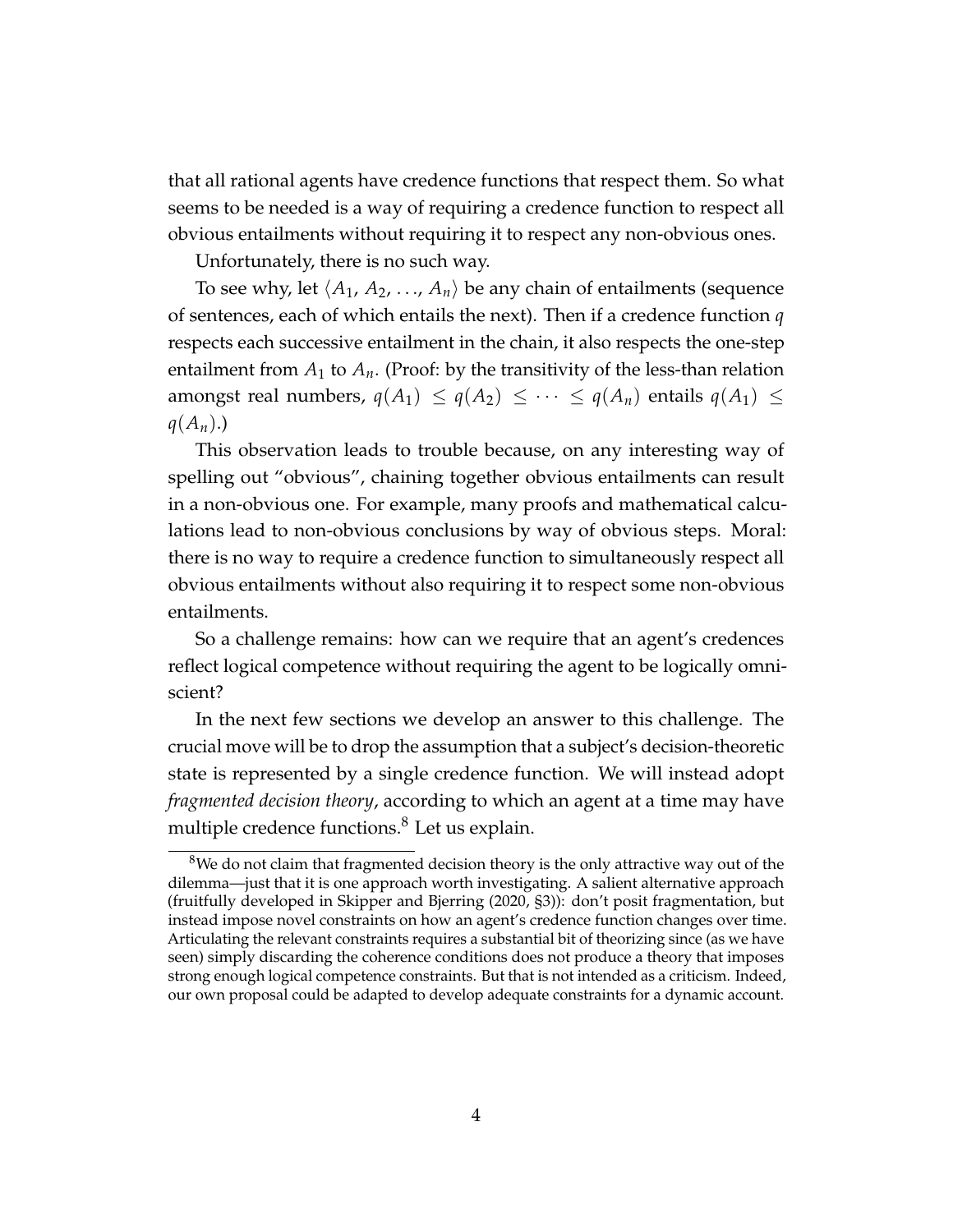that all rational agents have credence functions that respect them. So what seems to be needed is a way of requiring a credence function to respect all obvious entailments without requiring it to respect any non-obvious ones.

Unfortunately, there is no such way.

To see why, let $\langle A_1, A_2, \ldots, A_n \rangle$ be any chain of entailments (sequence of sentences, each of which entails the next). Then if a credence function $q$ respects each successive entailment in the chain, it also respects the one-step entailment from $A_1$ to $A_n$. (Proof: by the transitivity of the less-than relation amongst real numbers, $q(A_1) \leq q(A_2) \leq \cdots \leq q(A_n)$ entails $q(A_1) \leq q(A_n)$.)

This observation leads to trouble because, on any interesting way of spelling out "obvious", chaining together obvious entailments can result in a non-obvious one. For example, many proofs and mathematical calculations lead to non-obvious conclusions by way of obvious steps. Moral: there is no way to require a credence function to simultaneously respect all obvious entailments without also requiring it to respect some non-obvious entailments.

So a challenge remains: how can we require that an agent's credences reflect logical competence without requiring the agent to be logically omniscient?

In the next few sections we develop an answer to this challenge. The crucial move will be to drop the assumption that a subject's decision-theoretic state is represented by a single credence function. We will instead adopt *fragmented decision theory*, according to which an agent at a time may have multiple credence functions.[8] Let us explain.

[8] We do not claim that fragmented decision theory is the only attractive way out of the dilemma—just that it is one approach worth investigating. A salient alternative approach (fruitfully developed in Skipper and Bjerring (2020, §3)): don't posit fragmentation, but instead impose novel constraints on how an agent's credence function changes over time. Articulating the relevant constraints requires a substantial bit of theorizing since (as we have seen) simply discarding the coherence conditions does not produce a theory that imposes strong enough logical competence constraints. But that is not intended as a criticism. Indeed, our own proposal could be adapted to develop adequate constraints for a dynamic account.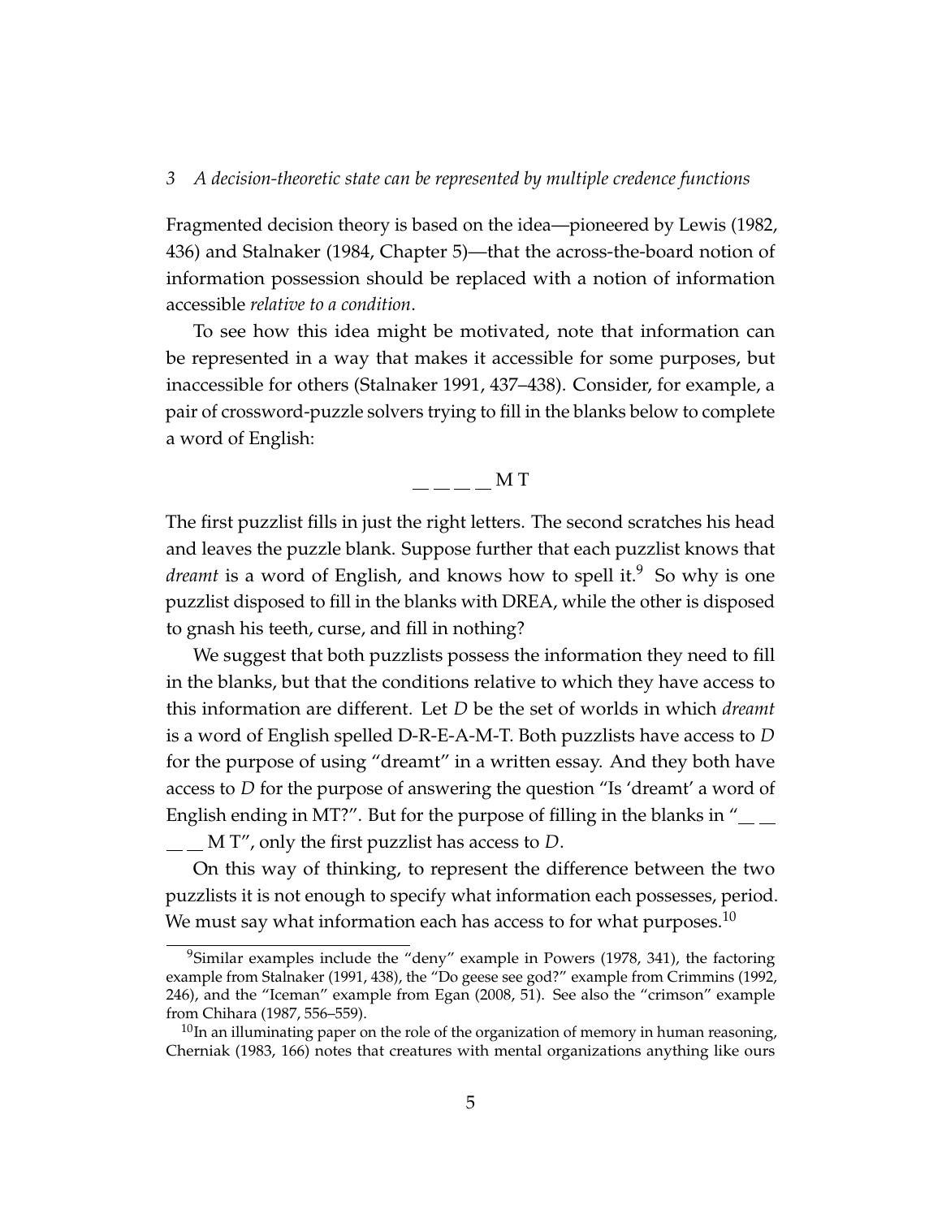### 3 *A decision-theoretic state can be represented by multiple credence functions*

Fragmented decision theory is based on the idea—pioneered by Lewis (1982, 436) and Stalnaker (1984, Chapter 5)—that the across-the-board notion of information possession should be replaced with a notion of information accessible *relative to a condition*.

To see how this idea might be motivated, note that information can be represented in a way that makes it accessible for some purposes, but inaccessible for others (Stalnaker 1991, 437–438). Consider, for example, a pair of crossword-puzzle solvers trying to fill in the blanks below to complete a word of English:

$$\_\ \_\ \_\ \_\ \text{M T}$$

The first puzzlist fills in just the right letters. The second scratches his head and leaves the puzzle blank. Suppose further that each puzzlist knows that *dreamt* is a word of English, and knows how to spell it.[9] So why is one puzzlist disposed to fill in the blanks with DREA, while the other is disposed to gnash his teeth, curse, and fill in nothing?

We suggest that both puzzlists possess the information they need to fill in the blanks, but that the conditions relative to which they have access to this information are different. Let $D$ be the set of worlds in which *dreamt* is a word of English spelled D-R-E-A-M-T. Both puzzlists have access to $D$ for the purpose of using "dreamt" in a written essay. And they both have access to $D$ for the purpose of answering the question "Is 'dreamt' a word of English ending in MT?". But for the purpose of filling in the blanks in "\_ \_ \_ \_ M T", only the first puzzlist has access to $D$.

On this way of thinking, to represent the difference between the two puzzlists it is not enough to specify what information each possesses, period. We must say what information each has access to for what purposes.[10]

---

[9] Similar examples include the "deny" example in Powers (1978, 341), the factoring example from Stalnaker (1991, 438), the "Do geese see god?" example from Crimmins (1992, 246), and the "Iceman" example from Egan (2008, 51). See also the "crimson" example from Chihara (1987, 556–559).

[10] In an illuminating paper on the role of the organization of memory in human reasoning, Cherniak (1983, 166) notes that creatures with mental organizations anything like ours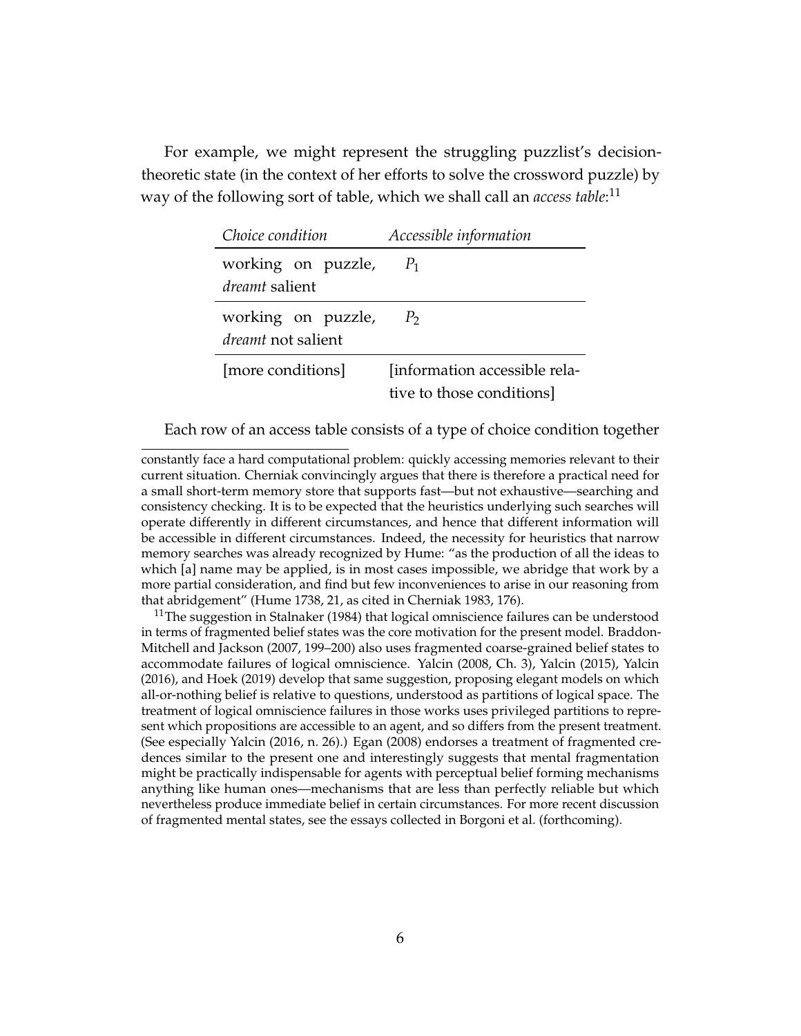For example, we might represent the struggling puzzlist's decision-theoretic state (in the context of her efforts to solve the crossword puzzle) by way of the following sort of table, which we shall call an *access table*:[11]

| *Choice condition* | *Accessible information* |
|---|---|
| working on puzzle, *dreamt* salient | $P_1$ |
| working on puzzle, *dreamt* not salient | $P_2$ |
| [more conditions] | [information accessible relative to those conditions] |

Each row of an access table consists of a type of choice condition together

---

constantly face a hard computational problem: quickly accessing memories relevant to their current situation. Cherniak convincingly argues that there is therefore a practical need for a small short-term memory store that supports fast—but not exhaustive—searching and consistency checking. It is to be expected that the heuristics underlying such searches will operate differently in different circumstances, and hence that different information will be accessible in different circumstances. Indeed, the necessity for heuristics that narrow memory searches was already recognized by Hume: "as the production of all the ideas to which [a] name may be applied, is in most cases impossible, we abridge that work by a more partial consideration, and find but few inconveniences to arise in our reasoning from that abridgement" (Hume 1738, 21, as cited in Cherniak 1983, 176).

[11] The suggestion in Stalnaker (1984) that logical omniscience failures can be understood in terms of fragmented belief states was the core motivation for the present model. Braddon-Mitchell and Jackson (2007, 199–200) also uses fragmented coarse-grained belief states to accommodate failures of logical omniscience. Yalcin (2008, Ch. 3), Yalcin (2015), Yalcin (2016), and Hoek (2019) develop that same suggestion, proposing elegant models on which all-or-nothing belief is relative to questions, understood as partitions of logical space. The treatment of logical omniscience failures in those works uses privileged partitions to represent which propositions are accessible to an agent, and so differs from the present treatment. (See especially Yalcin (2016, n. 26).) Egan (2008) endorses a treatment of fragmented credences similar to the present one and interestingly suggests that mental fragmentation might be practically indispensable for agents with perceptual belief forming mechanisms anything like human ones—mechanisms that are less than perfectly reliable but which nevertheless produce immediate belief in certain circumstances. For more recent discussion of fragmented mental states, see the essays collected in Borgoni et al. (forthcoming).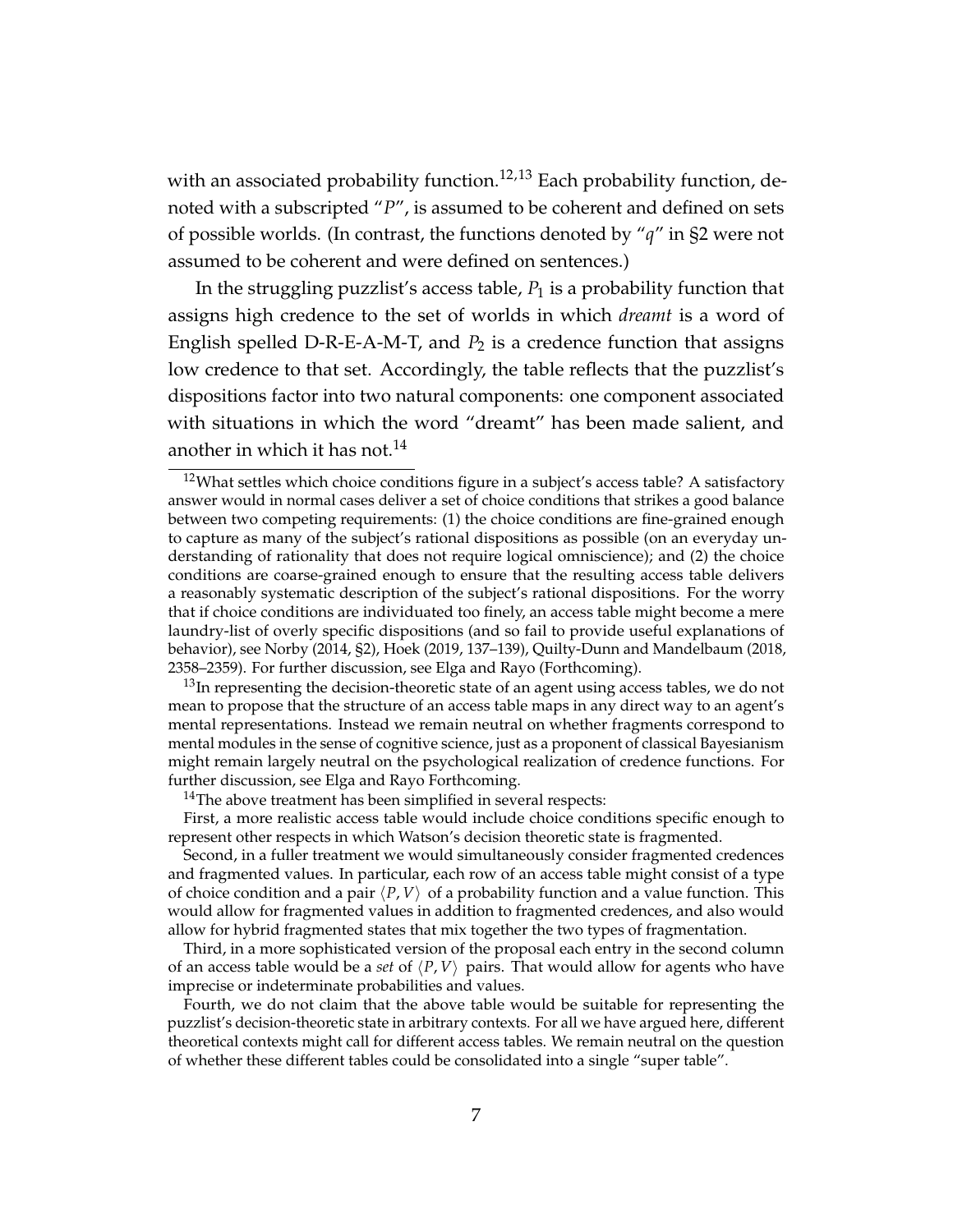with an associated probability function.[12,13] Each probability function, denoted with a subscripted "$P$", is assumed to be coherent and defined on sets of possible worlds. (In contrast, the functions denoted by "$q$" in §2 were not assumed to be coherent and were defined on sentences.)

In the struggling puzzlist's access table, $P_1$ is a probability function that assigns high credence to the set of worlds in which *dreamt* is a word of English spelled D-R-E-A-M-T, and $P_2$ is a credence function that assigns low credence to that set. Accordingly, the table reflects that the puzzlist's dispositions factor into two natural components: one component associated with situations in which the word "dreamt" has been made salient, and another in which it has not.[14]

[12] What settles which choice conditions figure in a subject's access table? A satisfactory answer would in normal cases deliver a set of choice conditions that strikes a good balance between two competing requirements: (1) the choice conditions are fine-grained enough to capture as many of the subject's rational dispositions as possible (on an everyday understanding of rationality that does not require logical omniscience); and (2) the choice conditions are coarse-grained enough to ensure that the resulting access table delivers a reasonably systematic description of the subject's rational dispositions. For the worry that if choice conditions are individuated too finely, an access table might become a mere laundry-list of overly specific dispositions (and so fail to provide useful explanations of behavior), see Norby (2014, §2), Hoek (2019, 137–139), Quilty-Dunn and Mandelbaum (2018, 2358–2359). For further discussion, see Elga and Rayo (Forthcoming).

[13] In representing the decision-theoretic state of an agent using access tables, we do not mean to propose that the structure of an access table maps in any direct way to an agent's mental representations. Instead we remain neutral on whether fragments correspond to mental modules in the sense of cognitive science, just as a proponent of classical Bayesianism might remain largely neutral on the psychological realization of credence functions. For further discussion, see Elga and Rayo Forthcoming.

[14] The above treatment has been simplified in several respects:

First, a more realistic access table would include choice conditions specific enough to represent other respects in which Watson's decision theoretic state is fragmented.

Second, in a fuller treatment we would simultaneously consider fragmented credences and fragmented values. In particular, each row of an access table might consist of a type of choice condition and a pair $\langle P, V \rangle$ of a probability function and a value function. This would allow for fragmented values in addition to fragmented credences, and also would allow for hybrid fragmented states that mix together the two types of fragmentation.

Third, in a more sophisticated version of the proposal each entry in the second column of an access table would be a *set* of $\langle P, V \rangle$ pairs. That would allow for agents who have imprecise or indeterminate probabilities and values.

Fourth, we do not claim that the above table would be suitable for representing the puzzlist's decision-theoretic state in arbitrary contexts. For all we have argued here, different theoretical contexts might call for different access tables. We remain neutral on the question of whether these different tables could be consolidated into a single "super table".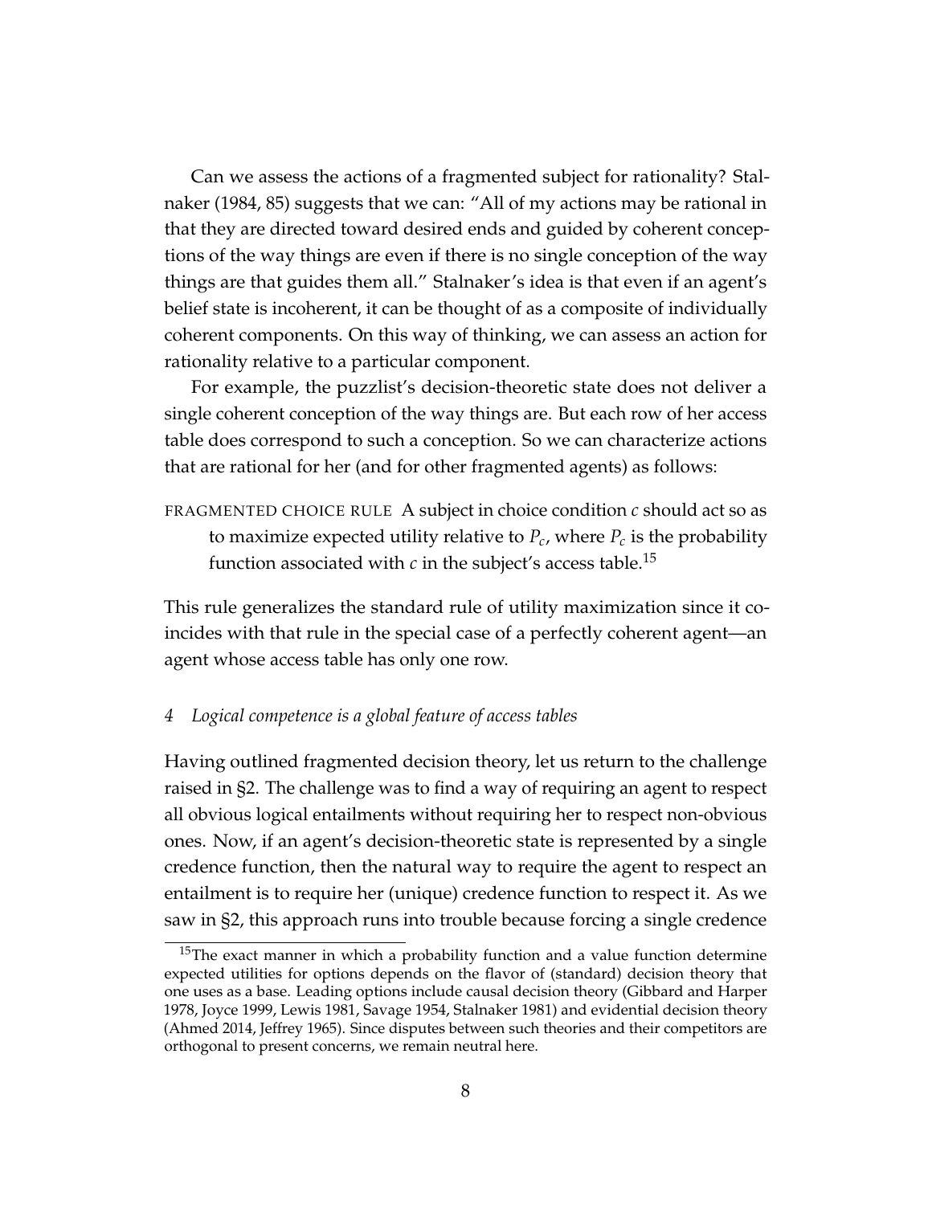Can we assess the actions of a fragmented subject for rationality? Stalnaker (1984, 85) suggests that we can: "All of my actions may be rational in that they are directed toward desired ends and guided by coherent conceptions of the way things are even if there is no single conception of the way things are that guides them all." Stalnaker's idea is that even if an agent's belief state is incoherent, it can be thought of as a composite of individually coherent components. On this way of thinking, we can assess an action for rationality relative to a particular component.

For example, the puzzlist's decision-theoretic state does not deliver a single coherent conception of the way things are. But each row of her access table does correspond to such a conception. So we can characterize actions that are rational for her (and for other fragmented agents) as follows:

FRAGMENTED CHOICE RULE A subject in choice condition $c$ should act so as to maximize expected utility relative to $P_c$, where $P_c$ is the probability function associated with $c$ in the subject's access table.[15]

This rule generalizes the standard rule of utility maximization since it coincides with that rule in the special case of a perfectly coherent agent—an agent whose access table has only one row.

### 4 *Logical competence is a global feature of access tables*

Having outlined fragmented decision theory, let us return to the challenge raised in §2. The challenge was to find a way of requiring an agent to respect all obvious logical entailments without requiring her to respect non-obvious ones. Now, if an agent's decision-theoretic state is represented by a single credence function, then the natural way to require the agent to respect an entailment is to require her (unique) credence function to respect it. As we saw in §2, this approach runs into trouble because forcing a single credence

[15]The exact manner in which a probability function and a value function determine expected utilities for options depends on the flavor of (standard) decision theory that one uses as a base. Leading options include causal decision theory (Gibbard and Harper 1978, Joyce 1999, Lewis 1981, Savage 1954, Stalnaker 1981) and evidential decision theory (Ahmed 2014, Jeffrey 1965). Since disputes between such theories and their competitors are orthogonal to present concerns, we remain neutral here.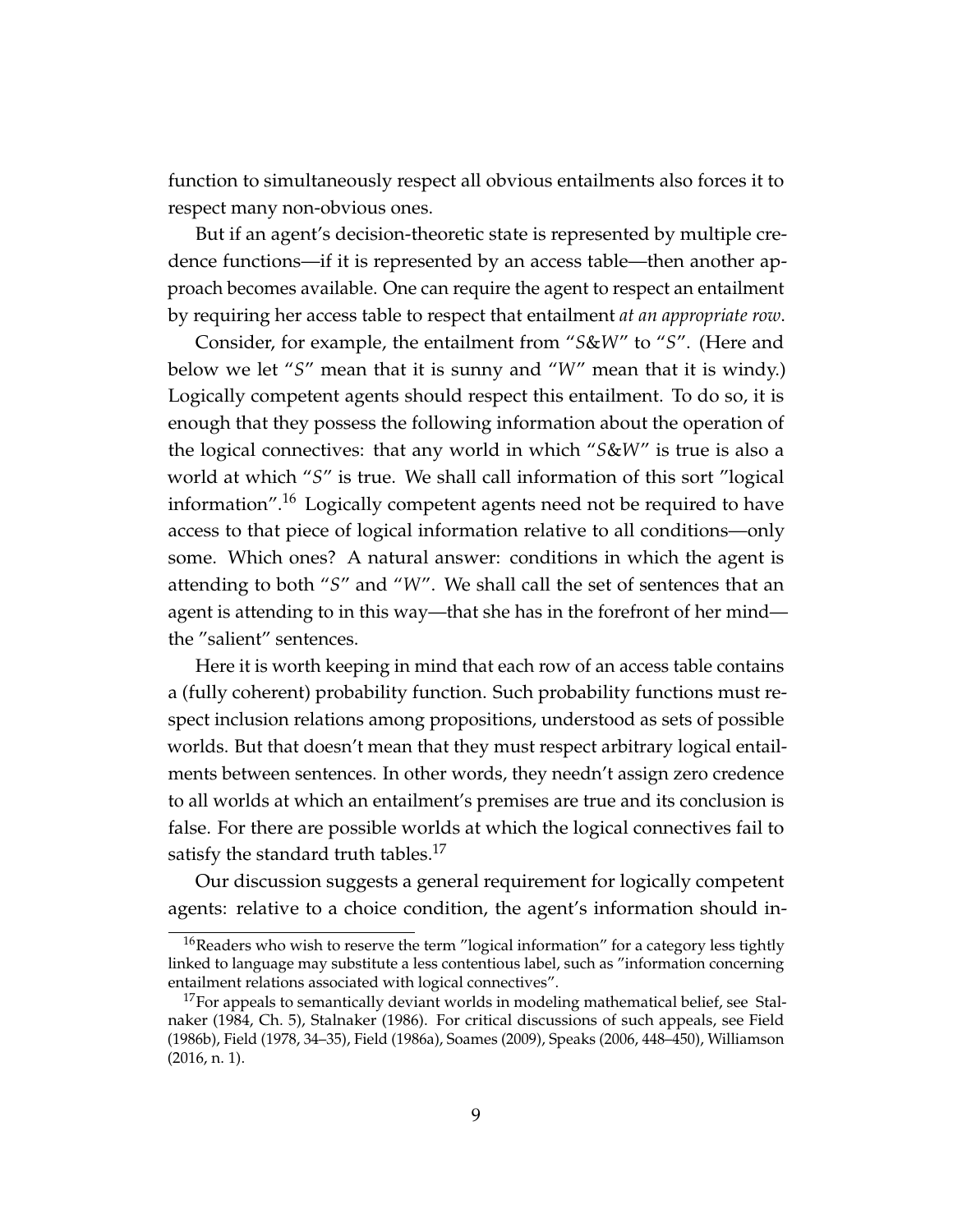function to simultaneously respect all obvious entailments also forces it to respect many non-obvious ones.

But if an agent's decision-theoretic state is represented by multiple credence functions—if it is represented by an access table—then another approach becomes available. One can require the agent to respect an entailment by requiring her access table to respect that entailment *at an appropriate row*.

Consider, for example, the entailment from "$S\&W$" to "$S$". (Here and below we let "$S$" mean that it is sunny and "$W$" mean that it is windy.) Logically competent agents should respect this entailment. To do so, it is enough that they possess the following information about the operation of the logical connectives: that any world in which "$S\&W$" is true is also a world at which "$S$" is true. We shall call information of this sort "logical information".[16] Logically competent agents need not be required to have access to that piece of logical information relative to all conditions—only some. Which ones? A natural answer: conditions in which the agent is attending to both "$S$" and "$W$". We shall call the set of sentences that an agent is attending to in this way—that she has in the forefront of her mind—the "salient" sentences.

Here it is worth keeping in mind that each row of an access table contains a (fully coherent) probability function. Such probability functions must respect inclusion relations among propositions, understood as sets of possible worlds. But that doesn't mean that they must respect arbitrary logical entailments between sentences. In other words, they needn't assign zero credence to all worlds at which an entailment's premises are true and its conclusion is false. For there are possible worlds at which the logical connectives fail to satisfy the standard truth tables.[17]

Our discussion suggests a general requirement for logically competent agents: relative to a choice condition, the agent's information should in-

---

[16] Readers who wish to reserve the term "logical information" for a category less tightly linked to language may substitute a less contentious label, such as "information concerning entailment relations associated with logical connectives".

[17] For appeals to semantically deviant worlds in modeling mathematical belief, see Stalnaker (1984, Ch. 5), Stalnaker (1986). For critical discussions of such appeals, see Field (1986b), Field (1978, 34–35), Field (1986a), Soames (2009), Speaks (2006, 448–450), Williamson (2016, n. 1).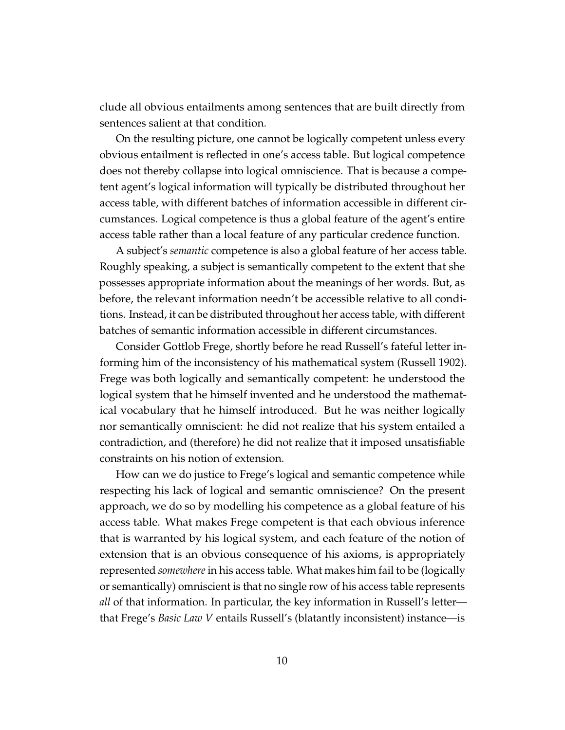clude all obvious entailments among sentences that are built directly from sentences salient at that condition.

On the resulting picture, one cannot be logically competent unless every obvious entailment is reflected in one's access table. But logical competence does not thereby collapse into logical omniscience. That is because a competent agent's logical information will typically be distributed throughout her access table, with different batches of information accessible in different circumstances. Logical competence is thus a global feature of the agent's entire access table rather than a local feature of any particular credence function.

A subject's *semantic* competence is also a global feature of her access table. Roughly speaking, a subject is semantically competent to the extent that she possesses appropriate information about the meanings of her words. But, as before, the relevant information needn't be accessible relative to all conditions. Instead, it can be distributed throughout her access table, with different batches of semantic information accessible in different circumstances.

Consider Gottlob Frege, shortly before he read Russell's fateful letter informing him of the inconsistency of his mathematical system (Russell 1902). Frege was both logically and semantically competent: he understood the logical system that he himself invented and he understood the mathematical vocabulary that he himself introduced. But he was neither logically nor semantically omniscient: he did not realize that his system entailed a contradiction, and (therefore) he did not realize that it imposed unsatisfiable constraints on his notion of extension.

How can we do justice to Frege's logical and semantic competence while respecting his lack of logical and semantic omniscience? On the present approach, we do so by modelling his competence as a global feature of his access table. What makes Frege competent is that each obvious inference that is warranted by his logical system, and each feature of the notion of extension that is an obvious consequence of his axioms, is appropriately represented *somewhere* in his access table. What makes him fail to be (logically or semantically) omniscient is that no single row of his access table represents *all* of that information. In particular, the key information in Russell's letter—that Frege's *Basic Law V* entails Russell's (blatantly inconsistent) instance—is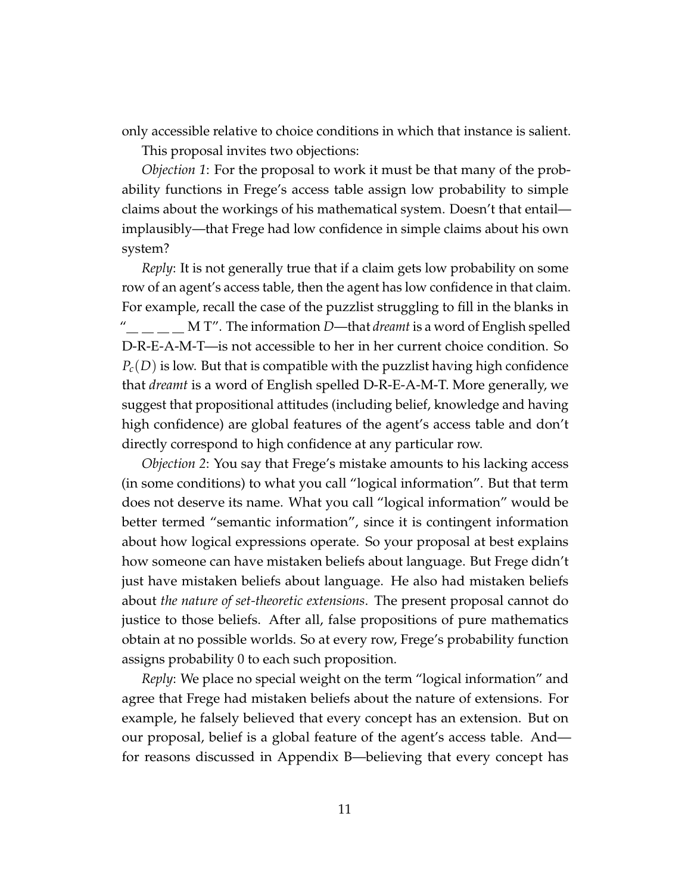only accessible relative to choice conditions in which that instance is salient.

This proposal invites two objections:

*Objection 1*: For the proposal to work it must be that many of the probability functions in Frege's access table assign low probability to simple claims about the workings of his mathematical system. Doesn't that entail—implausibly—that Frege had low confidence in simple claims about his own system?

*Reply*: It is not generally true that if a claim gets low probability on some row of an agent's access table, then the agent has low confidence in that claim. For example, recall the case of the puzzlist struggling to fill in the blanks in "\_\_ \_\_ \_\_ \_\_ M T". The information $D$—that *dreamt* is a word of English spelled D-R-E-A-M-T—is not accessible to her in her current choice condition. So $P_c(D)$ is low. But that is compatible with the puzzlist having high confidence that *dreamt* is a word of English spelled D-R-E-A-M-T. More generally, we suggest that propositional attitudes (including belief, knowledge and having high confidence) are global features of the agent's access table and don't directly correspond to high confidence at any particular row.

*Objection 2*: You say that Frege's mistake amounts to his lacking access (in some conditions) to what you call "logical information". But that term does not deserve its name. What you call "logical information" would be better termed "semantic information", since it is contingent information about how logical expressions operate. So your proposal at best explains how someone can have mistaken beliefs about language. But Frege didn't just have mistaken beliefs about language. He also had mistaken beliefs about *the nature of set-theoretic extensions*. The present proposal cannot do justice to those beliefs. After all, false propositions of pure mathematics obtain at no possible worlds. So at every row, Frege's probability function assigns probability 0 to each such proposition.

*Reply*: We place no special weight on the term "logical information" and agree that Frege had mistaken beliefs about the nature of extensions. For example, he falsely believed that every concept has an extension. But on our proposal, belief is a global feature of the agent's access table. And—for reasons discussed in Appendix B—believing that every concept has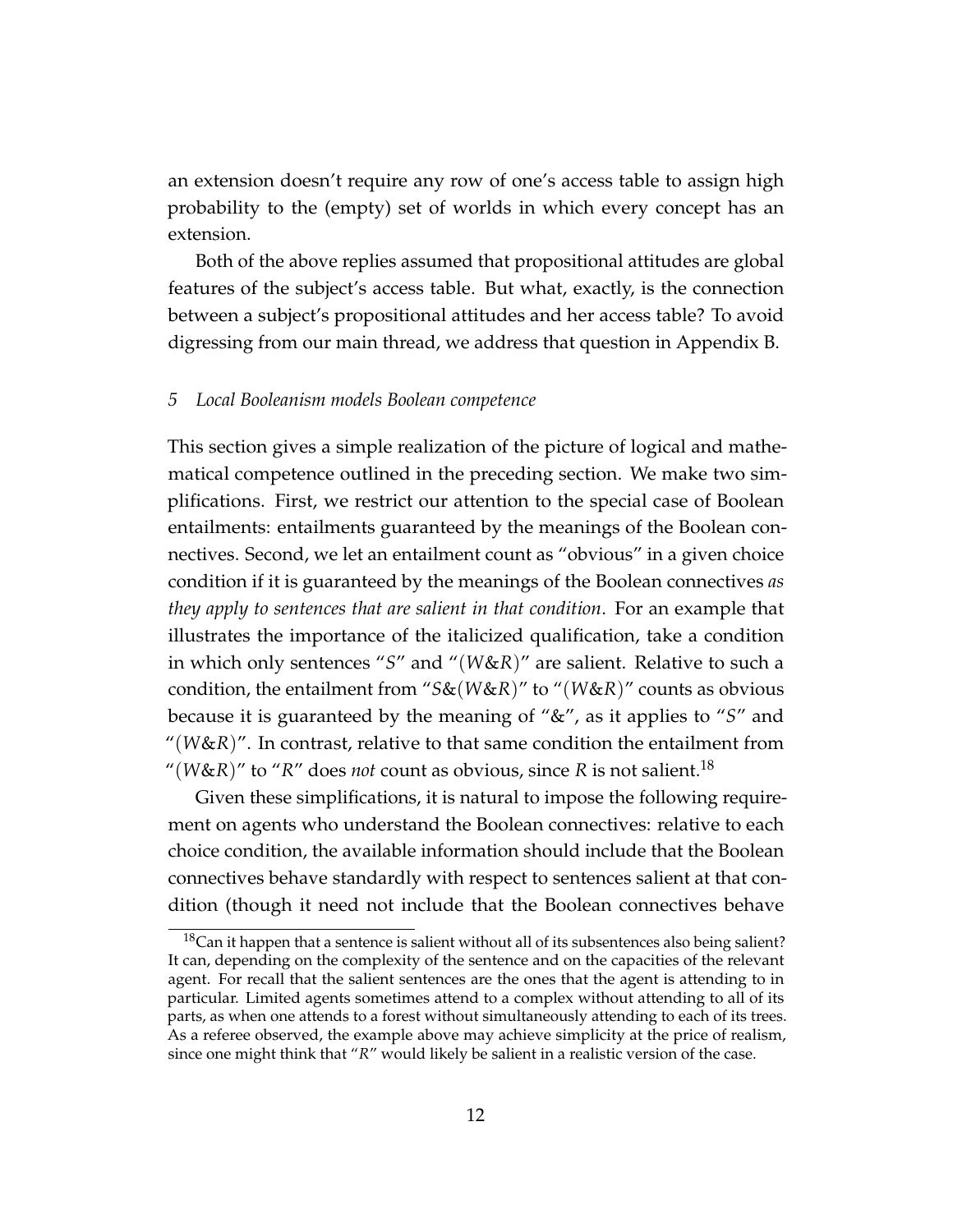an extension doesn't require any row of one's access table to assign high probability to the (empty) set of worlds in which every concept has an extension.

Both of the above replies assumed that propositional attitudes are global features of the subject's access table. But what, exactly, is the connection between a subject's propositional attitudes and her access table? To avoid digressing from our main thread, we address that question in Appendix B.

## 5 *Local Booleanism models Boolean competence*

This section gives a simple realization of the picture of logical and mathematical competence outlined in the preceding section. We make two simplifications. First, we restrict our attention to the special case of Boolean entailments: entailments guaranteed by the meanings of the Boolean connectives. Second, we let an entailment count as "obvious" in a given choice condition if it is guaranteed by the meanings of the Boolean connectives *as they apply to sentences that are salient in that condition*. For an example that illustrates the importance of the italicized qualification, take a condition in which only sentences "$S$" and "$(W\&R)$" are salient. Relative to such a condition, the entailment from "$S\&(W\&R)$" to "$(W\&R)$" counts as obvious because it is guaranteed by the meaning of "&", as it applies to "$S$" and "$(W\&R)$". In contrast, relative to that same condition the entailment from "$(W\&R)$" to "$R$" does *not* count as obvious, since $R$ is not salient.[18]

Given these simplifications, it is natural to impose the following requirement on agents who understand the Boolean connectives: relative to each choice condition, the available information should include that the Boolean connectives behave standardly with respect to sentences salient at that condition (though it need not include that the Boolean connectives behave

[18] Can it happen that a sentence is salient without all of its subsentences also being salient? It can, depending on the complexity of the sentence and on the capacities of the relevant agent. For recall that the salient sentences are the ones that the agent is attending to in particular. Limited agents sometimes attend to a complex without attending to all of its parts, as when one attends to a forest without simultaneously attending to each of its trees. As a referee observed, the example above may achieve simplicity at the price of realism, since one might think that "$R$" would likely be salient in a realistic version of the case.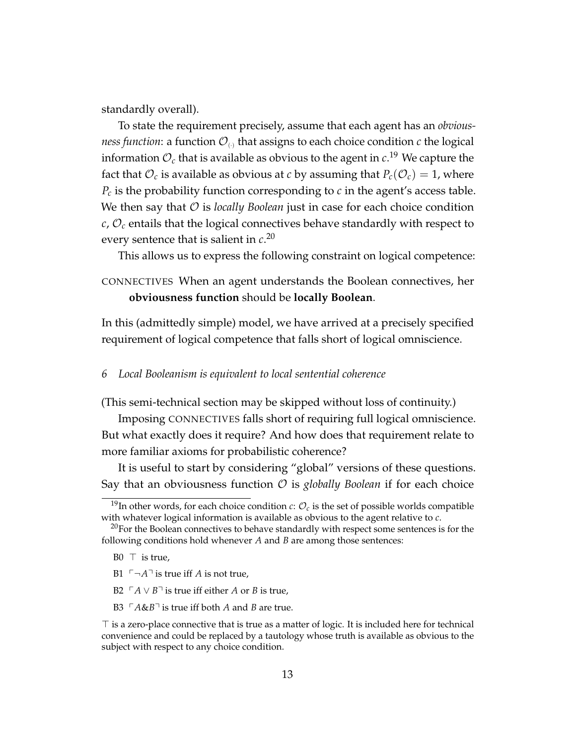standardly overall).

To state the requirement precisely, assume that each agent has an *obviousness function*: a function $\mathcal{O}_{(\cdot)}$ that assigns to each choice condition $c$ the logical information $\mathcal{O}_c$ that is available as obvious to the agent in $c$.[19] We capture the fact that $\mathcal{O}_c$ is available as obvious at $c$ by assuming that $P_c(\mathcal{O}_c) = 1$, where $P_c$ is the probability function corresponding to $c$ in the agent's access table. We then say that $\mathcal{O}$ is *locally Boolean* just in case for each choice condition $c$, $\mathcal{O}_c$ entails that the logical connectives behave standardly with respect to every sentence that is salient in $c$.[20]

This allows us to express the following constraint on logical competence:

CONNECTIVES When an agent understands the Boolean connectives, her **obviousness function** should be **locally Boolean**.

In this (admittedly simple) model, we have arrived at a precisely specified requirement of logical competence that falls short of logical omniscience.

### 6 *Local Booleanism is equivalent to local sentential coherence*

(This semi-technical section may be skipped without loss of continuity.)

Imposing CONNECTIVES falls short of requiring full logical omniscience. But what exactly does it require? And how does that requirement relate to more familiar axioms for probabilistic coherence?

It is useful to start by considering "global" versions of these questions. Say that an obviousness function $\mathcal{O}$ is *globally Boolean* if for each choice

[19] In other words, for each choice condition $c$: $\mathcal{O}_c$ is the set of possible worlds compatible with whatever logical information is available as obvious to the agent relative to $c$.

[20] For the Boolean connectives to behave standardly with respect some sentences is for the following conditions hold whenever $A$ and $B$ are among those sentences:

- B0 $\top$ is true,
- B1 $\ulcorner \neg A \urcorner$ is true iff $A$ is not true,
- B2 $\ulcorner A \vee B \urcorner$ is true iff either $A$ or $B$ is true,
- B3 $\ulcorner A \& B \urcorner$ is true iff both $A$ and $B$ are true.

$\top$ is a zero-place connective that is true as a matter of logic. It is included here for technical convenience and could be replaced by a tautology whose truth is available as obvious to the subject with respect to any choice condition.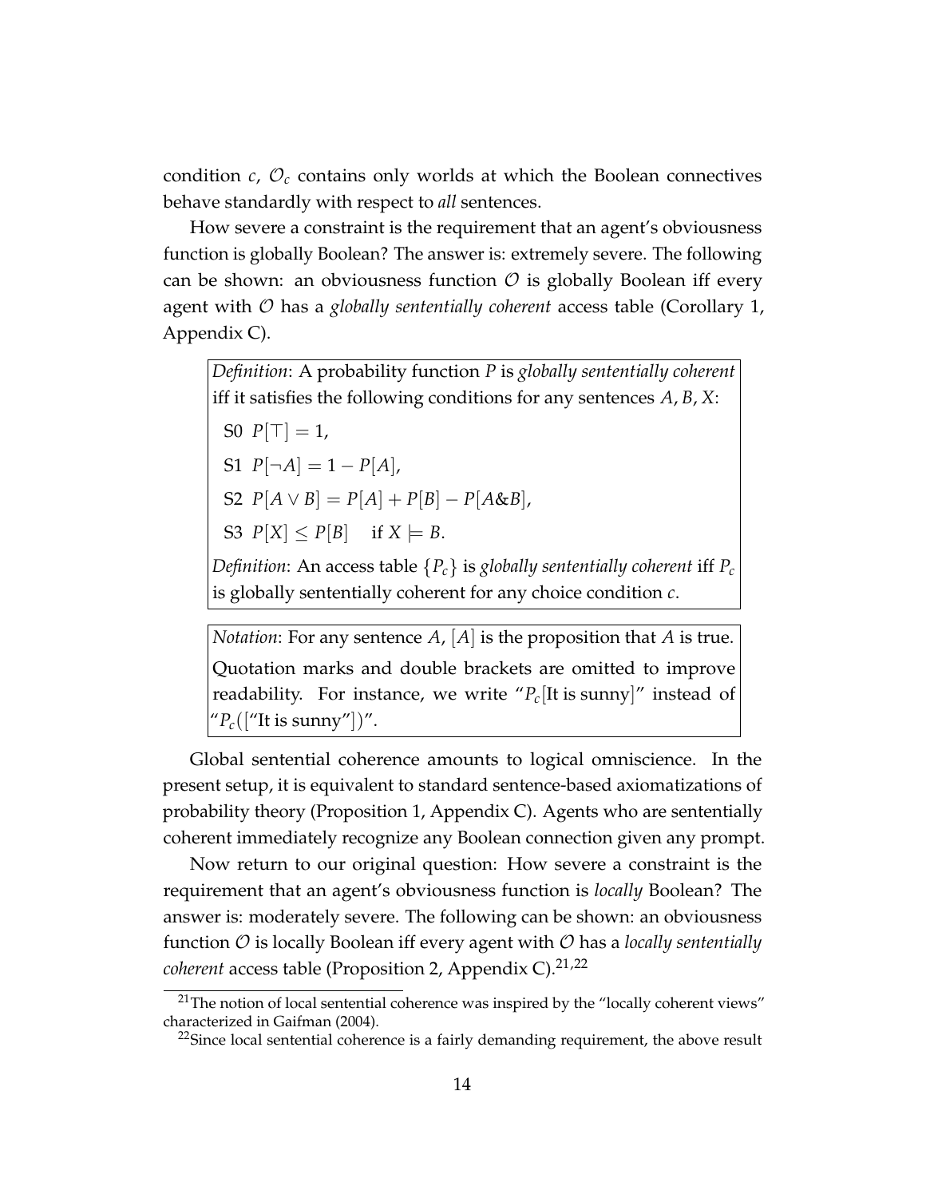condition $c$, $\mathcal{O}_c$ contains only worlds at which the Boolean connectives behave standardly with respect to *all* sentences.

How severe a constraint is the requirement that an agent's obviousness function is globally Boolean? The answer is: extremely severe. The following can be shown: an obviousness function $\mathcal{O}$ is globally Boolean iff every agent with $\mathcal{O}$ has a *globally sententially coherent* access table (Corollary 1, Appendix C).

> *Definition*: A probability function $P$ is *globally sententially coherent* iff it satisfies the following conditions for any sentences $A, B, X$:
>
> S0 $P[\top] = 1$,
>
> S1 $P[\neg A] = 1 - P[A]$,
>
> S2 $P[A \vee B] = P[A] + P[B] - P[A \& B]$,
>
> S3 $P[X] \leq P[B] \quad$ if $X \models B$.
>
> *Definition*: An access table $\{P_c\}$ is *globally sententially coherent* iff $P_c$ is globally sententially coherent for any choice condition $c$.

> *Notation*: For any sentence $A$, $[A]$ is the proposition that $A$ is true. Quotation marks and double brackets are omitted to improve readability. For instance, we write "$P_c$[It is sunny]" instead of "$P_c$(["It is sunny"])".

Global sentential coherence amounts to logical omniscience. In the present setup, it is equivalent to standard sentence-based axiomatizations of probability theory (Proposition 1, Appendix C). Agents who are sententially coherent immediately recognize any Boolean connection given any prompt.

Now return to our original question: How severe a constraint is the requirement that an agent's obviousness function is *locally* Boolean? The answer is: moderately severe. The following can be shown: an obviousness function $\mathcal{O}$ is locally Boolean iff every agent with $\mathcal{O}$ has a *locally sententially coherent* access table (Proposition 2, Appendix C).[21,22]

[21] The notion of local sentential coherence was inspired by the "locally coherent views" characterized in Gaifman (2004).

[22] Since local sentential coherence is a fairly demanding requirement, the above result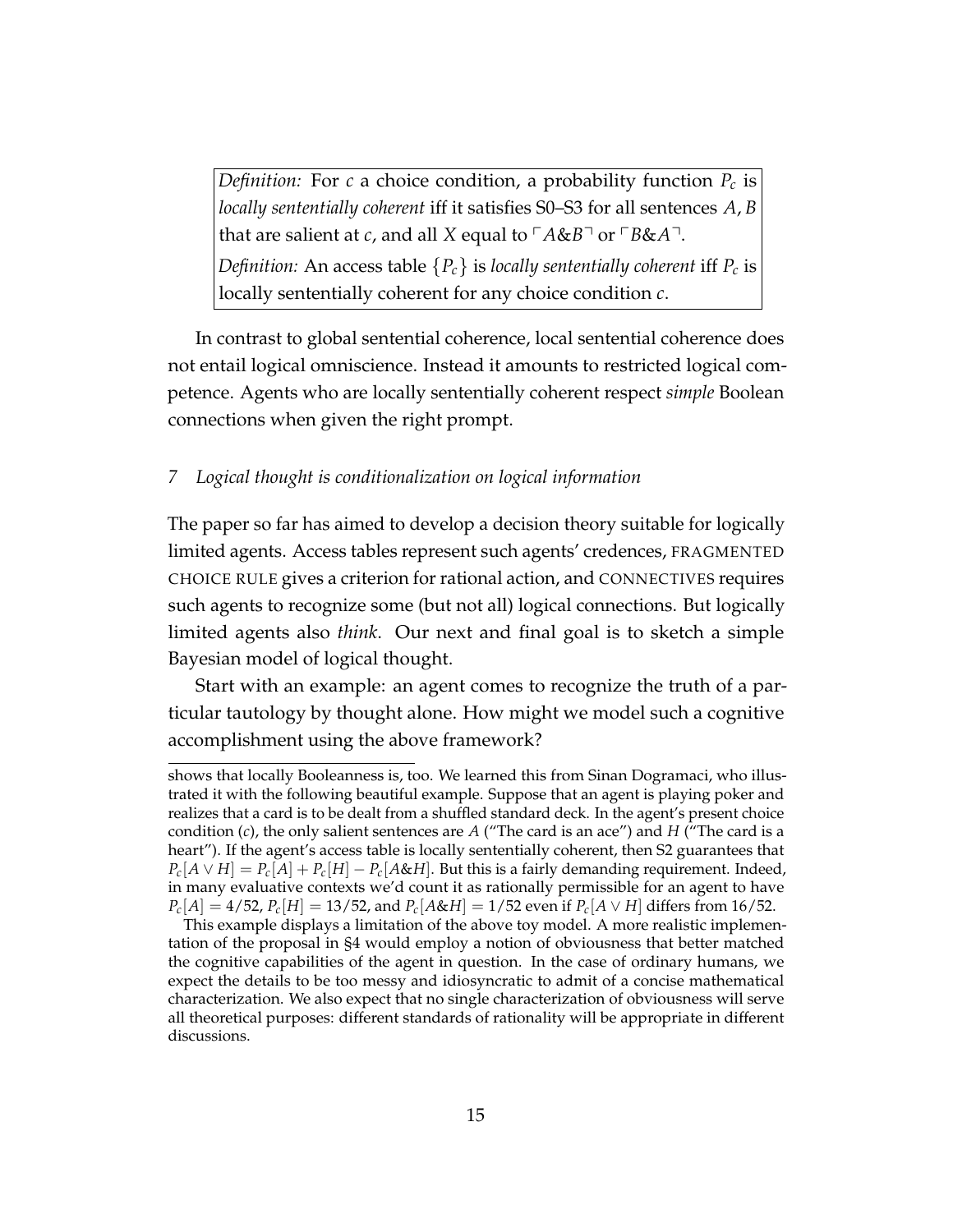> *Definition:* For $c$ a choice condition, a probability function $P_c$ is *locally sententially coherent* iff it satisfies S0–S3 for all sentences $A, B$ that are salient at $c$, and all $X$ equal to $\ulcorner A\&B \urcorner$ or $\ulcorner B\&A \urcorner$.
>
> *Definition:* An access table $\{P_c\}$ is *locally sententially coherent* iff $P_c$ is locally sententially coherent for any choice condition $c$.

In contrast to global sentential coherence, local sentential coherence does not entail logical omniscience. Instead it amounts to restricted logical competence. Agents who are locally sententially coherent respect *simple* Boolean connections when given the right prompt.

## *7 Logical thought is conditionalization on logical information*

The paper so far has aimed to develop a decision theory suitable for logically limited agents. Access tables represent such agents' credences, FRAGMENTED CHOICE RULE gives a criterion for rational action, and CONNECTIVES requires such agents to recognize some (but not all) logical connections. But logically limited agents also *think*. Our next and final goal is to sketch a simple Bayesian model of logical thought.

Start with an example: an agent comes to recognize the truth of a particular tautology by thought alone. How might we model such a cognitive accomplishment using the above framework?

---

shows that locally Booleanness is, too. We learned this from Sinan Dogramaci, who illustrated it with the following beautiful example. Suppose that an agent is playing poker and realizes that a card is to be dealt from a shuffled standard deck. In the agent's present choice condition ($c$), the only salient sentences are $A$ ("The card is an ace") and $H$ ("The card is a heart"). If the agent's access table is locally sententially coherent, then S2 guarantees that $P_c[A \vee H] = P_c[A] + P_c[H] - P_c[A\&H]$. But this is a fairly demanding requirement. Indeed, in many evaluative contexts we'd count it as rationally permissible for an agent to have $P_c[A] = 4/52$, $P_c[H] = 13/52$, and $P_c[A\&H] = 1/52$ even if $P_c[A \vee H]$ differs from $16/52$.

This example displays a limitation of the above toy model. A more realistic implementation of the proposal in §4 would employ a notion of obviousness that better matched the cognitive capabilities of the agent in question. In the case of ordinary humans, we expect the details to be too messy and idiosyncratic to admit of a concise mathematical characterization. We also expect that no single characterization of obviousness will serve all theoretical purposes: different standards of rationality will be appropriate in different discussions.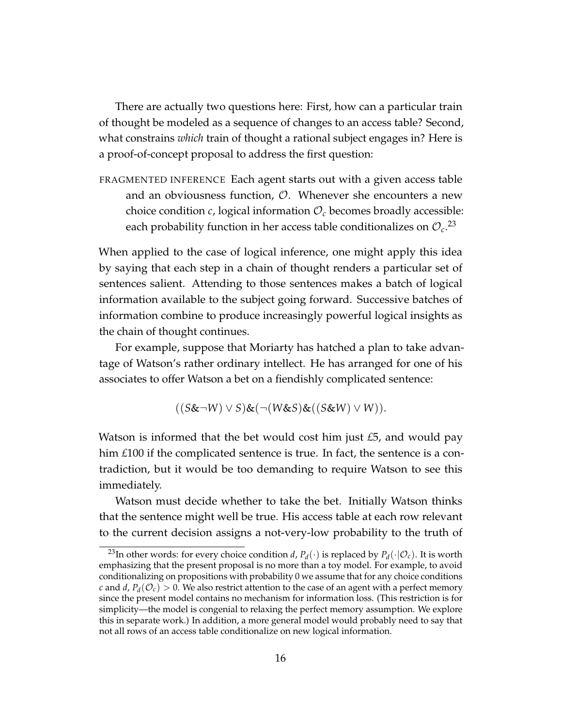There are actually two questions here: First, how can a particular train of thought be modeled as a sequence of changes to an access table? Second, what constrains *which* train of thought a rational subject engages in? Here is a proof-of-concept proposal to address the first question:

FRAGMENTED INFERENCE Each agent starts out with a given access table and an obviousness function, $\mathcal{O}$. Whenever she encounters a new choice condition $c$, logical information $\mathcal{O}_c$ becomes broadly accessible: each probability function in her access table conditionalizes on $\mathcal{O}_c$.[23]

When applied to the case of logical inference, one might apply this idea by saying that each step in a chain of thought renders a particular set of sentences salient. Attending to those sentences makes a batch of logical information available to the subject going forward. Successive batches of information combine to produce increasingly powerful logical insights as the chain of thought continues.

For example, suppose that Moriarty has hatched a plan to take advantage of Watson's rather ordinary intellect. He has arranged for one of his associates to offer Watson a bet on a fiendishly complicated sentence:

$$((S\&\neg W) \vee S)\&(\neg(W\&S)\&((S\&W) \vee W)).$$

Watson is informed that the bet would cost him just £5, and would pay him £100 if the complicated sentence is true. In fact, the sentence is a contradiction, but it would be too demanding to require Watson to see this immediately.

Watson must decide whether to take the bet. Initially Watson thinks that the sentence might well be true. His access table at each row relevant to the current decision assigns a not-very-low probability to the truth of

[23] In other words: for every choice condition $d$, $P_d(\cdot)$ is replaced by $P_d(\cdot|\mathcal{O}_c)$. It is worth emphasizing that the present proposal is no more than a toy model. For example, to avoid conditionalizing on propositions with probability 0 we assume that for any choice conditions $c$ and $d$, $P_d(\mathcal{O}_c) > 0$. We also restrict attention to the case of an agent with a perfect memory since the present model contains no mechanism for information loss. (This restriction is for simplicity—the model is congenial to relaxing the perfect memory assumption. We explore this in separate work.) In addition, a more general model would probably need to say that not all rows of an access table conditionalize on new logical information.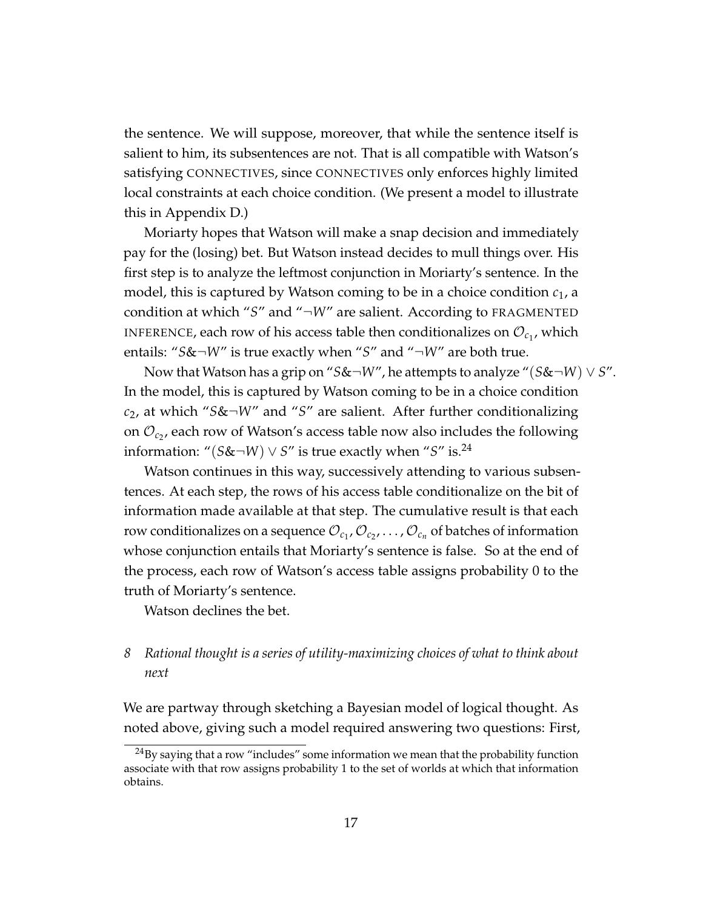the sentence. We will suppose, moreover, that while the sentence itself is salient to him, its subsentences are not. That is all compatible with Watson's satisfying CONNECTIVES, since CONNECTIVES only enforces highly limited local constraints at each choice condition. (We present a model to illustrate this in Appendix D.)

Moriarty hopes that Watson will make a snap decision and immediately pay for the (losing) bet. But Watson instead decides to mull things over. His first step is to analyze the leftmost conjunction in Moriarty's sentence. In the model, this is captured by Watson coming to be in a choice condition $c_1$, a condition at which "$S$" and "$\neg W$" are salient. According to FRAGMENTED INFERENCE, each row of his access table then conditionalizes on $\mathcal{O}_{c_1}$, which entails: "$S \& \neg W$" is true exactly when "$S$" and "$\neg W$" are both true.

Now that Watson has a grip on "$S \& \neg W$", he attempts to analyze "$(S \& \neg W) \vee S$". In the model, this is captured by Watson coming to be in a choice condition $c_2$, at which "$S \& \neg W$" and "$S$" are salient. After further conditionalizing on $\mathcal{O}_{c_2}$, each row of Watson's access table now also includes the following information: "$(S \& \neg W) \vee S$" is true exactly when "$S$" is.[24]

Watson continues in this way, successively attending to various subsentences. At each step, the rows of his access table conditionalize on the bit of information made available at that step. The cumulative result is that each row conditionalizes on a sequence $\mathcal{O}_{c_1}, \mathcal{O}_{c_2}, \ldots, \mathcal{O}_{c_n}$ of batches of information whose conjunction entails that Moriarty's sentence is false. So at the end of the process, each row of Watson's access table assigns probability 0 to the truth of Moriarty's sentence.

Watson declines the bet.

## 8 *Rational thought is a series of utility-maximizing choices of what to think about next*

We are partway through sketching a Bayesian model of logical thought. As noted above, giving such a model required answering two questions: First,

[24] By saying that a row "includes" some information we mean that the probability function associate with that row assigns probability 1 to the set of worlds at which that information obtains.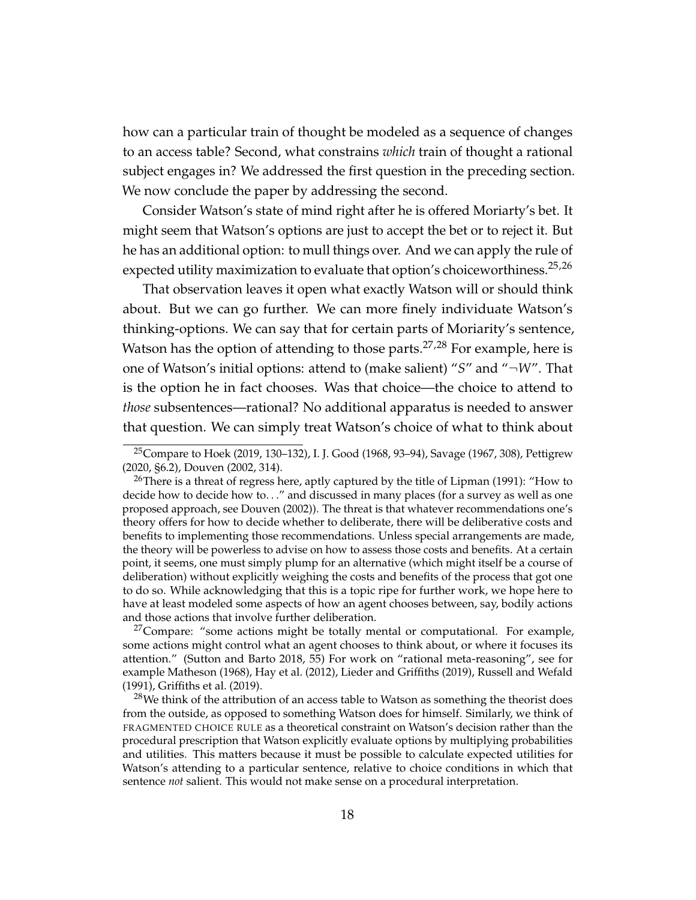how can a particular train of thought be modeled as a sequence of changes to an access table? Second, what constrains *which* train of thought a rational subject engages in? We addressed the first question in the preceding section. We now conclude the paper by addressing the second.

Consider Watson's state of mind right after he is offered Moriarty's bet. It might seem that Watson's options are just to accept the bet or to reject it. But he has an additional option: to mull things over. And we can apply the rule of expected utility maximization to evaluate that option's choiceworthiness.[25,26]

That observation leaves it open what exactly Watson will or should think about. But we can go further. We can more finely individuate Watson's thinking-options. We can say that for certain parts of Moriarty's sentence, Watson has the option of attending to those parts.[27,28] For example, here is one of Watson's initial options: attend to (make salient) "$S$" and "$\neg W$". That is the option he in fact chooses. Was that choice—the choice to attend to *those* subsentences—rational? No additional apparatus is needed to answer that question. We can simply treat Watson's choice of what to think about

---

[25] Compare to Hoek (2019, 130–132), I. J. Good (1968, 93–94), Savage (1967, 308), Pettigrew (2020, §6.2), Douven (2002, 314).

[26] There is a threat of regress here, aptly captured by the title of Lipman (1991): "How to decide how to decide how to. . ." and discussed in many places (for a survey as well as one proposed approach, see Douven (2002)). The threat is that whatever recommendations one's theory offers for how to decide whether to deliberate, there will be deliberative costs and benefits to implementing those recommendations. Unless special arrangements are made, the theory will be powerless to advise on how to assess those costs and benefits. At a certain point, it seems, one must simply plump for an alternative (which might itself be a course of deliberation) without explicitly weighing the costs and benefits of the process that got one to do so. While acknowledging that this is a topic ripe for further work, we hope here to have at least modeled some aspects of how an agent chooses between, say, bodily actions and those actions that involve further deliberation.

[27] Compare: "some actions might be totally mental or computational. For example, some actions might control what an agent chooses to think about, or where it focuses its attention." (Sutton and Barto 2018, 55) For work on "rational meta-reasoning", see for example Matheson (1968), Hay et al. (2012), Lieder and Griffiths (2019), Russell and Wefald (1991), Griffiths et al. (2019).

[28] We think of the attribution of an access table to Watson as something the theorist does from the outside, as opposed to something Watson does for himself. Similarly, we think of FRAGMENTED CHOICE RULE as a theoretical constraint on Watson's decision rather than the procedural prescription that Watson explicitly evaluate options by multiplying probabilities and utilities. This matters because it must be possible to calculate expected utilities for Watson's attending to a particular sentence, relative to choice conditions in which that sentence *not* salient. This would not make sense on a procedural interpretation.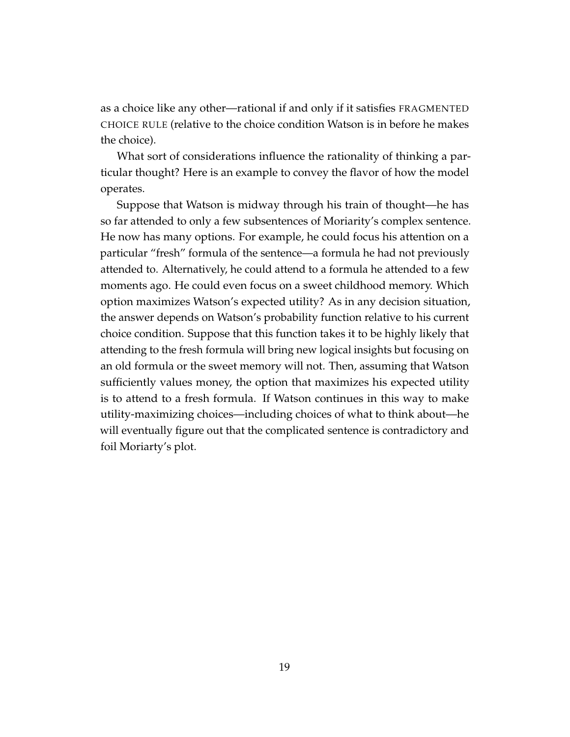as a choice like any other—rational if and only if it satisfies FRAGMENTED CHOICE RULE (relative to the choice condition Watson is in before he makes the choice).

What sort of considerations influence the rationality of thinking a particular thought? Here is an example to convey the flavor of how the model operates.

Suppose that Watson is midway through his train of thought—he has so far attended to only a few subsentences of Moriarity's complex sentence. He now has many options. For example, he could focus his attention on a particular "fresh" formula of the sentence—a formula he had not previously attended to. Alternatively, he could attend to a formula he attended to a few moments ago. He could even focus on a sweet childhood memory. Which option maximizes Watson's expected utility? As in any decision situation, the answer depends on Watson's probability function relative to his current choice condition. Suppose that this function takes it to be highly likely that attending to the fresh formula will bring new logical insights but focusing on an old formula or the sweet memory will not. Then, assuming that Watson sufficiently values money, the option that maximizes his expected utility is to attend to a fresh formula. If Watson continues in this way to make utility-maximizing choices—including choices of what to think about—he will eventually figure out that the complicated sentence is contradictory and foil Moriarty's plot.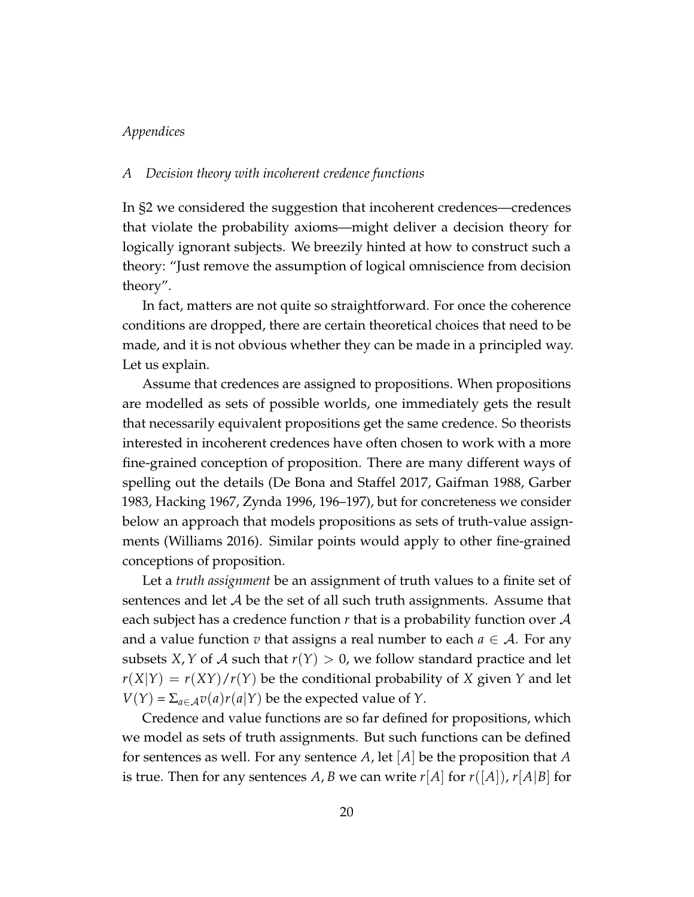*Appendices*

## A Decision theory with incoherent credence functions

In §2 we considered the suggestion that incoherent credences—credences that violate the probability axioms—might deliver a decision theory for logically ignorant subjects. We breezily hinted at how to construct such a theory: "Just remove the assumption of logical omniscience from decision theory".

In fact, matters are not quite so straightforward. For once the coherence conditions are dropped, there are certain theoretical choices that need to be made, and it is not obvious whether they can be made in a principled way. Let us explain.

Assume that credences are assigned to propositions. When propositions are modelled as sets of possible worlds, one immediately gets the result that necessarily equivalent propositions get the same credence. So theorists interested in incoherent credences have often chosen to work with a more fine-grained conception of proposition. There are many different ways of spelling out the details (De Bona and Staffel 2017, Gaifman 1988, Garber 1983, Hacking 1967, Zynda 1996, 196–197), but for concreteness we consider below an approach that models propositions as sets of truth-value assignments (Williams 2016). Similar points would apply to other fine-grained conceptions of proposition.

Let a *truth assignment* be an assignment of truth values to a finite set of sentences and let $\mathcal{A}$ be the set of all such truth assignments. Assume that each subject has a credence function $r$ that is a probability function over $\mathcal{A}$ and a value function $v$ that assigns a real number to each $a \in \mathcal{A}$. For any subsets $X, Y$ of $\mathcal{A}$ such that $r(Y) > 0$, we follow standard practice and let $r(X|Y) = r(XY)/r(Y)$ be the conditional probability of $X$ given $Y$ and let $V(Y) = \Sigma_{a \in \mathcal{A}} v(a) r(a|Y)$ be the expected value of $Y$.

Credence and value functions are so far defined for propositions, which we model as sets of truth assignments. But such functions can be defined for sentences as well. For any sentence $A$, let $[A]$ be the proposition that $A$ is true. Then for any sentences $A, B$ we can write $r[A]$ for $r([A])$, $r[A|B]$ for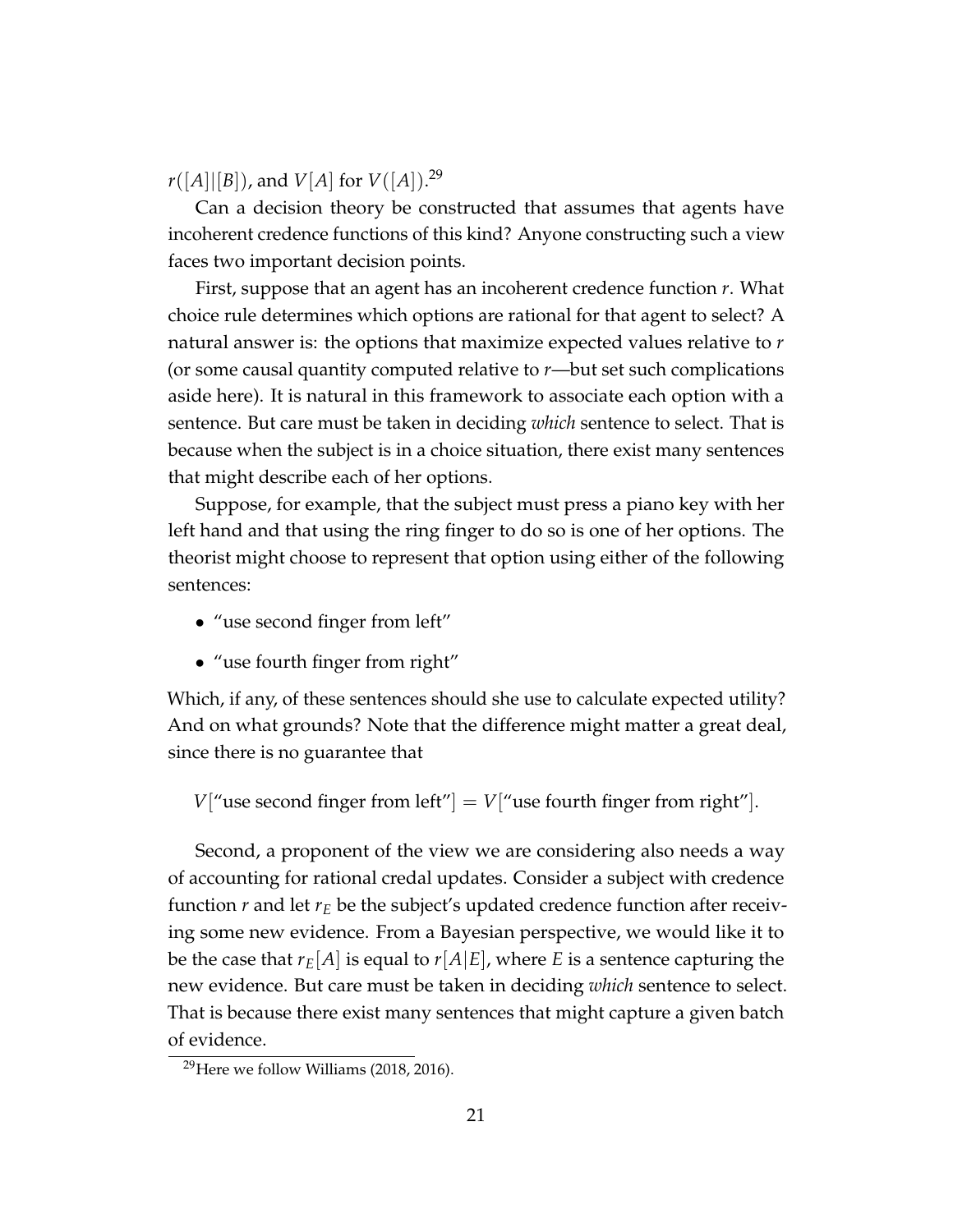$r([A]|[B])$, and $V[A]$ for $V([A])$.[29]

Can a decision theory be constructed that assumes that agents have incoherent credence functions of this kind? Anyone constructing such a view faces two important decision points.

First, suppose that an agent has an incoherent credence function $r$. What choice rule determines which options are rational for that agent to select? A natural answer is: the options that maximize expected values relative to $r$ (or some causal quantity computed relative to $r$—but set such complications aside here). It is natural in this framework to associate each option with a sentence. But care must be taken in deciding *which* sentence to select. That is because when the subject is in a choice situation, there exist many sentences that might describe each of her options.

Suppose, for example, that the subject must press a piano key with her left hand and that using the ring finger to do so is one of her options. The theorist might choose to represent that option using either of the following sentences:

- "use second finger from left"
- "use fourth finger from right"

Which, if any, of these sentences should she use to calculate expected utility? And on what grounds? Note that the difference might matter a great deal, since there is no guarantee that

$$V[\text{"use second finger from left"}] = V[\text{"use fourth finger from right"}].$$

Second, a proponent of the view we are considering also needs a way of accounting for rational credal updates. Consider a subject with credence function $r$ and let $r_E$ be the subject's updated credence function after receiving some new evidence. From a Bayesian perspective, we would like it to be the case that $r_E[A]$ is equal to $r[A|E]$, where $E$ is a sentence capturing the new evidence. But care must be taken in deciding *which* sentence to select. That is because there exist many sentences that might capture a given batch of evidence.

[29] Here we follow Williams (2018, 2016).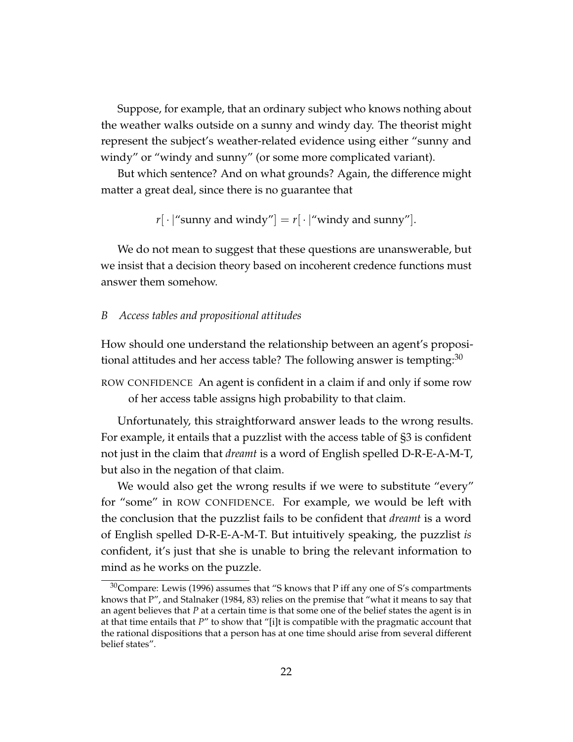Suppose, for example, that an ordinary subject who knows nothing about the weather walks outside on a sunny and windy day. The theorist might represent the subject's weather-related evidence using either "sunny and windy" or "windy and sunny" (or some more complicated variant).

But which sentence? And on what grounds? Again, the difference might matter a great deal, since there is no guarantee that

$$r[\,\cdot\,|\text{"sunny and windy"}] = r[\,\cdot\,|\text{"windy and sunny"}].$$

We do not mean to suggest that these questions are unanswerable, but we insist that a decision theory based on incoherent credence functions must answer them somehow.

### B *Access tables and propositional attitudes*

How should one understand the relationship between an agent's propositional attitudes and her access table? The following answer is tempting:[30]

ROW CONFIDENCE An agent is confident in a claim if and only if some row of her access table assigns high probability to that claim.

Unfortunately, this straightforward answer leads to the wrong results. For example, it entails that a puzzlist with the access table of §3 is confident not just in the claim that *dreamt* is a word of English spelled D-R-E-A-M-T, but also in the negation of that claim.

We would also get the wrong results if we were to substitute "every" for "some" in ROW CONFIDENCE. For example, we would be left with the conclusion that the puzzlist fails to be confident that *dreamt* is a word of English spelled D-R-E-A-M-T. But intuitively speaking, the puzzlist *is* confident, it's just that she is unable to bring the relevant information to mind as he works on the puzzle.

[30] Compare: Lewis (1996) assumes that "S knows that P iff any one of S's compartments knows that P", and Stalnaker (1984, 83) relies on the premise that "what it means to say that an agent believes that *P* at a certain time is that some one of the belief states the agent is in at that time entails that *P*" to show that "[i]t is compatible with the pragmatic account that the rational dispositions that a person has at one time should arise from several different belief states".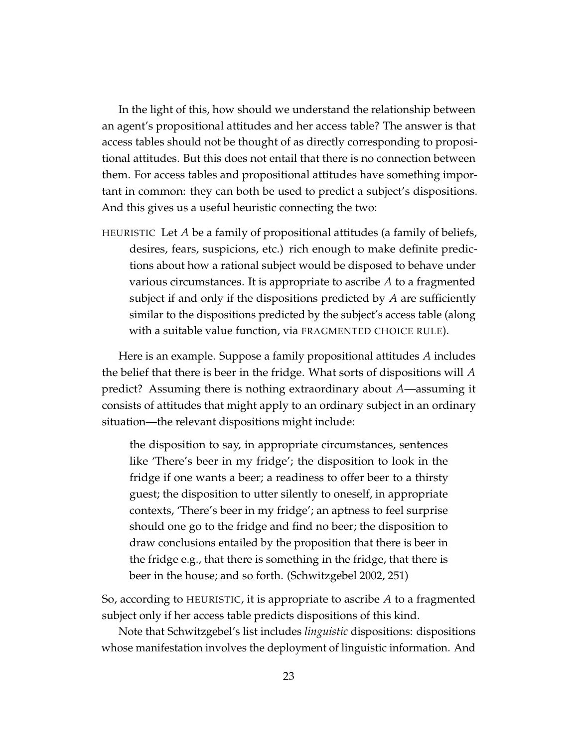In the light of this, how should we understand the relationship between an agent's propositional attitudes and her access table? The answer is that access tables should not be thought of as directly corresponding to propositional attitudes. But this does not entail that there is no connection between them. For access tables and propositional attitudes have something important in common: they can both be used to predict a subject's dispositions. And this gives us a useful heuristic connecting the two:

HEURISTIC Let $A$ be a family of propositional attitudes (a family of beliefs, desires, fears, suspicions, etc.) rich enough to make definite predictions about how a rational subject would be disposed to behave under various circumstances. It is appropriate to ascribe $A$ to a fragmented subject if and only if the dispositions predicted by $A$ are sufficiently similar to the dispositions predicted by the subject's access table (along with a suitable value function, via FRAGMENTED CHOICE RULE).

Here is an example. Suppose a family propositional attitudes $A$ includes the belief that there is beer in the fridge. What sorts of dispositions will $A$ predict? Assuming there is nothing extraordinary about $A$—assuming it consists of attitudes that might apply to an ordinary subject in an ordinary situation—the relevant dispositions might include:

> the disposition to say, in appropriate circumstances, sentences like 'There's beer in my fridge'; the disposition to look in the fridge if one wants a beer; a readiness to offer beer to a thirsty guest; the disposition to utter silently to oneself, in appropriate contexts, 'There's beer in my fridge'; an aptness to feel surprise should one go to the fridge and find no beer; the disposition to draw conclusions entailed by the proposition that there is beer in the fridge e.g., that there is something in the fridge, that there is beer in the house; and so forth. (Schwitzgebel 2002, 251)

So, according to HEURISTIC, it is appropriate to ascribe $A$ to a fragmented subject only if her access table predicts dispositions of this kind.

Note that Schwitzgebel's list includes *linguistic* dispositions: dispositions whose manifestation involves the deployment of linguistic information. And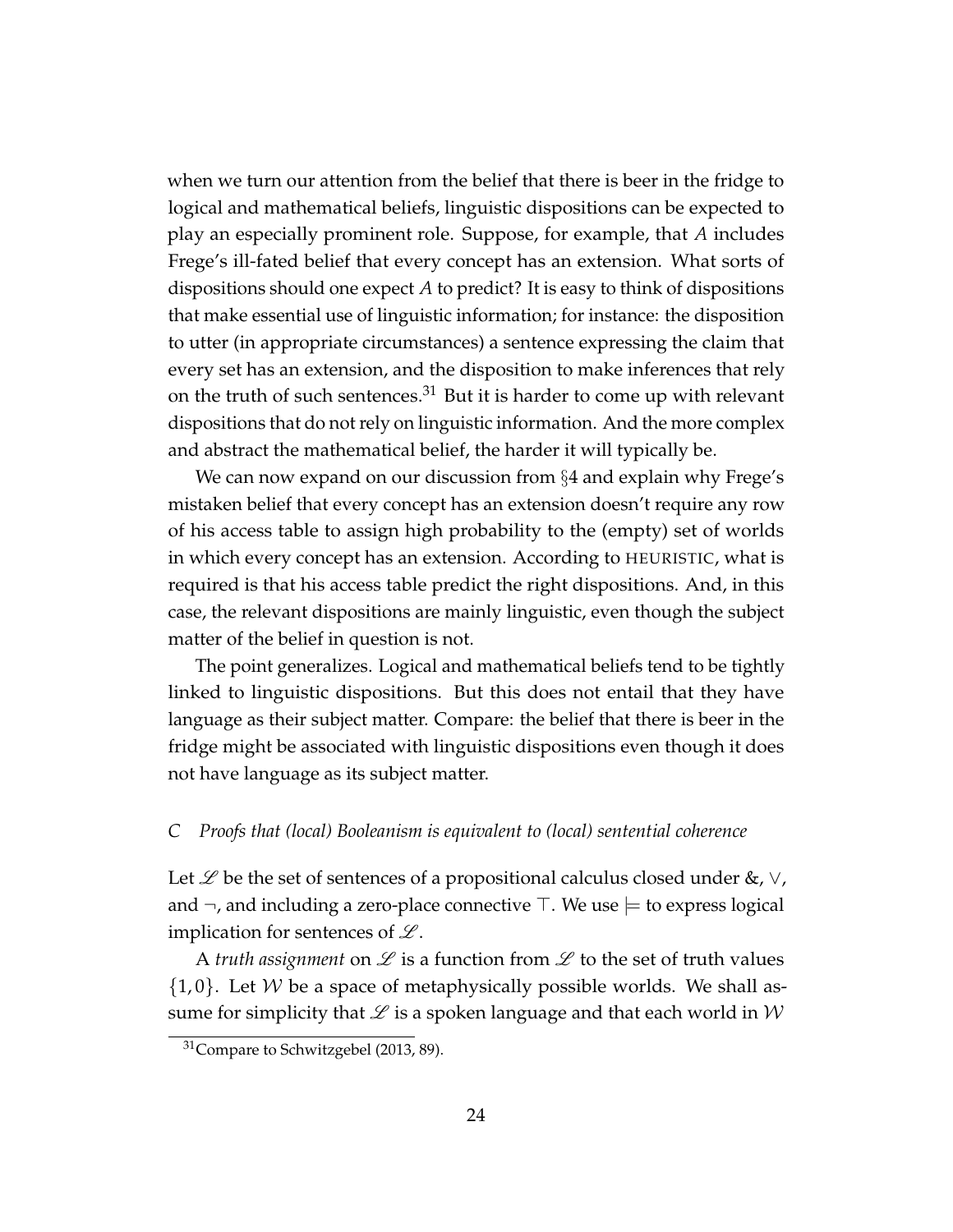when we turn our attention from the belief that there is beer in the fridge to logical and mathematical beliefs, linguistic dispositions can be expected to play an especially prominent role. Suppose, for example, that $A$ includes Frege's ill-fated belief that every concept has an extension. What sorts of dispositions should one expect $A$ to predict? It is easy to think of dispositions that make essential use of linguistic information; for instance: the disposition to utter (in appropriate circumstances) a sentence expressing the claim that every set has an extension, and the disposition to make inferences that rely on the truth of such sentences.[31] But it is harder to come up with relevant dispositions that do not rely on linguistic information. And the more complex and abstract the mathematical belief, the harder it will typically be.

We can now expand on our discussion from §4 and explain why Frege's mistaken belief that every concept has an extension doesn't require any row of his access table to assign high probability to the (empty) set of worlds in which every concept has an extension. According to HEURISTIC, what is required is that his access table predict the right dispositions. And, in this case, the relevant dispositions are mainly linguistic, even though the subject matter of the belief in question is not.

The point generalizes. Logical and mathematical beliefs tend to be tightly linked to linguistic dispositions. But this does not entail that they have language as their subject matter. Compare: the belief that there is beer in the fridge might be associated with linguistic dispositions even though it does not have language as its subject matter.

### C *Proofs that (local) Booleanism is equivalent to (local) sentential coherence*

Let $\mathscr{L}$ be the set of sentences of a propositional calculus closed under &, $\vee$, and $\neg$, and including a zero-place connective $\top$. We use $\models$ to express logical implication for sentences of $\mathscr{L}$.

A *truth assignment* on $\mathscr{L}$ is a function from $\mathscr{L}$ to the set of truth values $\{1, 0\}$. Let $\mathcal{W}$ be a space of metaphysically possible worlds. We shall assume for simplicity that $\mathscr{L}$ is a spoken language and that each world in $\mathcal{W}$

[31] Compare to Schwitzgebel (2013, 89).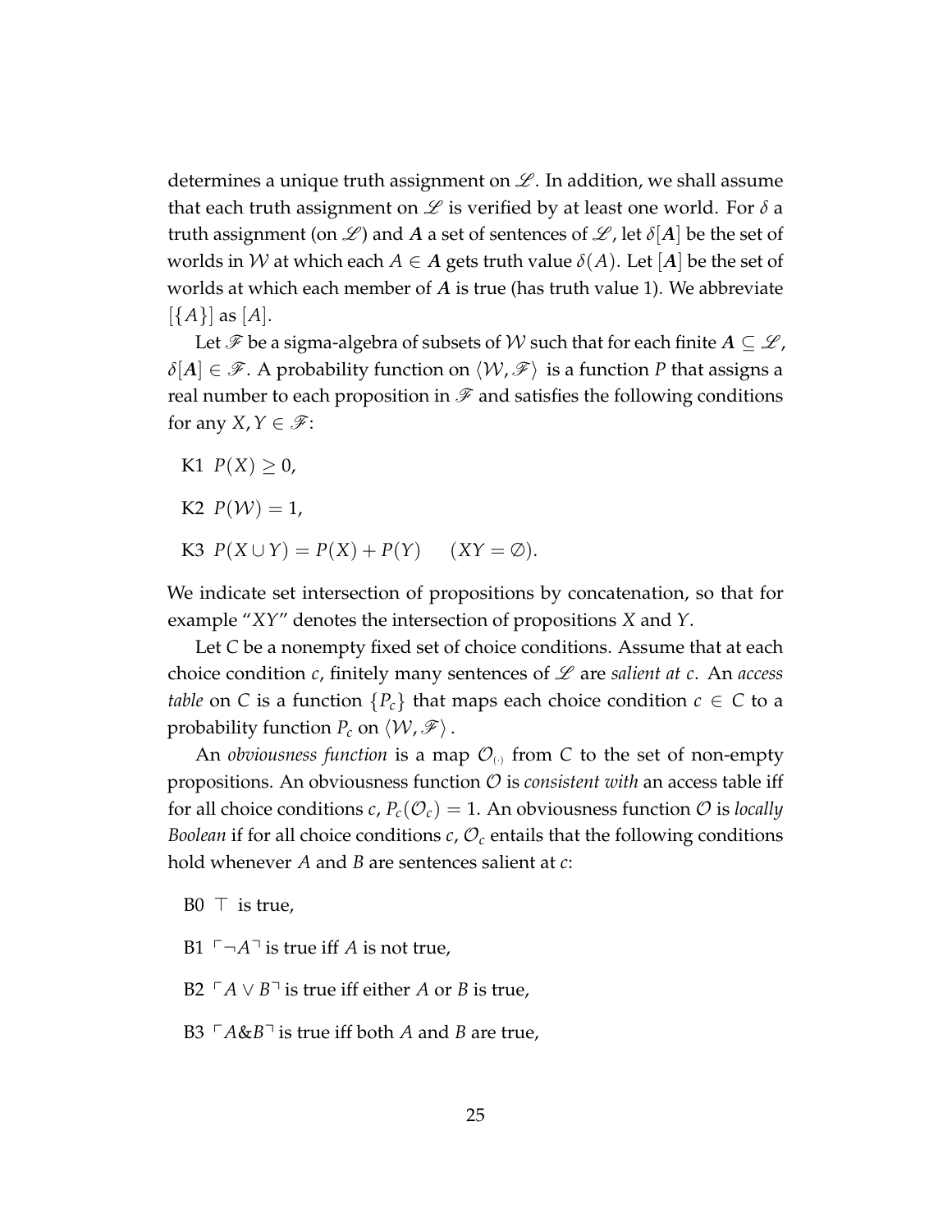determines a unique truth assignment on $\mathscr{L}$. In addition, we shall assume that each truth assignment on $\mathscr{L}$ is verified by at least one world. For $\delta$ a truth assignment (on $\mathscr{L}$) and $\boldsymbol{A}$ a set of sentences of $\mathscr{L}$, let $\delta[\boldsymbol{A}]$ be the set of worlds in $\mathcal{W}$ at which each $A \in \boldsymbol{A}$ gets truth value $\delta(A)$. Let $[\boldsymbol{A}]$ be the set of worlds at which each member of $\boldsymbol{A}$ is true (has truth value 1). We abbreviate $[\{A\}]$ as $[A]$.

Let $\mathscr{F}$ be a sigma-algebra of subsets of $\mathcal{W}$ such that for each finite $\boldsymbol{A} \subseteq \mathscr{L}$, $\delta[\boldsymbol{A}] \in \mathscr{F}$. A probability function on $\langle \mathcal{W}, \mathscr{F} \rangle$ is a function $P$ that assigns a real number to each proposition in $\mathscr{F}$ and satisfies the following conditions for any $X, Y \in \mathscr{F}$:

K1 $P(X) \geq 0$,

K2 $P(\mathcal{W}) = 1$,

K3 $P(X \cup Y) = P(X) + P(Y) \qquad (XY = \emptyset)$.

We indicate set intersection of propositions by concatenation, so that for example "$XY$" denotes the intersection of propositions $X$ and $Y$.

Let $C$ be a nonempty fixed set of choice conditions. Assume that at each choice condition $c$, finitely many sentences of $\mathscr{L}$ are *salient at $c$*. An *access table* on $C$ is a function $\{P_c\}$ that maps each choice condition $c \in C$ to a probability function $P_c$ on $\langle \mathcal{W}, \mathscr{F} \rangle$.

An *obviousness function* is a map $\mathcal{O}_{(\cdot)}$ from $C$ to the set of non-empty propositions. An obviousness function $\mathcal{O}$ is *consistent with* an access table iff for all choice conditions $c$, $P_c(\mathcal{O}_c) = 1$. An obviousness function $\mathcal{O}$ is *locally Boolean* if for all choice conditions $c$, $\mathcal{O}_c$ entails that the following conditions hold whenever $A$ and $B$ are sentences salient at $c$:

B0 $\top$ is true,

B1 $\ulcorner \neg A \urcorner$ is true iff $A$ is not true,

B2 $\ulcorner A \vee B \urcorner$ is true iff either $A$ or $B$ is true,

B3 $\ulcorner A \& B \urcorner$ is true iff both $A$ and $B$ are true,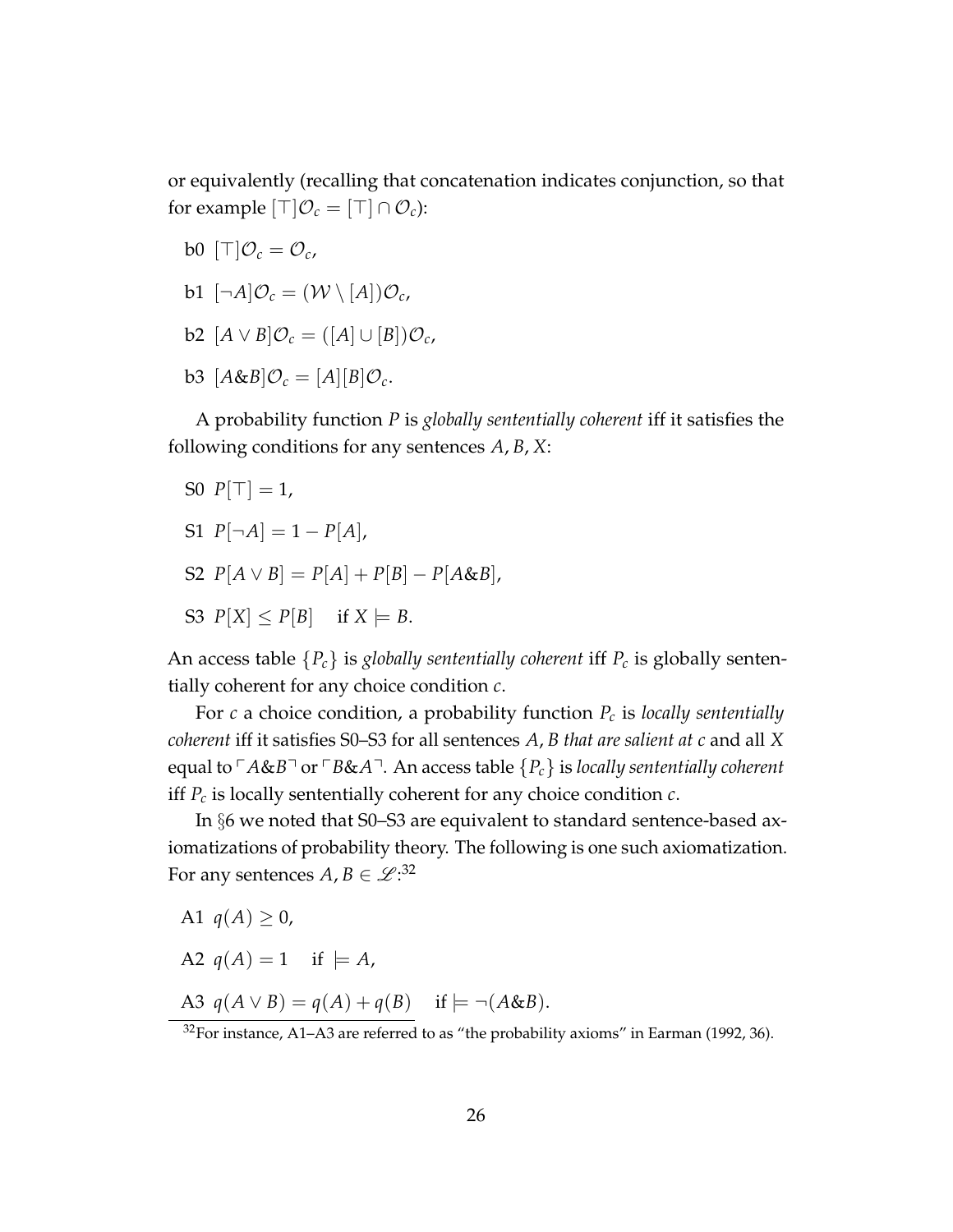or equivalently (recalling that concatenation indicates conjunction, so that for example $[\top]\mathcal{O}_c = [\top] \cap \mathcal{O}_c$):

b0 $[\top]\mathcal{O}_c = \mathcal{O}_c$,

b1 $[\neg A]\mathcal{O}_c = (\mathcal{W} \setminus [A])\mathcal{O}_c$,

b2 $[A \vee B]\mathcal{O}_c = ([A] \cup [B])\mathcal{O}_c$,

b3 $[A \& B]\mathcal{O}_c = [A][B]\mathcal{O}_c$.

A probability function $P$ is *globally sententially coherent* iff it satisfies the following conditions for any sentences $A, B, X$:

S0 $P[\top] = 1$,

S1 $P[\neg A] = 1 - P[A]$,

S2 $P[A \vee B] = P[A] + P[B] - P[A \& B]$,

S3 $P[X] \leq P[B] \quad$ if $X \models B$.

An access table $\{P_c\}$ is *globally sententially coherent* iff $P_c$ is globally sententially coherent for any choice condition $c$.

For $c$ a choice condition, a probability function $P_c$ is *locally sententially coherent* iff it satisfies S0–S3 for all sentences $A, B$ *that are salient at* $c$ and all $X$ equal to $\ulcorner A \& B \urcorner$ or $\ulcorner B \& A \urcorner$. An access table $\{P_c\}$ is *locally sententially coherent* iff $P_c$ is locally sententially coherent for any choice condition $c$.

In §6 we noted that S0–S3 are equivalent to standard sentence-based axiomatizations of probability theory. The following is one such axiomatization. For any sentences $A, B \in \mathscr{L}$:[32]

A1 $q(A) \geq 0$,

A2 $q(A) = 1 \quad$ if $\models A$,

A3 $q(A \vee B) = q(A) + q(B) \quad$ if $\models \neg(A \& B)$.

[32]For instance, A1–A3 are referred to as "the probability axioms" in Earman (1992, 36).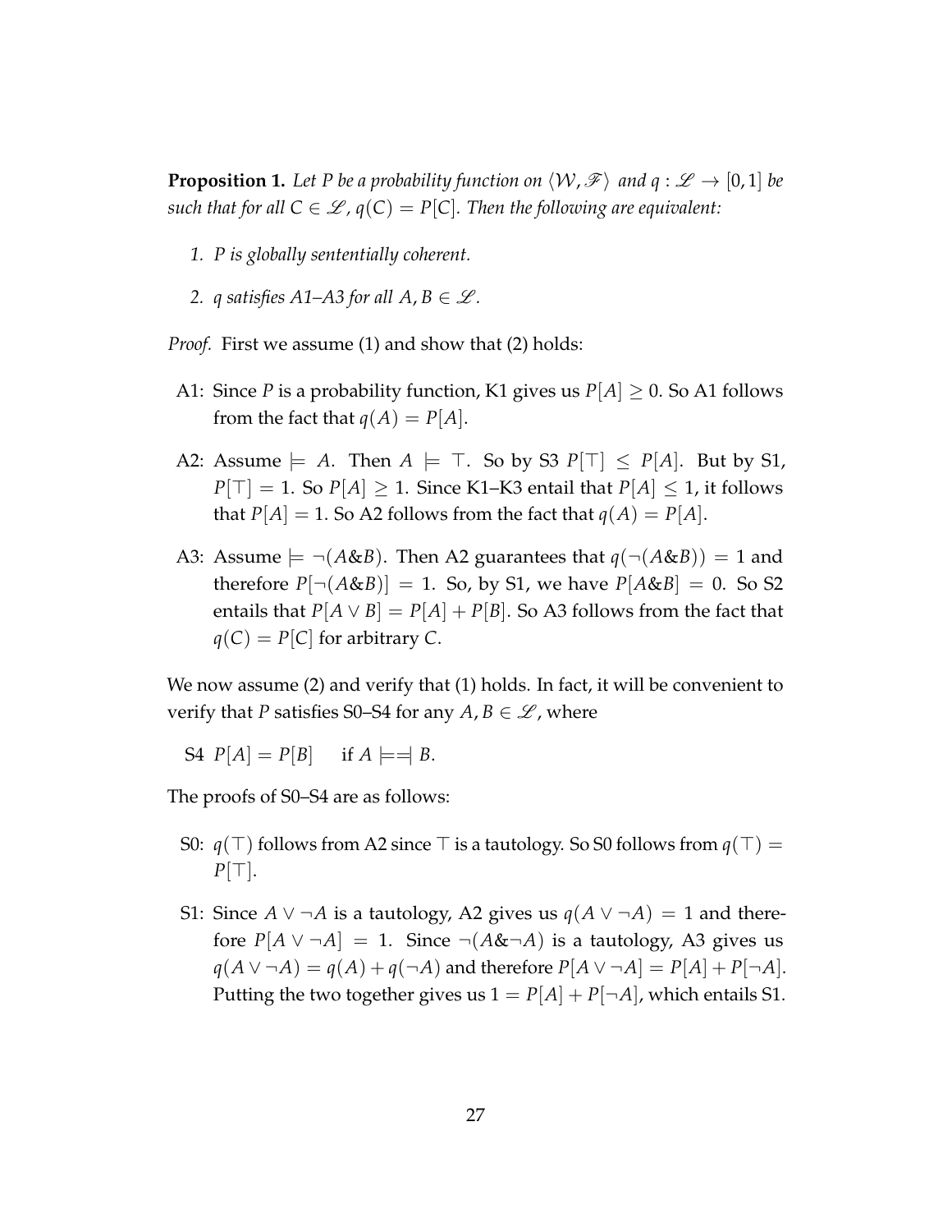**Proposition 1.** *Let $P$ be a probability function on $\langle \mathcal{W}, \mathscr{F} \rangle$ and $q : \mathscr{L} \to [0, 1]$ be such that for all $C \in \mathscr{L}$, $q(C) = P[C]$. Then the following are equivalent:*

1. *$P$ is globally sententially coherent.*
2. *$q$ satisfies A1–A3 for all $A, B \in \mathscr{L}$.*

*Proof.* First we assume (1) and show that (2) holds:

- A1: Since $P$ is a probability function, K1 gives us $P[A] \geq 0$. So A1 follows from the fact that $q(A) = P[A]$.
- A2: Assume $\models A$. Then $A \models \top$. So by S3 $P[\top] \leq P[A]$. But by S1, $P[\top] = 1$. So $P[A] \geq 1$. Since K1–K3 entail that $P[A] \leq 1$, it follows that $P[A] = 1$. So A2 follows from the fact that $q(A) = P[A]$.
- A3: Assume $\models \neg(A \& B)$. Then A2 guarantees that $q(\neg(A \& B)) = 1$ and therefore $P[\neg(A \& B)] = 1$. So, by S1, we have $P[A \& B] = 0$. So S2 entails that $P[A \vee B] = P[A] + P[B]$. So A3 follows from the fact that $q(C) = P[C]$ for arbitrary $C$.

We now assume (2) and verify that (1) holds. In fact, it will be convenient to verify that $P$ satisfies S0–S4 for any $A, B \in \mathscr{L}$, where

S4 $P[A] = P[B]$ if $A \models\dashv B$.

The proofs of S0–S4 are as follows:

- S0: $q(\top)$ follows from A2 since $\top$ is a tautology. So S0 follows from $q(\top) = P[\top]$.
- S1: Since $A \vee \neg A$ is a tautology, A2 gives us $q(A \vee \neg A) = 1$ and therefore $P[A \vee \neg A] = 1$. Since $\neg(A \& \neg A)$ is a tautology, A3 gives us $q(A \vee \neg A) = q(A) + q(\neg A)$ and therefore $P[A \vee \neg A] = P[A] + P[\neg A]$. Putting the two together gives us $1 = P[A] + P[\neg A]$, which entails S1.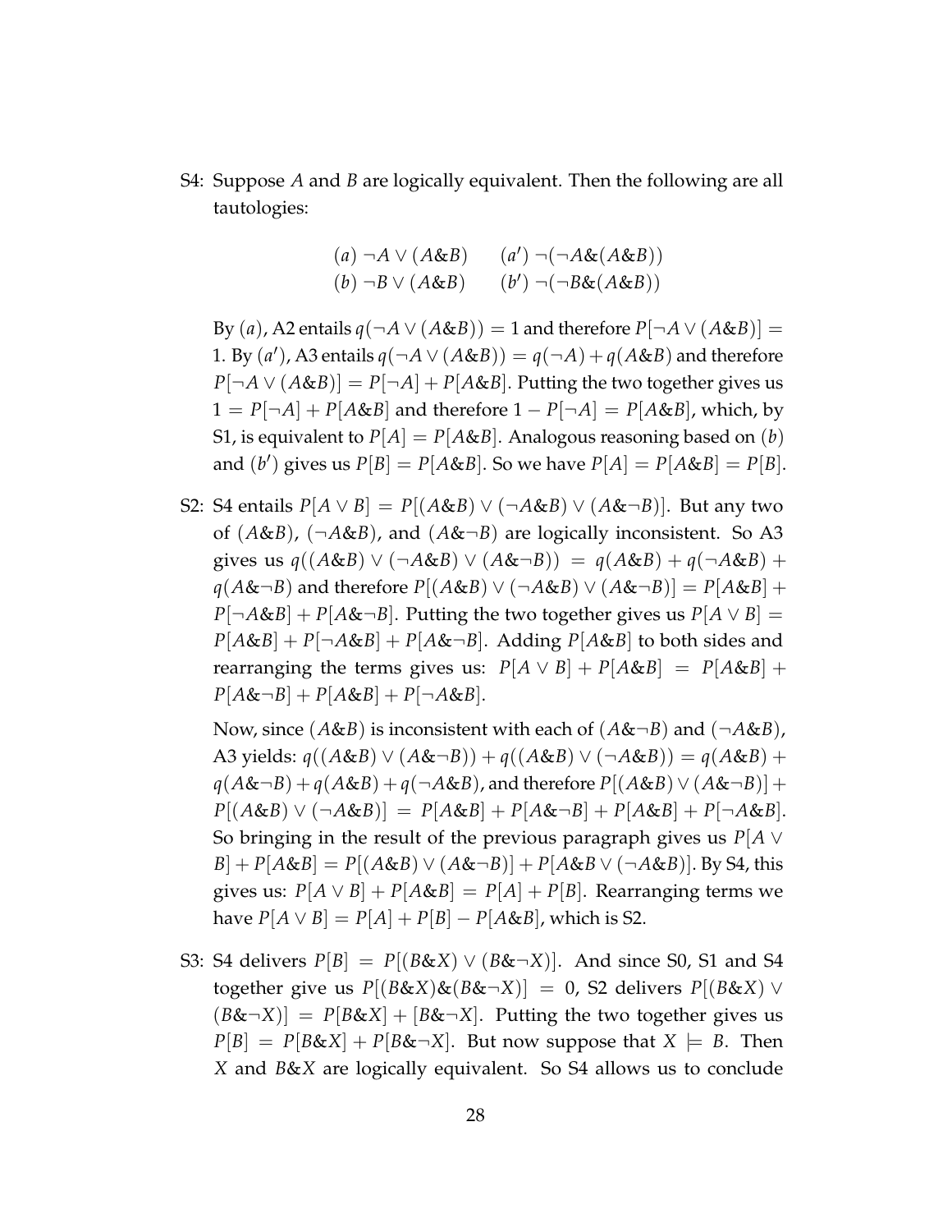S4: Suppose $A$ and $B$ are logically equivalent. Then the following are all tautologies:

$$(a)\ \neg A \vee (A\&B) \qquad (a')\ \neg(\neg A\&(A\&B))$$
$$(b)\ \neg B \vee (A\&B) \qquad (b')\ \neg(\neg B\&(A\&B))$$

By $(a)$, A2 entails $q(\neg A \vee (A\&B)) = 1$ and therefore $P[\neg A \vee (A\&B)] = 1$. By $(a')$, A3 entails $q(\neg A \vee (A\&B)) = q(\neg A) + q(A\&B)$ and therefore $P[\neg A \vee (A\&B)] = P[\neg A] + P[A\&B]$. Putting the two together gives us $1 = P[\neg A] + P[A\&B]$ and therefore $1 - P[\neg A] = P[A\&B]$, which, by S1, is equivalent to $P[A] = P[A\&B]$. Analogous reasoning based on $(b)$ and $(b')$ gives us $P[B] = P[A\&B]$. So we have $P[A] = P[A\&B] = P[B]$.

S2: S4 entails $P[A \vee B] = P[(A\&B) \vee (\neg A\&B) \vee (A\&\neg B)]$. But any two of $(A\&B)$, $(\neg A\&B)$, and $(A\&\neg B)$ are logically inconsistent. So A3 gives us $q((A\&B) \vee (\neg A\&B) \vee (A\&\neg B)) = q(A\&B) + q(\neg A\&B) + q(A\&\neg B)$ and therefore $P[(A\&B) \vee (\neg A\&B) \vee (A\&\neg B)] = P[A\&B] + P[\neg A\&B] + P[A\&\neg B]$. Putting the two together gives us $P[A \vee B] = P[A\&B] + P[\neg A\&B] + P[A\&\neg B]$. Adding $P[A\&B]$ to both sides and rearranging the terms gives us: $P[A \vee B] + P[A\&B] = P[A\&B] + P[A\&\neg B] + P[A\&B] + P[\neg A\&B]$.

Now, since $(A\&B)$ is inconsistent with each of $(A\&\neg B)$ and $(\neg A\&B)$, A3 yields: $q((A\&B) \vee (A\&\neg B)) + q((A\&B) \vee (\neg A\&B)) = q(A\&B) + q(A\&\neg B) + q(A\&B) + q(\neg A\&B)$, and therefore $P[(A\&B) \vee (A\&\neg B)] + P[(A\&B) \vee (\neg A\&B)] = P[A\&B] + P[A\&\neg B] + P[A\&B] + P[\neg A\&B]$. So bringing in the result of the previous paragraph gives us $P[A \vee B] + P[A\&B] = P[(A\&B) \vee (A\&\neg B)] + P[A\&B \vee (\neg A\&B)]$. By S4, this gives us: $P[A \vee B] + P[A\&B] = P[A] + P[B]$. Rearranging terms we have $P[A \vee B] = P[A] + P[B] - P[A\&B]$, which is S2.

S3: S4 delivers $P[B] = P[(B\&X) \vee (B\&\neg X)]$. And since S0, S1 and S4 together give us $P[(B\&X)\&(B\&\neg X)] = 0$, S2 delivers $P[(B\&X) \vee (B\&\neg X)] = P[B\&X] + [B\&\neg X]$. Putting the two together gives us $P[B] = P[B\&X] + P[B\&\neg X]$. But now suppose that $X \models B$. Then $X$ and $B\&X$ are logically equivalent. So S4 allows us to conclude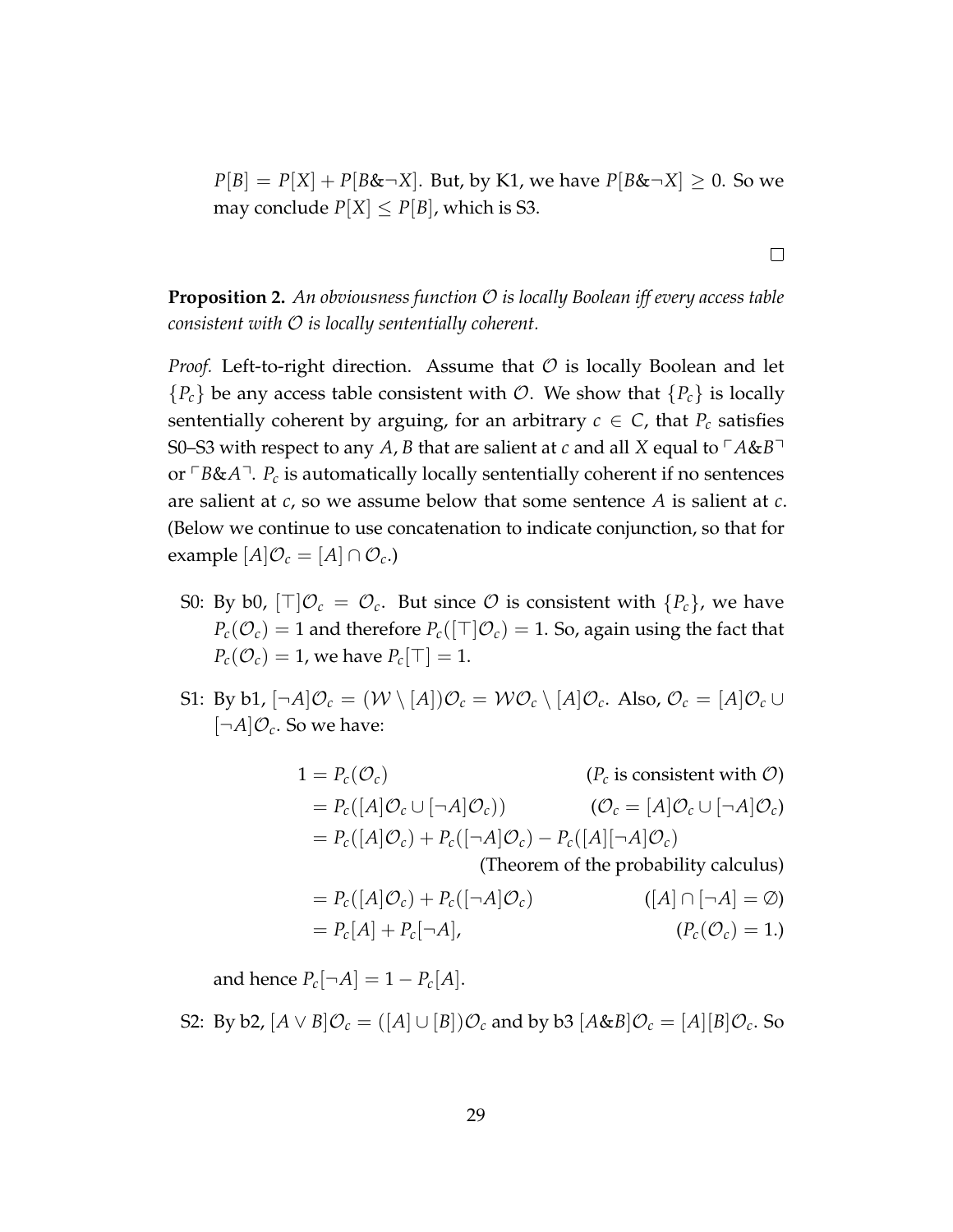$P[B] = P[X] + P[B\&\neg X]$. But, by K1, we have $P[B\&\neg X] \geq 0$. So we may conclude $P[X] \leq P[B]$, which is S3.

$\square$

**Proposition 2.** *An obviousness function $\mathcal{O}$ is locally Boolean iff every access table consistent with $\mathcal{O}$ is locally sententially coherent.*

*Proof.* Left-to-right direction. Assume that $\mathcal{O}$ is locally Boolean and let $\{P_c\}$ be any access table consistent with $\mathcal{O}$. We show that $\{P_c\}$ is locally sententially coherent by arguing, for an arbitrary $c \in C$, that $P_c$ satisfies S0–S3 with respect to any $A, B$ that are salient at $c$ and all $X$ equal to $\ulcorner A\&B \urcorner$ or $\ulcorner B\&A \urcorner$. $P_c$ is automatically locally sententially coherent if no sentences are salient at $c$, so we assume below that some sentence $A$ is salient at $c$. (Below we continue to use concatenation to indicate conjunction, so that for example $[A]\mathcal{O}_c = [A] \cap \mathcal{O}_c$.)

- S0: By b0, $[\top]\mathcal{O}_c = \mathcal{O}_c$. But since $\mathcal{O}$ is consistent with $\{P_c\}$, we have $P_c(\mathcal{O}_c) = 1$ and therefore $P_c([\top]\mathcal{O}_c) = 1$. So, again using the fact that $P_c(\mathcal{O}_c) = 1$, we have $P_c[\top] = 1$.

- S1: By b1, $[\neg A]\mathcal{O}_c = (\mathcal{W} \setminus [A])\mathcal{O}_c = \mathcal{W}\mathcal{O}_c \setminus [A]\mathcal{O}_c$. Also, $\mathcal{O}_c = [A]\mathcal{O}_c \cup [\neg A]\mathcal{O}_c$. So we have:

$$
\begin{aligned}
1 &= P_c(\mathcal{O}_c) && (P_c \text{ is consistent with } \mathcal{O}) \\
&= P_c([A]\mathcal{O}_c \cup [\neg A]\mathcal{O}_c)) && (\mathcal{O}_c = [A]\mathcal{O}_c \cup [\neg A]\mathcal{O}_c) \\
&= P_c([A]\mathcal{O}_c) + P_c([\neg A]\mathcal{O}_c) - P_c([A][\neg A]\mathcal{O}_c) \\
& && \text{(Theorem of the probability calculus)} \\
&= P_c([A]\mathcal{O}_c) + P_c([\neg A]\mathcal{O}_c) && ([A] \cap [\neg A] = \varnothing) \\
&= P_c[A] + P_c[\neg A], && (P_c(\mathcal{O}_c) = 1.)
\end{aligned}
$$

  and hence $P_c[\neg A] = 1 - P_c[A]$.

- S2: By b2, $[A \vee B]\mathcal{O}_c = ([A] \cup [B])\mathcal{O}_c$ and by b3 $[A\&B]\mathcal{O}_c = [A][B]\mathcal{O}_c$. So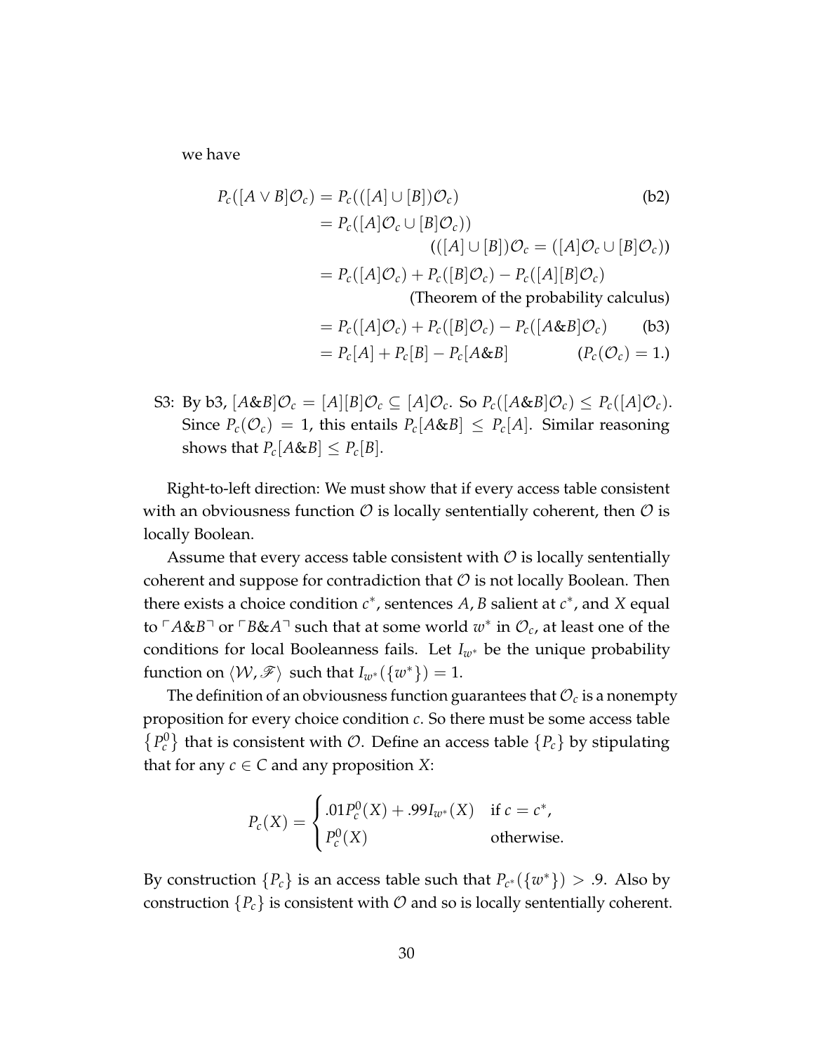we have

$$
\begin{aligned}
P_c([A \vee B]\mathcal{O}_c) &= P_c(([A] \cup [B])\mathcal{O}_c) && \text{(b2)} \\
&= P_c([A]\mathcal{O}_c \cup [B]\mathcal{O}_c)) \\
& && (([A] \cup [B])\mathcal{O}_c = ([A]\mathcal{O}_c \cup [B]\mathcal{O}_c)) \\
&= P_c([A]\mathcal{O}_c) + P_c([B]\mathcal{O}_c) - P_c([A][B]\mathcal{O}_c) \\
& && \text{(Theorem of the probability calculus)} \\
&= P_c([A]\mathcal{O}_c) + P_c([B]\mathcal{O}_c) - P_c([A\&B]\mathcal{O}_c) && \text{(b3)} \\
&= P_c[A] + P_c[B] - P_c[A\&B] && (P_c(\mathcal{O}_c) = 1.)
\end{aligned}
$$

S3: By b3, $[A\&B]\mathcal{O}_c = [A][B]\mathcal{O}_c \subseteq [A]\mathcal{O}_c$. So $P_c([A\&B]\mathcal{O}_c) \leq P_c([A]\mathcal{O}_c)$. Since $P_c(\mathcal{O}_c) = 1$, this entails $P_c[A\&B] \leq P_c[A]$. Similar reasoning shows that $P_c[A\&B] \leq P_c[B]$.

Right-to-left direction: We must show that if every access table consistent with an obviousness function $\mathcal{O}$ is locally sententially coherent, then $\mathcal{O}$ is locally Boolean.

Assume that every access table consistent with $\mathcal{O}$ is locally sententially coherent and suppose for contradiction that $\mathcal{O}$ is not locally Boolean. Then there exists a choice condition $c^*$, sentences $A, B$ salient at $c^*$, and $X$ equal to $\ulcorner A\&B \urcorner$ or $\ulcorner B\&A \urcorner$ such that at some world $w^*$ in $\mathcal{O}_c$, at least one of the conditions for local Booleanness fails. Let $I_{w^*}$ be the unique probability function on $\langle \mathcal{W}, \mathscr{F} \rangle$ such that $I_{w^*}(\{w^*\}) = 1$.

The definition of an obviousness function guarantees that $\mathcal{O}_c$ is a nonempty proposition for every choice condition $c$. So there must be some access table $\{P_c^0\}$ that is consistent with $\mathcal{O}$. Define an access table $\{P_c\}$ by stipulating that for any $c \in C$ and any proposition $X$:

$$
P_c(X) = \begin{cases} .01 P_c^0(X) + .99 I_{w^*}(X) & \text{if } c = c^*, \\ P_c^0(X) & \text{otherwise.} \end{cases}
$$

By construction $\{P_c\}$ is an access table such that $P_{c^*}(\{w^*\}) > .9$. Also by construction $\{P_c\}$ is consistent with $\mathcal{O}$ and so is locally sententially coherent.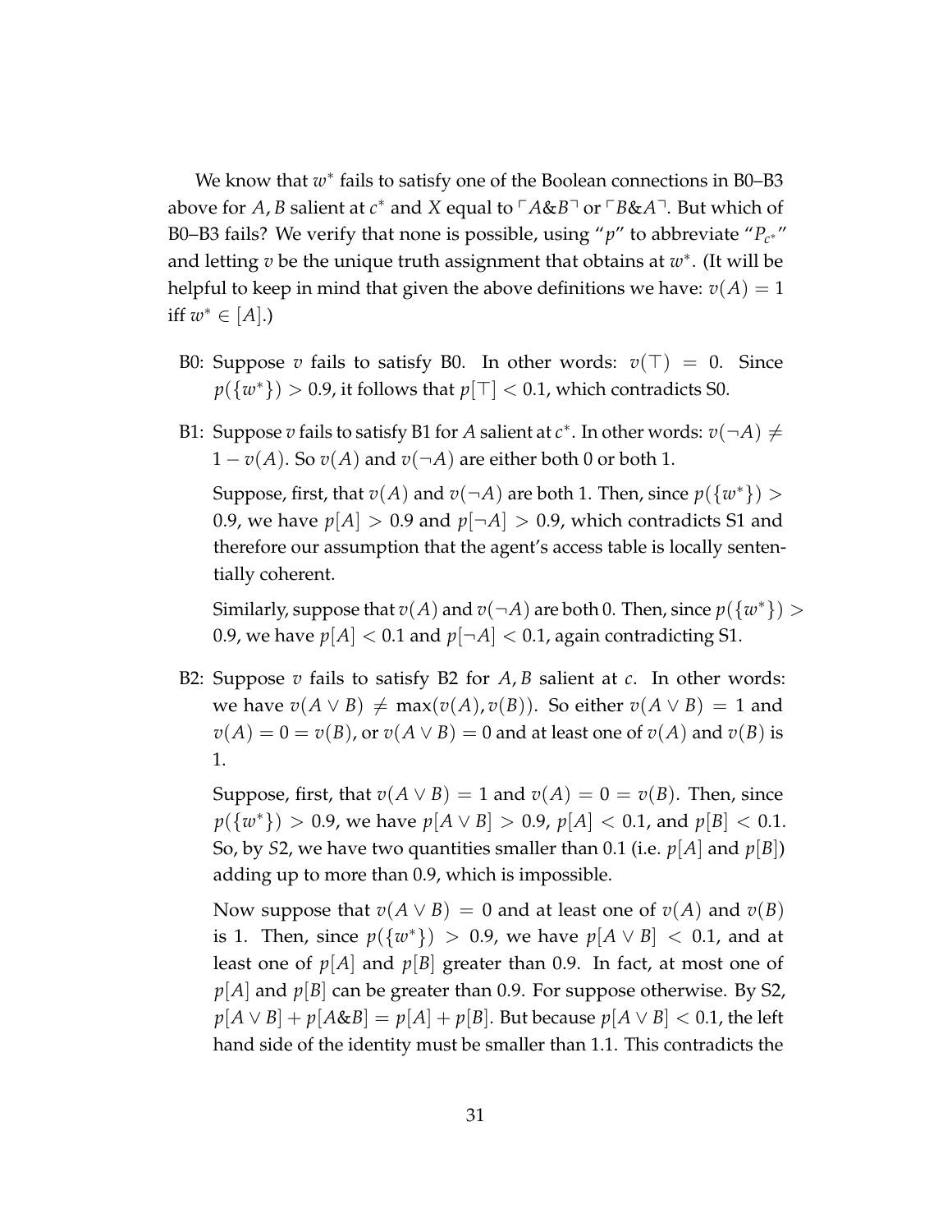We know that $w^*$ fails to satisfy one of the Boolean connections in B0–B3 above for $A, B$ salient at $c^*$ and $X$ equal to $\ulcorner A \& B \urcorner$ or $\ulcorner B \& A \urcorner$. But which of B0–B3 fails? We verify that none is possible, using "$p$" to abbreviate "$P_{c^*}$" and letting $v$ be the unique truth assignment that obtains at $w^*$. (It will be helpful to keep in mind that given the above definitions we have: $v(A) = 1$ iff $w^* \in [A]$.)

B0: Suppose $v$ fails to satisfy B0. In other words: $v(\top) = 0$. Since $p(\{w^*\}) > 0.9$, it follows that $p[\top] < 0.1$, which contradicts S0.

B1: Suppose $v$ fails to satisfy B1 for $A$ salient at $c^*$. In other words: $v(\neg A) \neq 1 - v(A)$. So $v(A)$ and $v(\neg A)$ are either both 0 or both 1.

Suppose, first, that $v(A)$ and $v(\neg A)$ are both 1. Then, since $p(\{w^*\}) > 0.9$, we have $p[A] > 0.9$ and $p[\neg A] > 0.9$, which contradicts S1 and therefore our assumption that the agent's access table is locally sententially coherent.

Similarly, suppose that $v(A)$ and $v(\neg A)$ are both 0. Then, since $p(\{w^*\}) > 0.9$, we have $p[A] < 0.1$ and $p[\neg A] < 0.1$, again contradicting S1.

B2: Suppose $v$ fails to satisfy B2 for $A, B$ salient at $c$. In other words: we have $v(A \vee B) \neq \max(v(A), v(B))$. So either $v(A \vee B) = 1$ and $v(A) = 0 = v(B)$, or $v(A \vee B) = 0$ and at least one of $v(A)$ and $v(B)$ is 1.

Suppose, first, that $v(A \vee B) = 1$ and $v(A) = 0 = v(B)$. Then, since $p(\{w^*\}) > 0.9$, we have $p[A \vee B] > 0.9$, $p[A] < 0.1$, and $p[B] < 0.1$. So, by S2, we have two quantities smaller than 0.1 (i.e. $p[A]$ and $p[B]$) adding up to more than 0.9, which is impossible.

Now suppose that $v(A \vee B) = 0$ and at least one of $v(A)$ and $v(B)$ is 1. Then, since $p(\{w^*\}) > 0.9$, we have $p[A \vee B] < 0.1$, and at least one of $p[A]$ and $p[B]$ greater than 0.9. In fact, at most one of $p[A]$ and $p[B]$ can be greater than 0.9. For suppose otherwise. By S2, $p[A \vee B] + p[A \& B] = p[A] + p[B]$. But because $p[A \vee B] < 0.1$, the left hand side of the identity must be smaller than 1.1. This contradicts the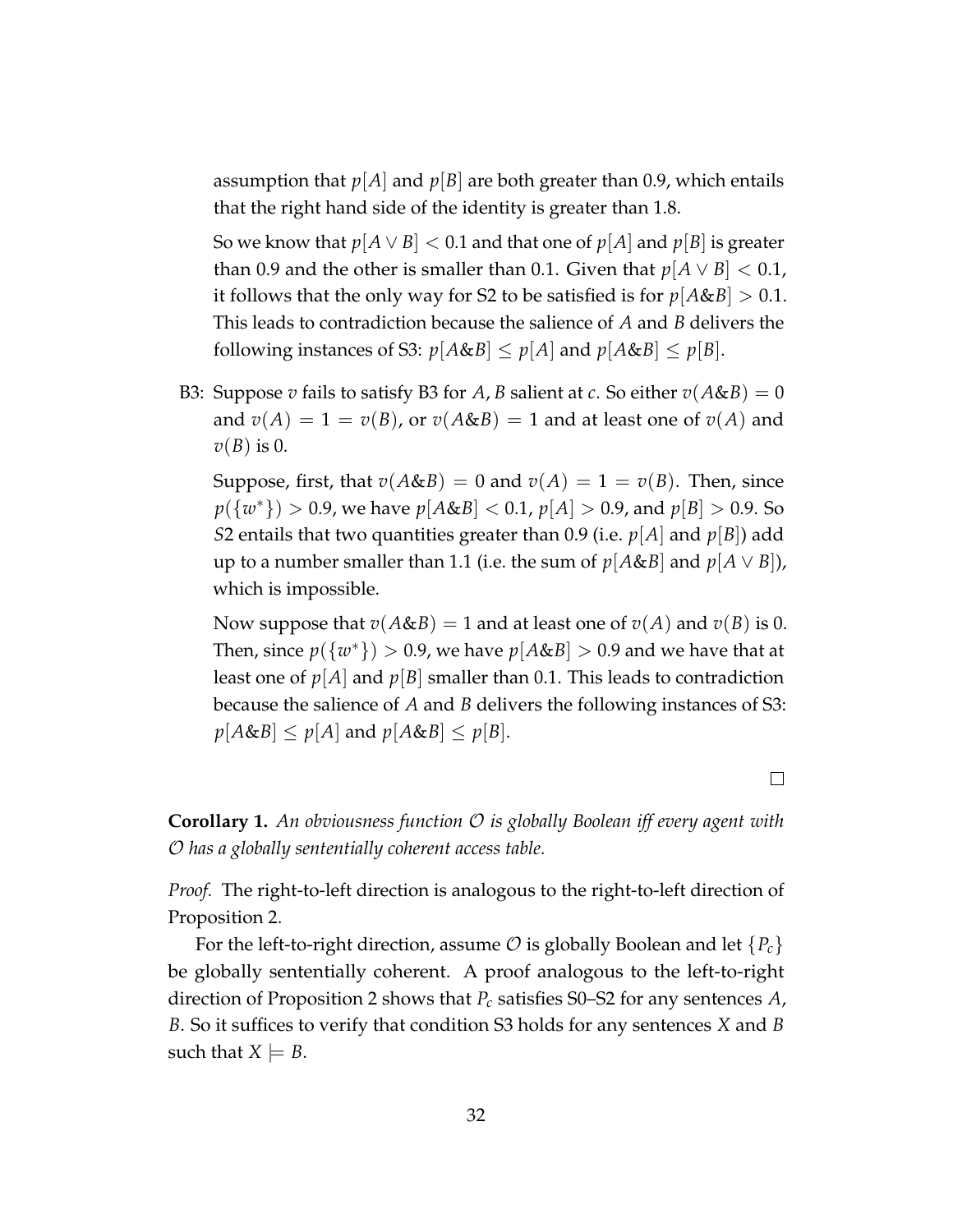assumption that $p[A]$ and $p[B]$ are both greater than 0.9, which entails that the right hand side of the identity is greater than 1.8.

So we know that $p[A \vee B] < 0.1$ and that one of $p[A]$ and $p[B]$ is greater than 0.9 and the other is smaller than 0.1. Given that $p[A \vee B] < 0.1$, it follows that the only way for S2 to be satisfied is for $p[A \& B] > 0.1$. This leads to contradiction because the salience of $A$ and $B$ delivers the following instances of S3: $p[A \& B] \leq p[A]$ and $p[A \& B] \leq p[B]$.

B3: Suppose $v$ fails to satisfy B3 for $A, B$ salient at $c$. So either $v(A \& B) = 0$ and $v(A) = 1 = v(B)$, or $v(A \& B) = 1$ and at least one of $v(A)$ and $v(B)$ is 0.

Suppose, first, that $v(A \& B) = 0$ and $v(A) = 1 = v(B)$. Then, since $p(\{w^*\}) > 0.9$, we have $p[A \& B] < 0.1$, $p[A] > 0.9$, and $p[B] > 0.9$. So *S*2 entails that two quantities greater than 0.9 (i.e. $p[A]$ and $p[B]$) add up to a number smaller than 1.1 (i.e. the sum of $p[A \& B]$ and $p[A \vee B]$), which is impossible.

Now suppose that $v(A \& B) = 1$ and at least one of $v(A)$ and $v(B)$ is 0. Then, since $p(\{w^*\}) > 0.9$, we have $p[A \& B] > 0.9$ and we have that at least one of $p[A]$ and $p[B]$ smaller than 0.1. This leads to contradiction because the salience of $A$ and $B$ delivers the following instances of S3: $p[A \& B] \leq p[A]$ and $p[A \& B] \leq p[B]$.

□

**Corollary 1.** *An obviousness function $\mathcal{O}$ is globally Boolean iff every agent with $\mathcal{O}$ has a globally sententially coherent access table.*

*Proof.* The right-to-left direction is analogous to the right-to-left direction of Proposition 2.

For the left-to-right direction, assume $\mathcal{O}$ is globally Boolean and let $\{P_c\}$ be globally sententially coherent. A proof analogous to the left-to-right direction of Proposition 2 shows that $P_c$ satisfies S0–S2 for any sentences $A$, $B$. So it suffices to verify that condition S3 holds for any sentences $X$ and $B$ such that $X \models B$.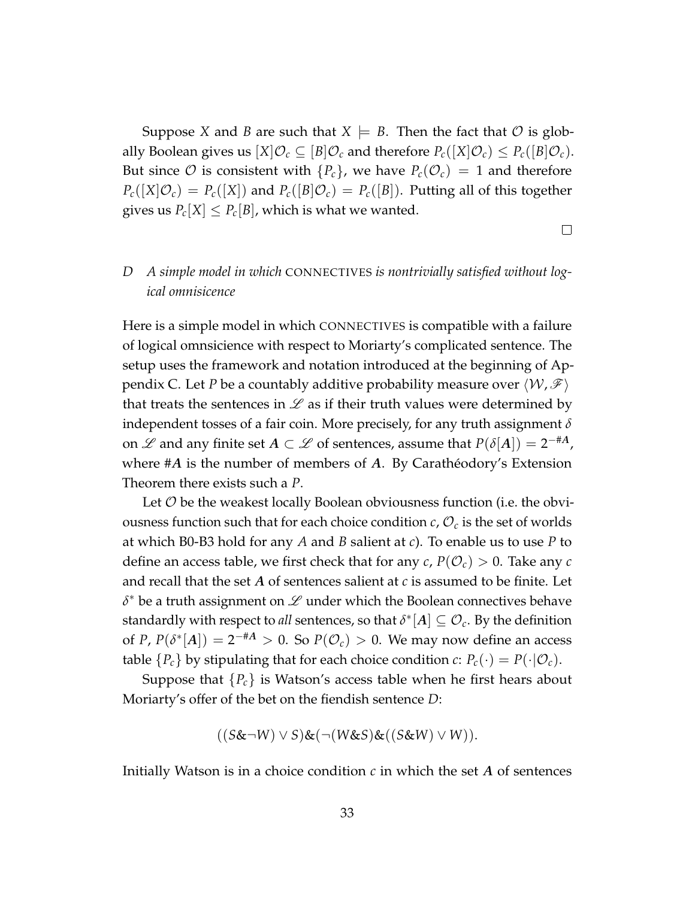Suppose $X$ and $B$ are such that $X \models B$. Then the fact that $\mathcal{O}$ is globally Boolean gives us $[X]\mathcal{O}_c \subseteq [B]\mathcal{O}_c$ and therefore $P_c([X]\mathcal{O}_c) \leq P_c([B]\mathcal{O}_c)$. But since $\mathcal{O}$ is consistent with $\{P_c\}$, we have $P_c(\mathcal{O}_c) = 1$ and therefore $P_c([X]\mathcal{O}_c) = P_c([X])$ and $P_c([B]\mathcal{O}_c) = P_c([B])$. Putting all of this together gives us $P_c[X] \leq P_c[B]$, which is what we wanted.

□

## D *A simple model in which* CONNECTIVES *is nontrivially satisfied without logical omnisicence*

Here is a simple model in which CONNECTIVES is compatible with a failure of logical omnsicience with respect to Moriarty's complicated sentence. The setup uses the framework and notation introduced at the beginning of Appendix C. Let $P$ be a countably additive probability measure over $\langle \mathcal{W}, \mathscr{F} \rangle$ that treats the sentences in $\mathscr{L}$ as if their truth values were determined by independent tosses of a fair coin. More precisely, for any truth assignment $\delta$ on $\mathscr{L}$ and any finite set $\boldsymbol{A} \subset \mathscr{L}$ of sentences, assume that $P(\delta[\boldsymbol{A}]) = 2^{-\#\boldsymbol{A}}$, where $\#\boldsymbol{A}$ is the number of members of $\boldsymbol{A}$. By Carathéodory's Extension Theorem there exists such a $P$.

Let $\mathcal{O}$ be the weakest locally Boolean obviousness function (i.e. the obviousness function such that for each choice condition $c$, $\mathcal{O}_c$ is the set of worlds at which B0-B3 hold for any $A$ and $B$ salient at $c$). To enable us to use $P$ to define an access table, we first check that for any $c$, $P(\mathcal{O}_c) > 0$. Take any $c$ and recall that the set $\boldsymbol{A}$ of sentences salient at $c$ is assumed to be finite. Let $\delta^*$ be a truth assignment on $\mathscr{L}$ under which the Boolean connectives behave standardly with respect to *all* sentences, so that $\delta^*[\boldsymbol{A}] \subseteq \mathcal{O}_c$. By the definition of $P$, $P(\delta^*[\boldsymbol{A}]) = 2^{-\#\boldsymbol{A}} > 0$. So $P(\mathcal{O}_c) > 0$. We may now define an access table $\{P_c\}$ by stipulating that for each choice condition $c$: $P_c(\cdot) = P(\cdot|\mathcal{O}_c)$.

Suppose that $\{P_c\}$ is Watson's access table when he first hears about Moriarty's offer of the bet on the fiendish sentence $D$:

$$((S \& \neg W) \vee S) \& (\neg(W \& S) \& ((S \& W) \vee W)).$$

Initially Watson is in a choice condition $c$ in which the set $\boldsymbol{A}$ of sentences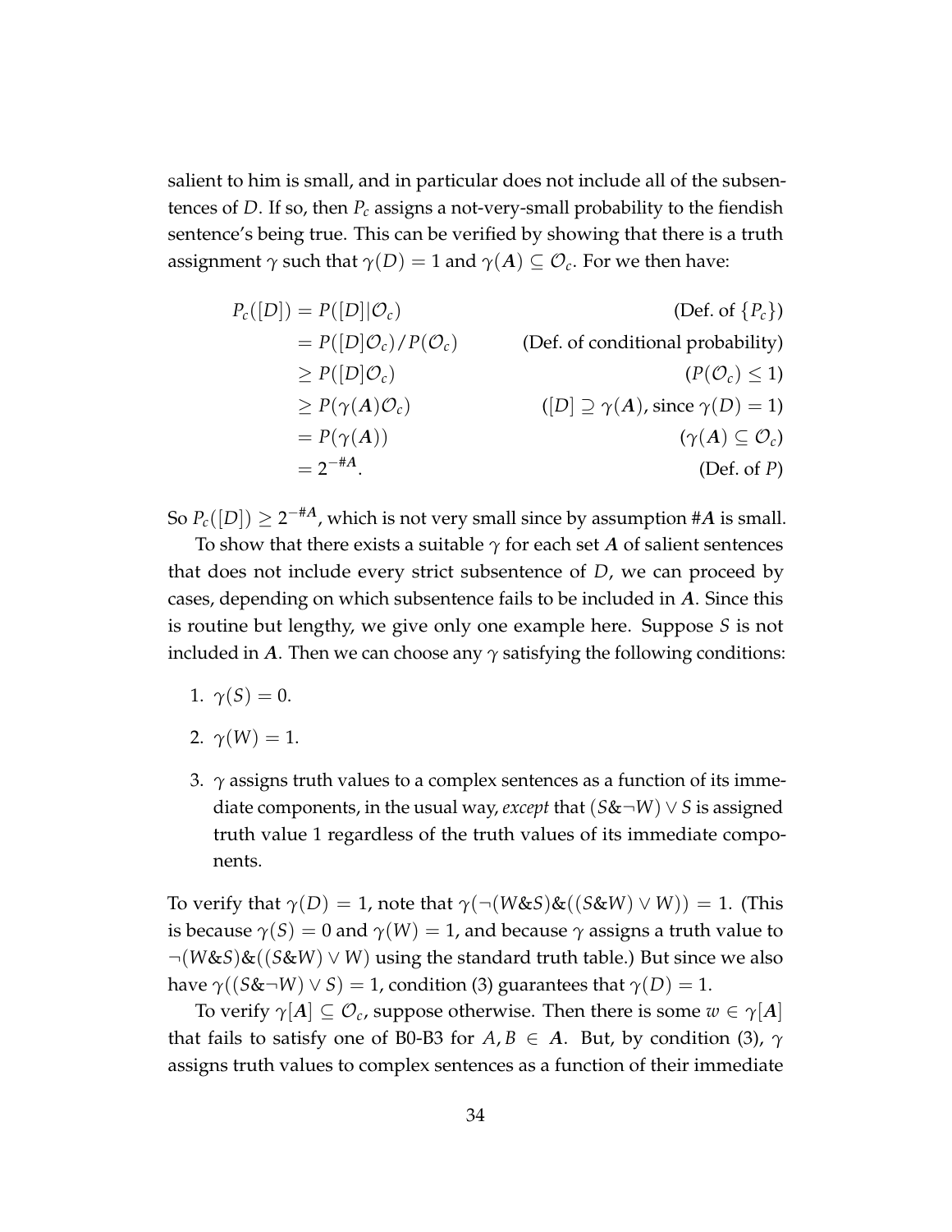salient to him is small, and in particular does not include all of the subsentences of $D$. If so, then $P_c$ assigns a not-very-small probability to the fiendish sentence's being true. This can be verified by showing that there is a truth assignment $\gamma$ such that $\gamma(D) = 1$ and $\gamma(\boldsymbol{A}) \subseteq \mathcal{O}_c$. For we then have:

$$
\begin{aligned}
P_c([D]) &= P([D]|\mathcal{O}_c) && \text{(Def. of } \{P_c\}) \\
&= P([D]\mathcal{O}_c)/P(\mathcal{O}_c) && \text{(Def. of conditional probability)} \\
&\geq P([D]\mathcal{O}_c) && (P(\mathcal{O}_c) \leq 1) \\
&\geq P(\gamma(\boldsymbol{A})\mathcal{O}_c) && ([D] \supseteq \gamma(\boldsymbol{A}), \text{ since } \gamma(D) = 1) \\
&= P(\gamma(\boldsymbol{A})) && (\gamma(\boldsymbol{A}) \subseteq \mathcal{O}_c) \\
&= 2^{-\#\boldsymbol{A}}. && \text{(Def. of } P)
\end{aligned}
$$

So $P_c([D]) \geq 2^{-\#\boldsymbol{A}}$, which is not very small since by assumption $\#\boldsymbol{A}$ is small.

To show that there exists a suitable $\gamma$ for each set $\boldsymbol{A}$ of salient sentences that does not include every strict subsentence of $D$, we can proceed by cases, depending on which subsentence fails to be included in $\boldsymbol{A}$. Since this is routine but lengthy, we give only one example here. Suppose $S$ is not included in $\boldsymbol{A}$. Then we can choose any $\gamma$ satisfying the following conditions:

1. $\gamma(S) = 0$.
2. $\gamma(W) = 1$.
3. $\gamma$ assigns truth values to a complex sentences as a function of its immediate components, in the usual way, *except* that $(S\&\neg W) \vee S$ is assigned truth value 1 regardless of the truth values of its immediate components.

To verify that $\gamma(D) = 1$, note that $\gamma(\neg(W\&S)\&((S\&W) \vee W)) = 1$. (This is because $\gamma(S) = 0$ and $\gamma(W) = 1$, and because $\gamma$ assigns a truth value to $\neg(W\&S)\&((S\&W) \vee W)$ using the standard truth table.) But since we also have $\gamma((S\&\neg W) \vee S) = 1$, condition (3) guarantees that $\gamma(D) = 1$.

To verify $\gamma[\boldsymbol{A}] \subseteq \mathcal{O}_c$, suppose otherwise. Then there is some $w \in \gamma[\boldsymbol{A}]$ that fails to satisfy one of B0-B3 for $A, B \in \boldsymbol{A}$. But, by condition (3), $\gamma$ assigns truth values to complex sentences as a function of their immediate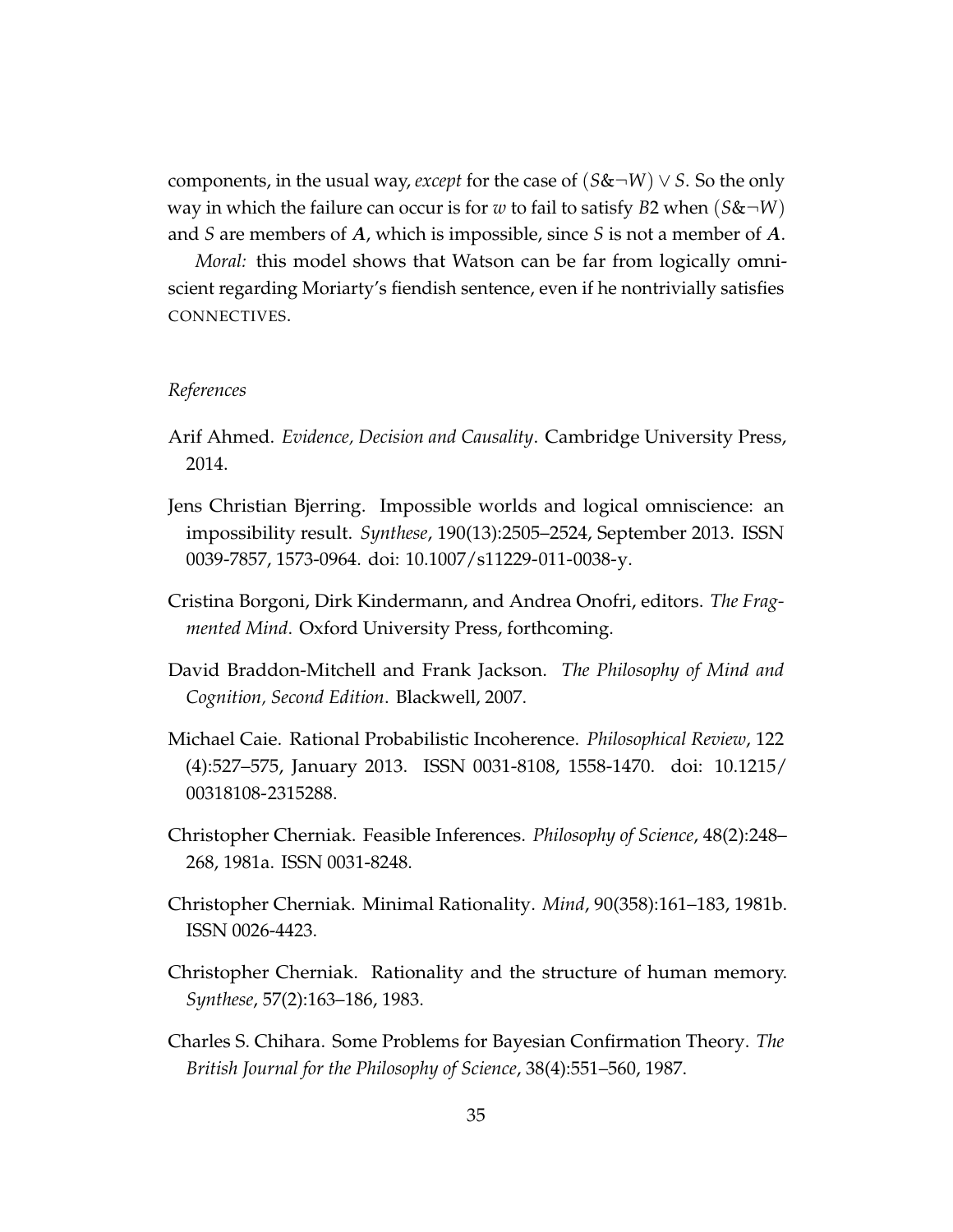components, in the usual way, *except* for the case of $(S\&\neg W) \vee S$. So the only way in which the failure can occur is for $w$ to fail to satisfy $B2$ when $(S\&\neg W)$ and $S$ are members of $\boldsymbol{A}$, which is impossible, since $S$ is not a member of $\boldsymbol{A}$.

*Moral:* this model shows that Watson can be far from logically omniscient regarding Moriarty's fiendish sentence, even if he nontrivially satisfies CONNECTIVES.

*References*

Arif Ahmed. *Evidence, Decision and Causality*. Cambridge University Press, 2014.

Jens Christian Bjerring. Impossible worlds and logical omniscience: an impossibility result. *Synthese*, 190(13):2505–2524, September 2013. ISSN 0039-7857, 1573-0964. doi: 10.1007/s11229-011-0038-y.

Cristina Borgoni, Dirk Kindermann, and Andrea Onofri, editors. *The Fragmented Mind*. Oxford University Press, forthcoming.

David Braddon-Mitchell and Frank Jackson. *The Philosophy of Mind and Cognition, Second Edition*. Blackwell, 2007.

Michael Caie. Rational Probabilistic Incoherence. *Philosophical Review*, 122 (4):527–575, January 2013. ISSN 0031-8108, 1558-1470. doi: 10.1215/00318108-2315288.

Christopher Cherniak. Feasible Inferences. *Philosophy of Science*, 48(2):248–268, 1981a. ISSN 0031-8248.

Christopher Cherniak. Minimal Rationality. *Mind*, 90(358):161–183, 1981b. ISSN 0026-4423.

Christopher Cherniak. Rationality and the structure of human memory. *Synthese*, 57(2):163–186, 1983.

Charles S. Chihara. Some Problems for Bayesian Confirmation Theory. *The British Journal for the Philosophy of Science*, 38(4):551–560, 1987.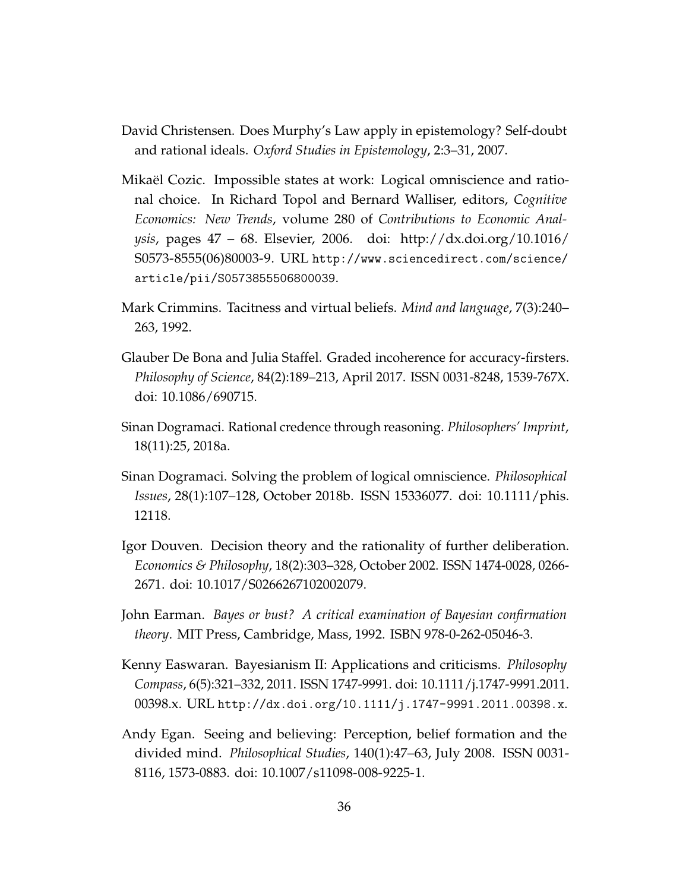David Christensen. Does Murphy's Law apply in epistemology? Self-doubt and rational ideals. *Oxford Studies in Epistemology*, 2:3–31, 2007.

Mikaël Cozic. Impossible states at work: Logical omniscience and rational choice. In Richard Topol and Bernard Walliser, editors, *Cognitive Economics: New Trends*, volume 280 of *Contributions to Economic Analysis*, pages 47 – 68. Elsevier, 2006. doi: http://dx.doi.org/10.1016/S0573-8555(06)80003-9. URL http://www.sciencedirect.com/science/article/pii/S0573855506800039.

Mark Crimmins. Tacitness and virtual beliefs. *Mind and language*, 7(3):240–263, 1992.

Glauber De Bona and Julia Staffel. Graded incoherence for accuracy-firsters. *Philosophy of Science*, 84(2):189–213, April 2017. ISSN 0031-8248, 1539-767X. doi: 10.1086/690715.

Sinan Dogramaci. Rational credence through reasoning. *Philosophers' Imprint*, 18(11):25, 2018a.

Sinan Dogramaci. Solving the problem of logical omniscience. *Philosophical Issues*, 28(1):107–128, October 2018b. ISSN 15336077. doi: 10.1111/phis.12118.

Igor Douven. Decision theory and the rationality of further deliberation. *Economics & Philosophy*, 18(2):303–328, October 2002. ISSN 1474-0028, 0266-2671. doi: 10.1017/S0266267102002079.

John Earman. *Bayes or bust? A critical examination of Bayesian confirmation theory*. MIT Press, Cambridge, Mass, 1992. ISBN 978-0-262-05046-3.

Kenny Easwaran. Bayesianism II: Applications and criticisms. *Philosophy Compass*, 6(5):321–332, 2011. ISSN 1747-9991. doi: 10.1111/j.1747-9991.2011.00398.x. URL http://dx.doi.org/10.1111/j.1747-9991.2011.00398.x.

Andy Egan. Seeing and believing: Perception, belief formation and the divided mind. *Philosophical Studies*, 140(1):47–63, July 2008. ISSN 0031-8116, 1573-0883. doi: 10.1007/s11098-008-9225-1.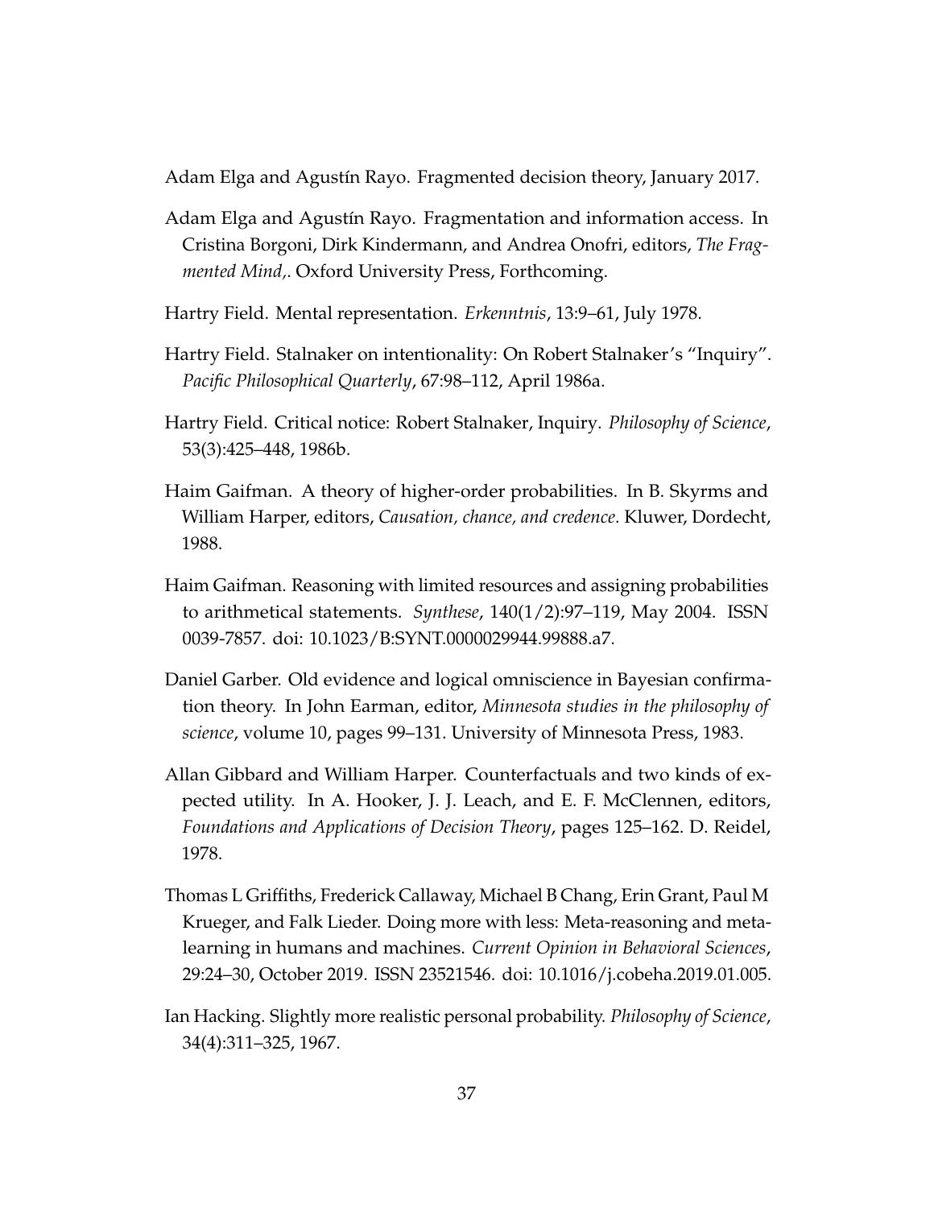Adam Elga and Agustín Rayo. Fragmented decision theory, January 2017.

Adam Elga and Agustín Rayo. Fragmentation and information access. In Cristina Borgoni, Dirk Kindermann, and Andrea Onofri, editors, *The Fragmented Mind,*. Oxford University Press, Forthcoming.

Hartry Field. Mental representation. *Erkenntnis*, 13:9–61, July 1978.

Hartry Field. Stalnaker on intentionality: On Robert Stalnaker's "Inquiry". *Pacific Philosophical Quarterly*, 67:98–112, April 1986a.

Hartry Field. Critical notice: Robert Stalnaker, Inquiry. *Philosophy of Science*, 53(3):425–448, 1986b.

Haim Gaifman. A theory of higher-order probabilities. In B. Skyrms and William Harper, editors, *Causation, chance, and credence*. Kluwer, Dordecht, 1988.

Haim Gaifman. Reasoning with limited resources and assigning probabilities to arithmetical statements. *Synthese*, 140(1/2):97–119, May 2004. ISSN 0039-7857. doi: 10.1023/B:SYNT.0000029944.99888.a7.

Daniel Garber. Old evidence and logical omniscience in Bayesian confirmation theory. In John Earman, editor, *Minnesota studies in the philosophy of science*, volume 10, pages 99–131. University of Minnesota Press, 1983.

Allan Gibbard and William Harper. Counterfactuals and two kinds of expected utility. In A. Hooker, J. J. Leach, and E. F. McClennen, editors, *Foundations and Applications of Decision Theory*, pages 125–162. D. Reidel, 1978.

Thomas L Griffiths, Frederick Callaway, Michael B Chang, Erin Grant, Paul M Krueger, and Falk Lieder. Doing more with less: Meta-reasoning and meta-learning in humans and machines. *Current Opinion in Behavioral Sciences*, 29:24–30, October 2019. ISSN 23521546. doi: 10.1016/j.cobeha.2019.01.005.

Ian Hacking. Slightly more realistic personal probability. *Philosophy of Science*, 34(4):311–325, 1967.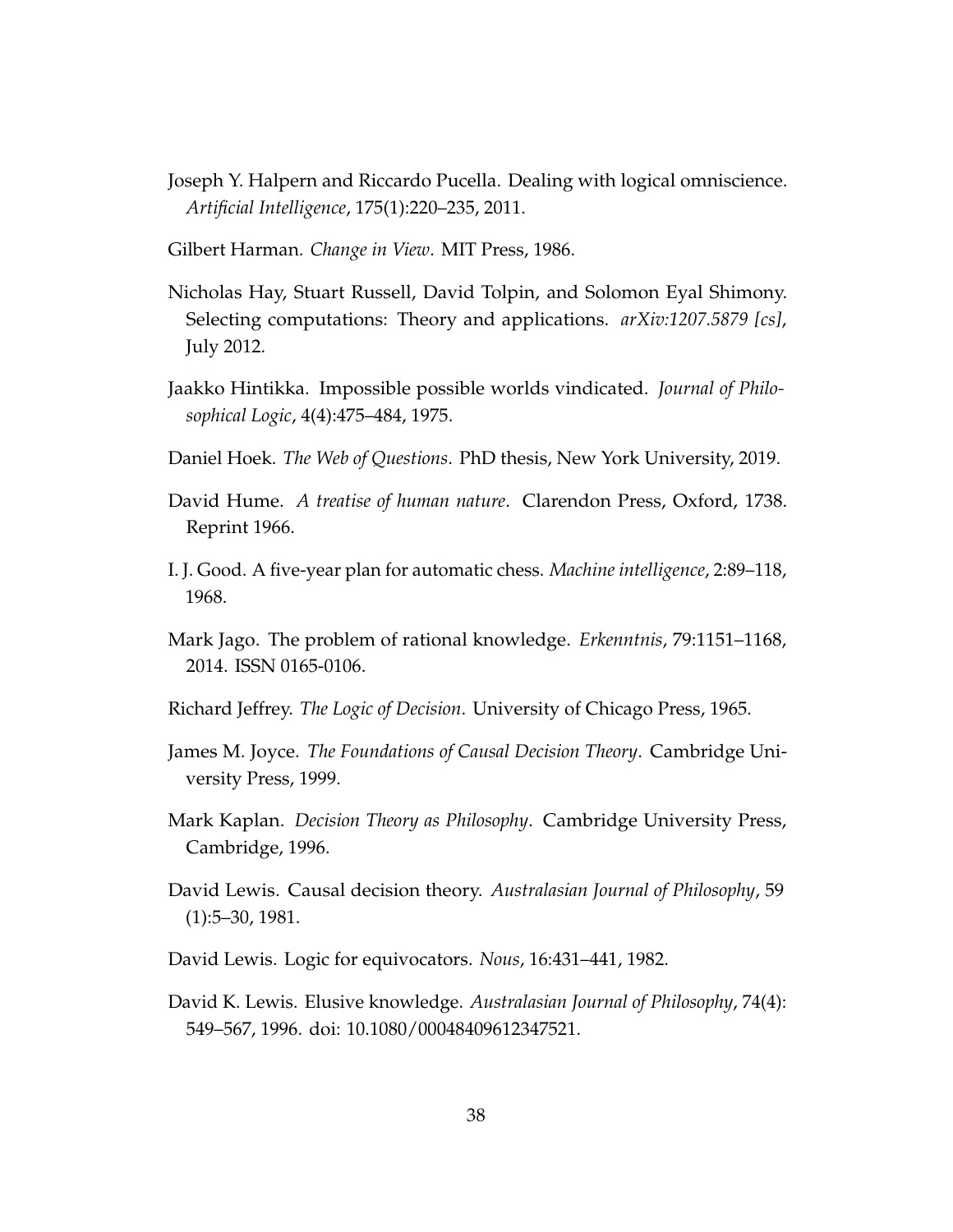Joseph Y. Halpern and Riccardo Pucella. Dealing with logical omniscience. *Artificial Intelligence*, 175(1):220–235, 2011.

Gilbert Harman. *Change in View*. MIT Press, 1986.

Nicholas Hay, Stuart Russell, David Tolpin, and Solomon Eyal Shimony. Selecting computations: Theory and applications. *arXiv:1207.5879 [cs]*, July 2012.

Jaakko Hintikka. Impossible possible worlds vindicated. *Journal of Philosophical Logic*, 4(4):475–484, 1975.

Daniel Hoek. *The Web of Questions*. PhD thesis, New York University, 2019.

David Hume. *A treatise of human nature*. Clarendon Press, Oxford, 1738. Reprint 1966.

I. J. Good. A five-year plan for automatic chess. *Machine intelligence*, 2:89–118, 1968.

Mark Jago. The problem of rational knowledge. *Erkenntnis*, 79:1151–1168, 2014. ISSN 0165-0106.

Richard Jeffrey. *The Logic of Decision*. University of Chicago Press, 1965.

James M. Joyce. *The Foundations of Causal Decision Theory*. Cambridge University Press, 1999.

Mark Kaplan. *Decision Theory as Philosophy*. Cambridge University Press, Cambridge, 1996.

David Lewis. Causal decision theory. *Australasian Journal of Philosophy*, 59 (1):5–30, 1981.

David Lewis. Logic for equivocators. *Nous*, 16:431–441, 1982.

David K. Lewis. Elusive knowledge. *Australasian Journal of Philosophy*, 74(4): 549–567, 1996. doi: 10.1080/00048409612347521.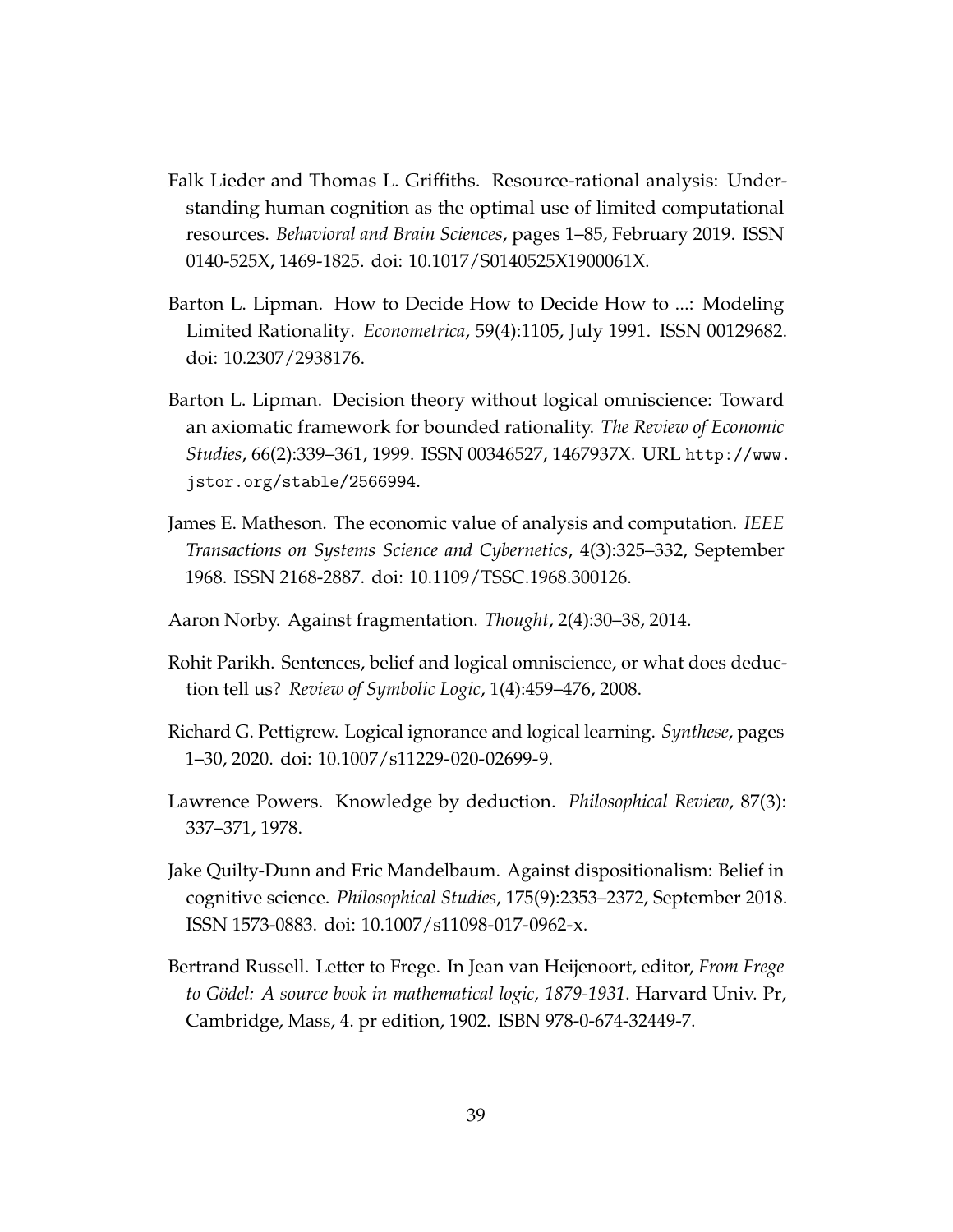Falk Lieder and Thomas L. Griffiths. Resource-rational analysis: Understanding human cognition as the optimal use of limited computational resources. *Behavioral and Brain Sciences*, pages 1–85, February 2019. ISSN 0140-525X, 1469-1825. doi: 10.1017/S0140525X1900061X.

Barton L. Lipman. How to Decide How to Decide How to ...: Modeling Limited Rationality. *Econometrica*, 59(4):1105, July 1991. ISSN 00129682. doi: 10.2307/2938176.

Barton L. Lipman. Decision theory without logical omniscience: Toward an axiomatic framework for bounded rationality. *The Review of Economic Studies*, 66(2):339–361, 1999. ISSN 00346527, 1467937X. URL `http://www.jstor.org/stable/2566994`.

James E. Matheson. The economic value of analysis and computation. *IEEE Transactions on Systems Science and Cybernetics*, 4(3):325–332, September 1968. ISSN 2168-2887. doi: 10.1109/TSSC.1968.300126.

Aaron Norby. Against fragmentation. *Thought*, 2(4):30–38, 2014.

Rohit Parikh. Sentences, belief and logical omniscience, or what does deduction tell us? *Review of Symbolic Logic*, 1(4):459–476, 2008.

Richard G. Pettigrew. Logical ignorance and logical learning. *Synthese*, pages 1–30, 2020. doi: 10.1007/s11229-020-02699-9.

Lawrence Powers. Knowledge by deduction. *Philosophical Review*, 87(3): 337–371, 1978.

Jake Quilty-Dunn and Eric Mandelbaum. Against dispositionalism: Belief in cognitive science. *Philosophical Studies*, 175(9):2353–2372, September 2018. ISSN 1573-0883. doi: 10.1007/s11098-017-0962-x.

Bertrand Russell. Letter to Frege. In Jean van Heijenoort, editor, *From Frege to Gödel: A source book in mathematical logic, 1879-1931*. Harvard Univ. Pr, Cambridge, Mass, 4. pr edition, 1902. ISBN 978-0-674-32449-7.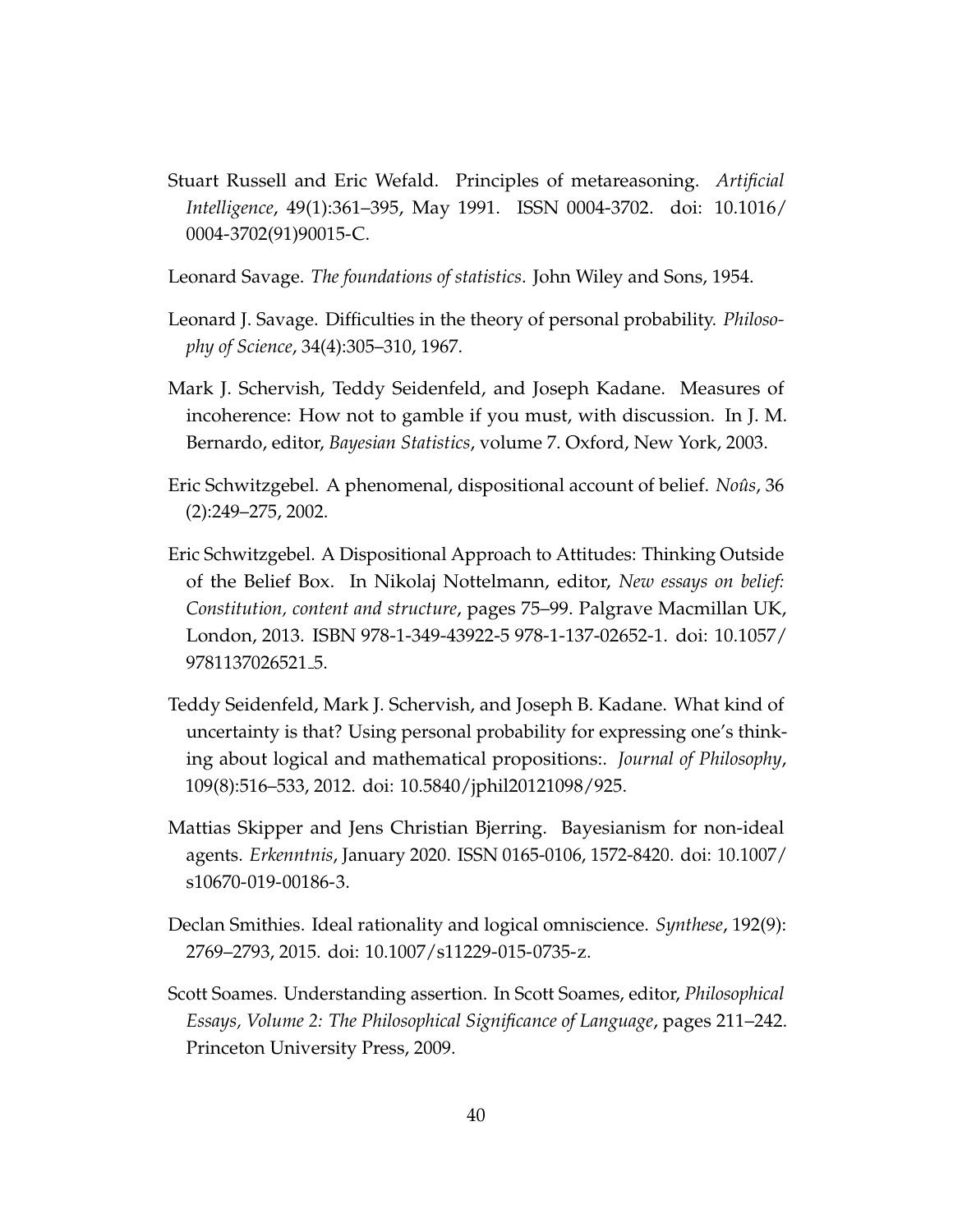Stuart Russell and Eric Wefald. Principles of metareasoning. *Artificial Intelligence*, 49(1):361–395, May 1991. ISSN 0004-3702. doi: 10.1016/0004-3702(91)90015-C.

Leonard Savage. *The foundations of statistics*. John Wiley and Sons, 1954.

Leonard J. Savage. Difficulties in the theory of personal probability. *Philosophy of Science*, 34(4):305–310, 1967.

Mark J. Schervish, Teddy Seidenfeld, and Joseph Kadane. Measures of incoherence: How not to gamble if you must, with discussion. In J. M. Bernardo, editor, *Bayesian Statistics*, volume 7. Oxford, New York, 2003.

Eric Schwitzgebel. A phenomenal, dispositional account of belief. *Noûs*, 36 (2):249–275, 2002.

Eric Schwitzgebel. A Dispositional Approach to Attitudes: Thinking Outside of the Belief Box. In Nikolaj Nottelmann, editor, *New essays on belief: Constitution, content and structure*, pages 75–99. Palgrave Macmillan UK, London, 2013. ISBN 978-1-349-43922-5 978-1-137-02652-1. doi: 10.1057/9781137026521_5.

Teddy Seidenfeld, Mark J. Schervish, and Joseph B. Kadane. What kind of uncertainty is that? Using personal probability for expressing one's thinking about logical and mathematical propositions:. *Journal of Philosophy*, 109(8):516–533, 2012. doi: 10.5840/jphil20121098/925.

Mattias Skipper and Jens Christian Bjerring. Bayesianism for non-ideal agents. *Erkenntnis*, January 2020. ISSN 0165-0106, 1572-8420. doi: 10.1007/s10670-019-00186-3.

Declan Smithies. Ideal rationality and logical omniscience. *Synthese*, 192(9): 2769–2793, 2015. doi: 10.1007/s11229-015-0735-z.

Scott Soames. Understanding assertion. In Scott Soames, editor, *Philosophical Essays, Volume 2: The Philosophical Significance of Language*, pages 211–242. Princeton University Press, 2009.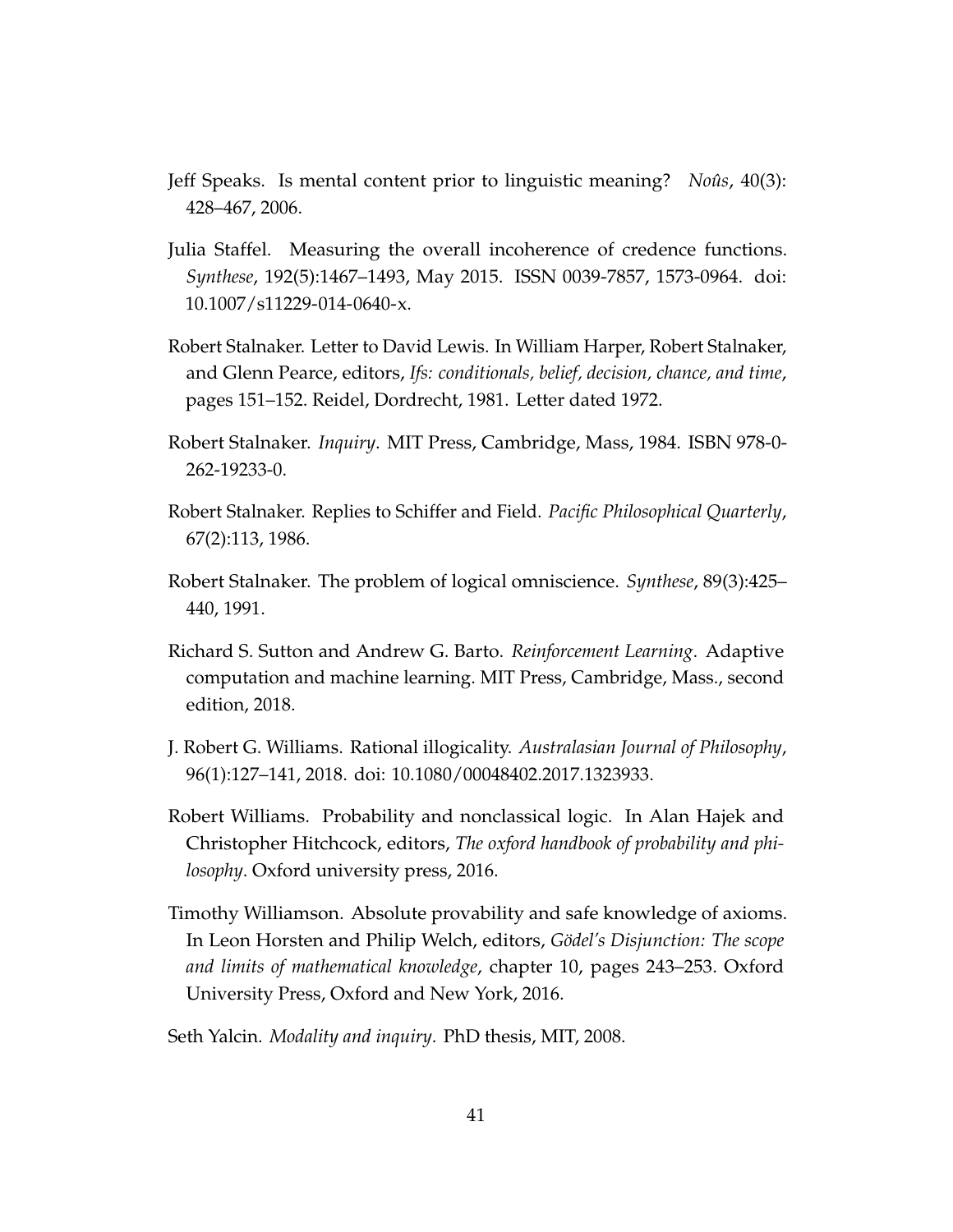Jeff Speaks. Is mental content prior to linguistic meaning? *Noûs*, 40(3): 428–467, 2006.

Julia Staffel. Measuring the overall incoherence of credence functions. *Synthese*, 192(5):1467–1493, May 2015. ISSN 0039-7857, 1573-0964. doi: 10.1007/s11229-014-0640-x.

Robert Stalnaker. Letter to David Lewis. In William Harper, Robert Stalnaker, and Glenn Pearce, editors, *Ifs: conditionals, belief, decision, chance, and time*, pages 151–152. Reidel, Dordrecht, 1981. Letter dated 1972.

Robert Stalnaker. *Inquiry*. MIT Press, Cambridge, Mass, 1984. ISBN 978-0-262-19233-0.

Robert Stalnaker. Replies to Schiffer and Field. *Pacific Philosophical Quarterly*, 67(2):113, 1986.

Robert Stalnaker. The problem of logical omniscience. *Synthese*, 89(3):425–440, 1991.

Richard S. Sutton and Andrew G. Barto. *Reinforcement Learning*. Adaptive computation and machine learning. MIT Press, Cambridge, Mass., second edition, 2018.

J. Robert G. Williams. Rational illogicality. *Australasian Journal of Philosophy*, 96(1):127–141, 2018. doi: 10.1080/00048402.2017.1323933.

Robert Williams. Probability and nonclassical logic. In Alan Hajek and Christopher Hitchcock, editors, *The oxford handbook of probability and philosophy*. Oxford university press, 2016.

Timothy Williamson. Absolute provability and safe knowledge of axioms. In Leon Horsten and Philip Welch, editors, *Gödel's Disjunction: The scope and limits of mathematical knowledge*, chapter 10, pages 243–253. Oxford University Press, Oxford and New York, 2016.

Seth Yalcin. *Modality and inquiry*. PhD thesis, MIT, 2008.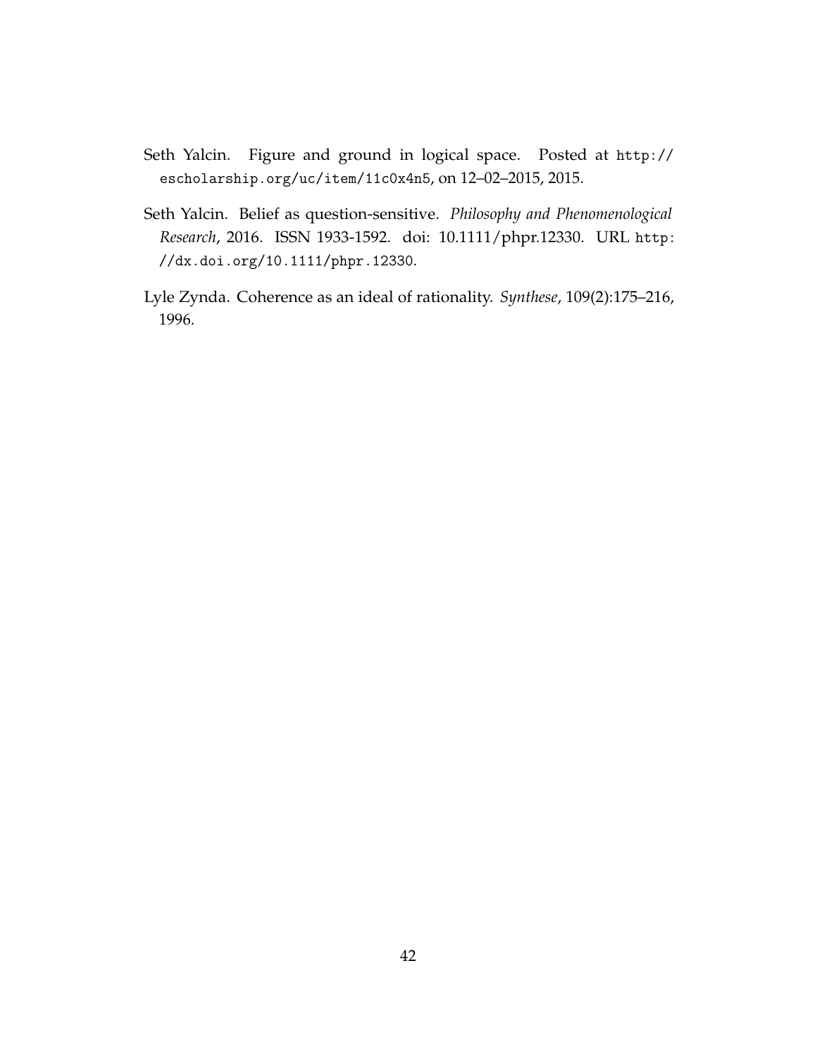Seth Yalcin. Figure and ground in logical space. Posted at http://escholarship.org/uc/item/11c0x4n5, on 12–02–2015, 2015.

Seth Yalcin. Belief as question-sensitive. *Philosophy and Phenomenological Research*, 2016. ISSN 1933-1592. doi: 10.1111/phpr.12330. URL http://dx.doi.org/10.1111/phpr.12330.

Lyle Zynda. Coherence as an ideal of rationality. *Synthese*, 109(2):175–216, 1996.